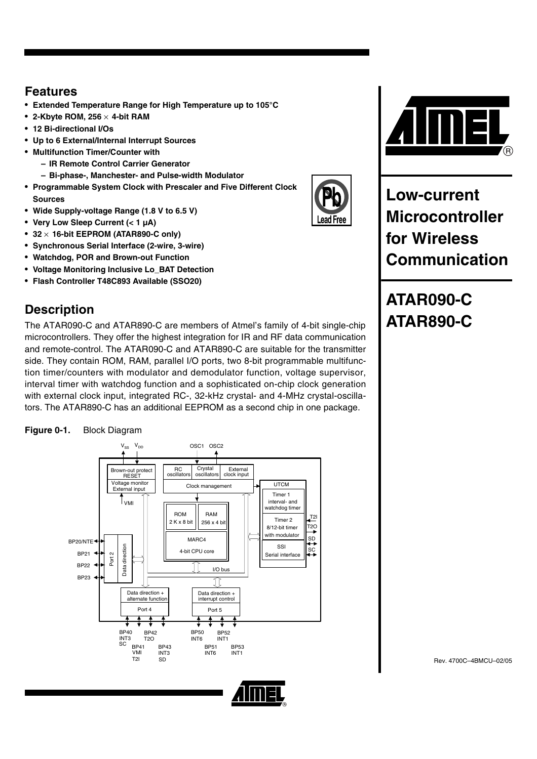## Features

- Extended Temperature Range for High Temperature up to 105°C
- 2-Kbyte ROM, 256 × 4-bit RAM
- 12 Bi-directional I/Os
- Up to 6 External/Internal Interrupt Sources
- Multifunction Timer/Counter with
  - IR Remote Control Carrier Generator
  - Bi-phase-, Manchester- and Pulse-width Modulator
- Programmable System Clock with Prescaler and Five Different Clock Sources
- Wide Supply-voltage Range (1.8 V to 6.5 V)
- Very Low Sleep Current (< 1 µA)
- 32 × 16-bit EEPROM (ATAR890-C only)
- Synchronous Serial Interface (2-wire, 3-wire)
- Watchdog, POR and Brown-out Function
- Voltage Monitoring Inclusive Lo_BAT Detection
- Flash Controller T48C893 Available (SSO20)

# Low-current Microcontroller for Wireless Communication

# ATAR090-C ATAR890-C

## Description

The ATAR090-C and ATAR890-C are members of Atmel's family of 4-bit single-chip microcontrollers. They offer the highest integration for IR and RF data communication and remote-control. The ATAR090-C and ATAR890-C are suitable for the transmitter side. They contain ROM, RAM, parallel I/O ports, two 8-bit programmable multifunction timer/counters with modulator and demodulator function, voltage supervisor, interval timer with watchdog function and a sophisticated on-chip clock generation with external clock input, integrated RC-, 32-kHz crystal- and 4-MHz crystal-oscillators. The ATAR890-C has an additional EEPROM as a second chip in one package.

**Figure 0-1.** Block Diagram

Rev. 4700C–4BMCU–02/05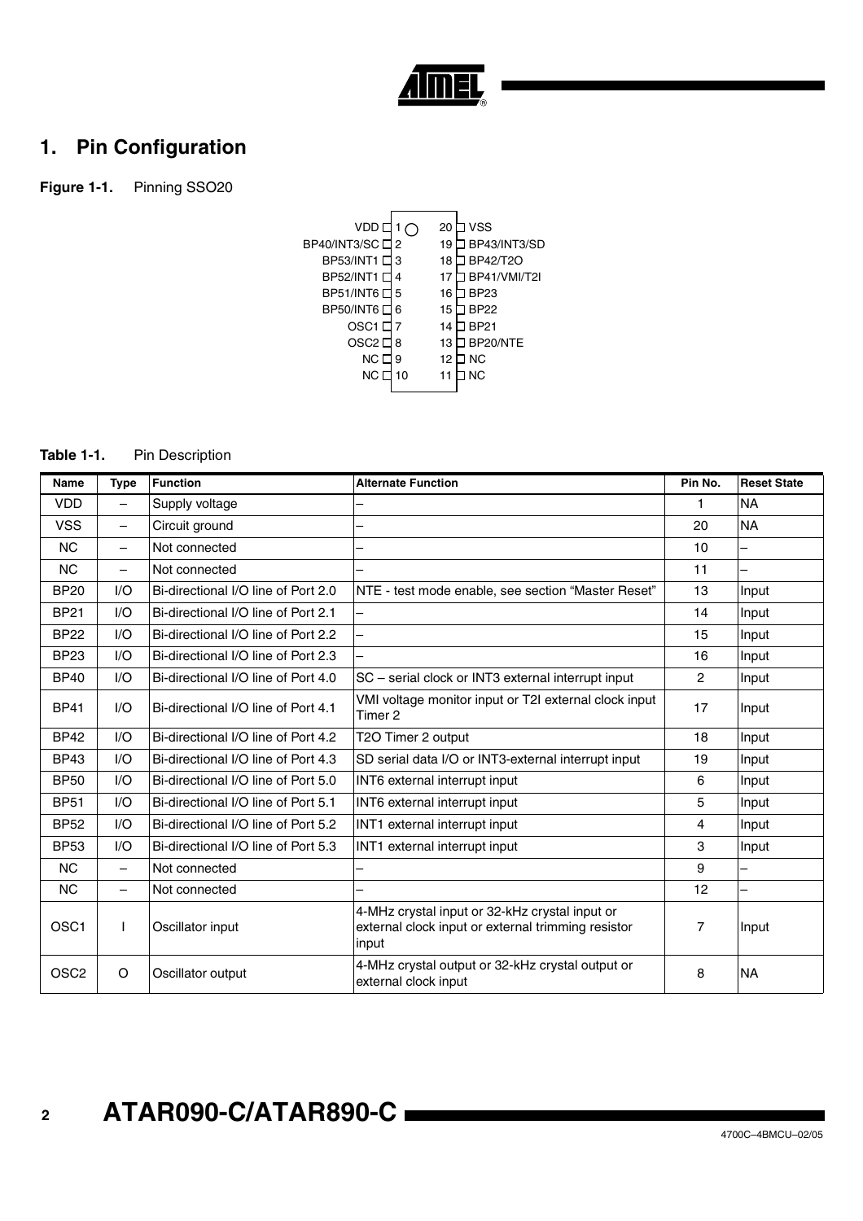# 1. Pin Configuration

**Figure 1-1.** Pinning SSO20

```
          VDD □ 1 ○     20 □ VSS
BP40/INT3/SC □ 2        19 □ BP43/INT3/SD
   BP53/INT1 □ 3        18 □ BP42/T2O
   BP52/INT1 □ 4        17 □ BP41/VMI/T2I
   BP51/INT6 □ 5        16 □ BP23
   BP50/INT6 □ 6        15 □ BP22
        OSC1 □ 7        14 □ BP21
        OSC2 □ 8        13 □ BP20/NTE
          NC □ 9        12 □ NC
          NC □ 10       11 □ NC
```

**Table 1-1.** Pin Description

| Name | Type | Function | Alternate Function | Pin No. | Reset State |
|---|---|---|---|---|---|
| VDD | – | Supply voltage | – | 1 | NA |
| VSS | – | Circuit ground | – | 20 | NA |
| NC | – | Not connected | – | 10 | – |
| NC | – | Not connected | – | 11 | – |
| BP20 | I/O | Bi-directional I/O line of Port 2.0 | NTE - test mode enable, see section "Master Reset" | 13 | Input |
| BP21 | I/O | Bi-directional I/O line of Port 2.1 | – | 14 | Input |
| BP22 | I/O | Bi-directional I/O line of Port 2.2 | – | 15 | Input |
| BP23 | I/O | Bi-directional I/O line of Port 2.3 | – | 16 | Input |
| BP40 | I/O | Bi-directional I/O line of Port 4.0 | SC – serial clock or INT3 external interrupt input | 2 | Input |
| BP41 | I/O | Bi-directional I/O line of Port 4.1 | VMI voltage monitor input or T2I external clock input Timer 2 | 17 | Input |
| BP42 | I/O | Bi-directional I/O line of Port 4.2 | T2O Timer 2 output | 18 | Input |
| BP43 | I/O | Bi-directional I/O line of Port 4.3 | SD serial data I/O or INT3-external interrupt input | 19 | Input |
| BP50 | I/O | Bi-directional I/O line of Port 5.0 | INT6 external interrupt input | 6 | Input |
| BP51 | I/O | Bi-directional I/O line of Port 5.1 | INT6 external interrupt input | 5 | Input |
| BP52 | I/O | Bi-directional I/O line of Port 5.2 | INT1 external interrupt input | 4 | Input |
| BP53 | I/O | Bi-directional I/O line of Port 5.3 | INT1 external interrupt input | 3 | Input |
| NC | – | Not connected | – | 9 | – |
| NC | – | Not connected | – | 12 | – |
| OSC1 | I | Oscillator input | 4-MHz crystal input or 32-kHz crystal input or external clock input or external trimming resistor input | 7 | Input |
| OSC2 | O | Oscillator output | 4-MHz crystal output or 32-kHz crystal output or external clock input | 8 | NA |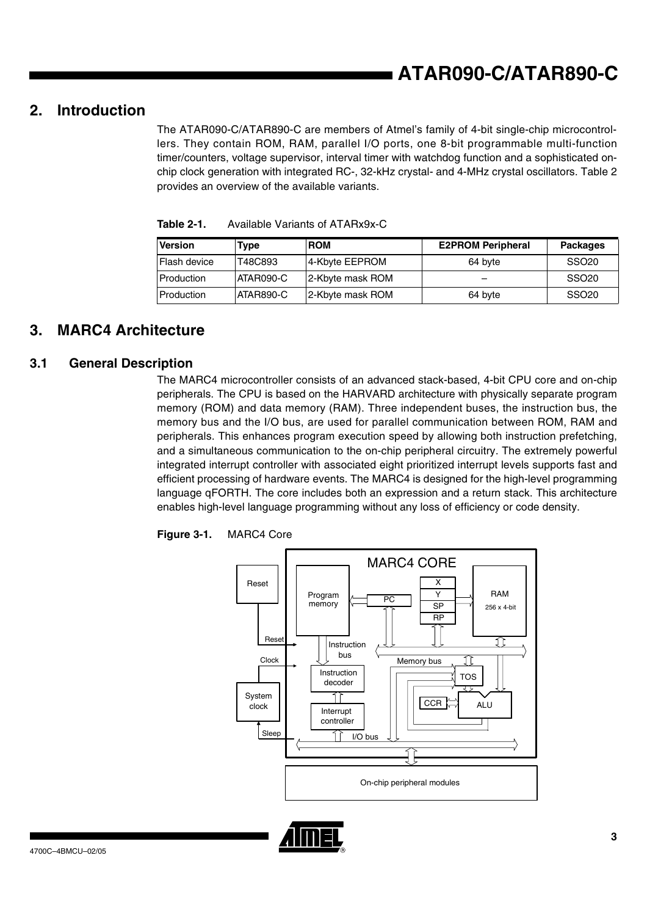## 2. Introduction

The ATAR090-C/ATAR890-C are members of Atmel's family of 4-bit single-chip microcontrollers. They contain ROM, RAM, parallel I/O ports, one 8-bit programmable multi-function timer/counters, voltage supervisor, interval timer with watchdog function and a sophisticated on-chip clock generation with integrated RC-, 32-kHz crystal- and 4-MHz crystal oscillators. Table 2 provides an overview of the available variants.

**Table 2-1.** Available Variants of ATARx9x-C

| Version | Type | ROM | E2PROM Peripheral | Packages |
|---|---|---|---|---|
| Flash device | T48C893 | 4-Kbyte EEPROM | 64 byte | SSO20 |
| Production | ATAR090-C | 2-Kbyte mask ROM | – | SSO20 |
| Production | ATAR890-C | 2-Kbyte mask ROM | 64 byte | SSO20 |

## 3. MARC4 Architecture

### 3.1 General Description

The MARC4 microcontroller consists of an advanced stack-based, 4-bit CPU core and on-chip peripherals. The CPU is based on the HARVARD architecture with physically separate program memory (ROM) and data memory (RAM). Three independent buses, the instruction bus, the memory bus and the I/O bus, are used for parallel communication between ROM, RAM and peripherals. This enhances program execution speed by allowing both instruction prefetching, and a simultaneous communication to the on-chip peripheral circuitry. The extremely powerful integrated interrupt controller with associated eight prioritized interrupt levels supports fast and efficient processing of hardware events. The MARC4 is designed for the high-level programming language qFORTH. The core includes both an expression and a return stack. This architecture enables high-level language programming without any loss of efficiency or code density.

**Figure 3-1.** MARC4 Core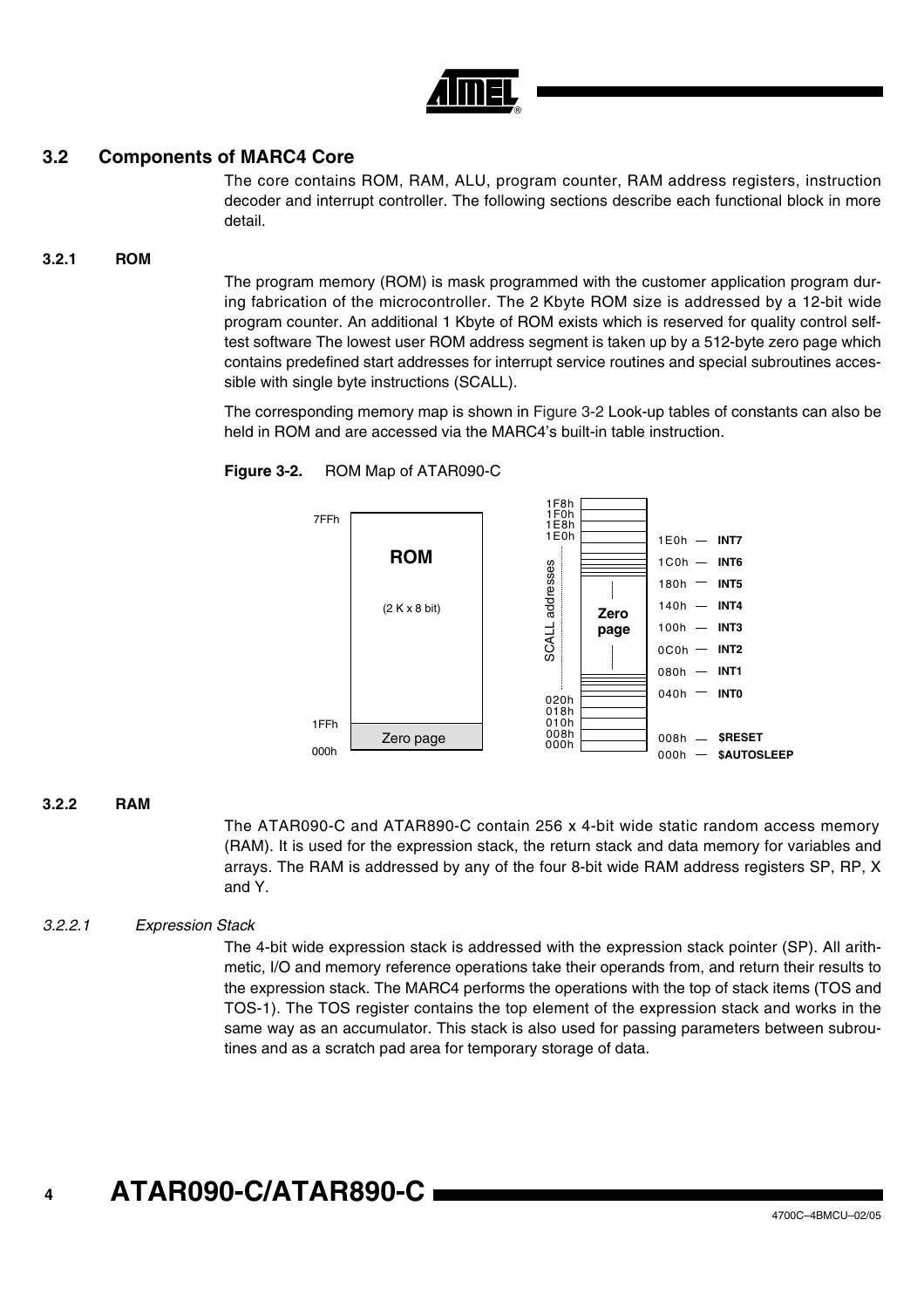## 3.2 Components of MARC4 Core

The core contains ROM, RAM, ALU, program counter, RAM address registers, instruction decoder and interrupt controller. The following sections describe each functional block in more detail.

### 3.2.1 ROM

The program memory (ROM) is mask programmed with the customer application program during fabrication of the microcontroller. The 2 Kbyte ROM size is addressed by a 12-bit wide program counter. An additional 1 Kbyte of ROM exists which is reserved for quality control self-test software The lowest user ROM address segment is taken up by a 512-byte zero page which contains predefined start addresses for interrupt service routines and special subroutines accessible with single byte instructions (SCALL).

The corresponding memory map is shown in Figure 3-2 Look-up tables of constants can also be held in ROM and are accessed via the MARC4's built-in table instruction.

**Figure 3-2.** ROM Map of ATAR090-C

| ROM address | Region |
|---|---|
| 7FFh – 1FFh | ROM (2 K x 8 bit) |
| 1FFh – 000h | Zero page |

| Zero page address | Entry |
|---|---|
| 1F8h | |
| 1F0h | |
| 1E8h | |
| 1E0h | INT7 |
| 1C0h | INT6 |
| 180h | INT5 |
| 140h | INT4 |
| 100h | INT3 |
| 0C0h | INT2 |
| 080h | INT1 |
| 040h | INT0 |
| 020h | |
| 018h | |
| 010h | |
| 008h | $RESET |
| 000h | $AUTOSLEEP |

(SCALL addresses span the zero page.)

### 3.2.2 RAM

The ATAR090-C and ATAR890-C contain 256 x 4-bit wide static random access memory (RAM). It is used for the expression stack, the return stack and data memory for variables and arrays. The RAM is addressed by any of the four 8-bit wide RAM address registers SP, RP, X and Y.

#### *3.2.2.1 Expression Stack*

The 4-bit wide expression stack is addressed with the expression stack pointer (SP). All arithmetic, I/O and memory reference operations take their operands from, and return their results to the expression stack. The MARC4 performs the operations with the top of stack items (TOS and TOS-1). The TOS register contains the top element of the expression stack and works in the same way as an accumulator. This stack is also used for passing parameters between subroutines and as a scratch pad area for temporary storage of data.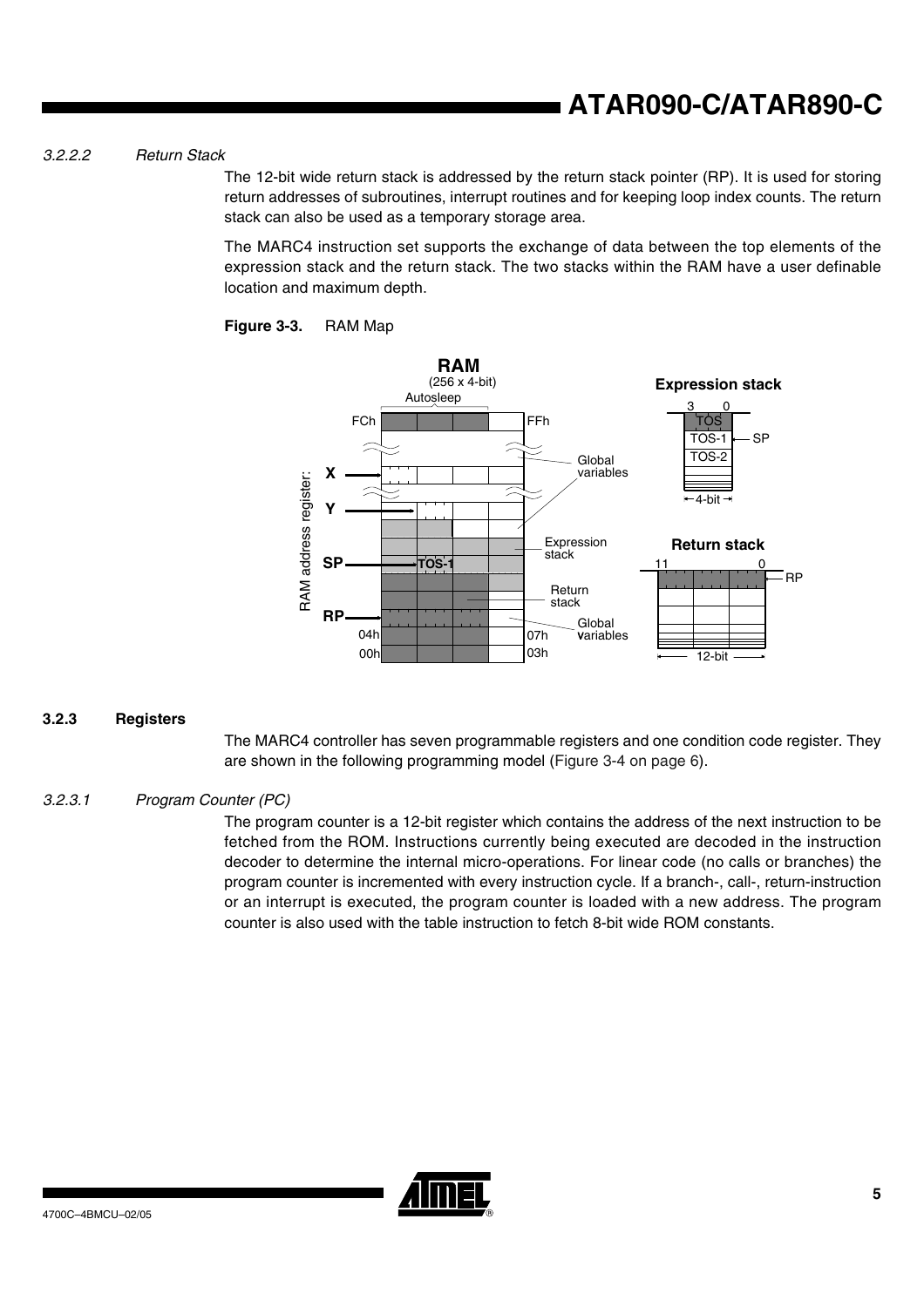#### 3.2.2.2 *Return Stack*

The 12-bit wide return stack is addressed by the return stack pointer (RP). It is used for storing return addresses of subroutines, interrupt routines and for keeping loop index counts. The return stack can also be used as a temporary storage area.

The MARC4 instruction set supports the exchange of data between the top elements of the expression stack and the return stack. The two stacks within the RAM have a user definable location and maximum depth.

**Figure 3-3.** RAM Map

### 3.2.3 Registers

The MARC4 controller has seven programmable registers and one condition code register. They are shown in the following programming model (Figure 3-4 on page 6).

#### 3.2.3.1 *Program Counter (PC)*

The program counter is a 12-bit register which contains the address of the next instruction to be fetched from the ROM. Instructions currently being executed are decoded in the instruction decoder to determine the internal micro-operations. For linear code (no calls or branches) the program counter is incremented with every instruction cycle. If a branch-, call-, return-instruction or an interrupt is executed, the program counter is loaded with a new address. The program counter is also used with the table instruction to fetch 8-bit wide ROM constants.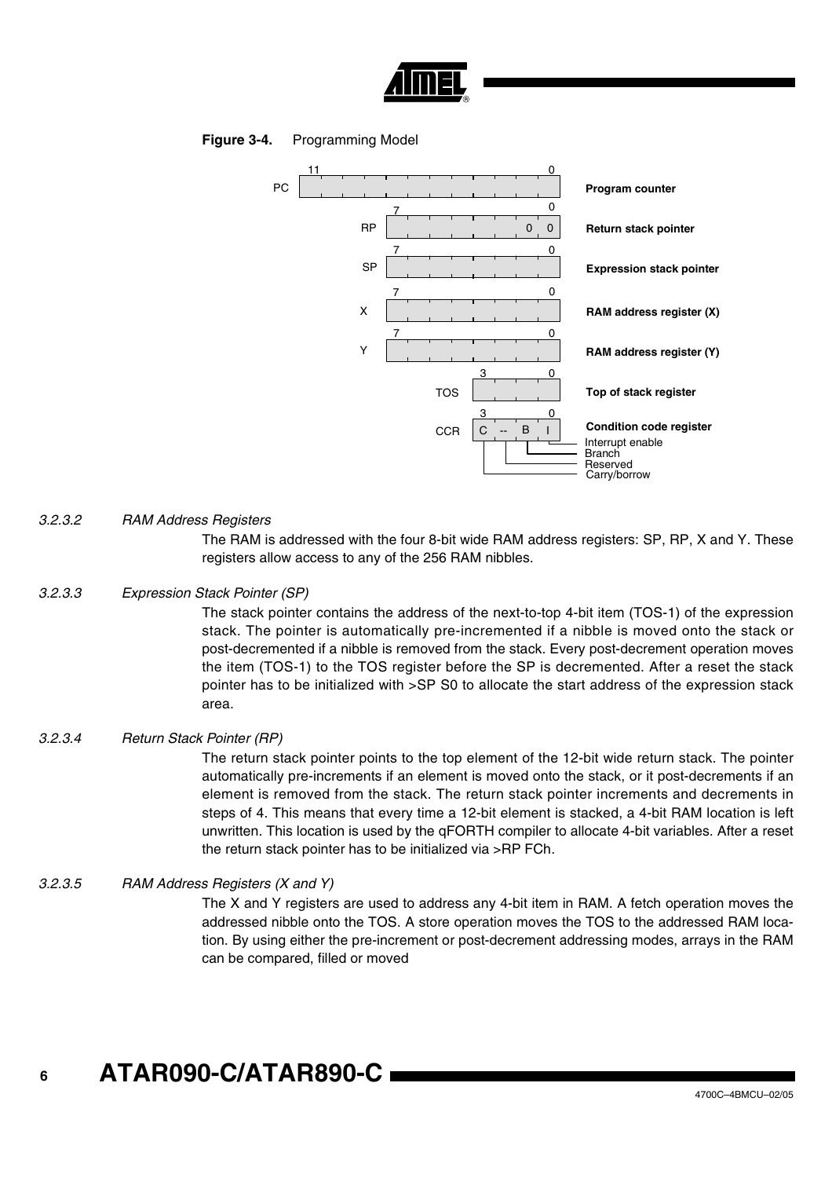**Figure 3-4.** Programming Model

| Register | Width | Description |
|---|---|---|
| PC | 11 ... 0 | Program counter |
| RP | 7 ... 0 (bits 1, 0 = 0, 0) | Return stack pointer |
| SP | 7 ... 0 | Expression stack pointer |
| X | 7 ... 0 | RAM address register (X) |
| Y | 7 ... 0 | RAM address register (Y) |
| TOS | 3 ... 0 | Top of stack register |
| CCR | 3 ... 0 (C, --, B, I) | Condition code register |

CCR bits: I – Interrupt enable; B – Branch; -- – Reserved; C – Carry/borrow

#### 3.2.3.2 RAM Address Registers

The RAM is addressed with the four 8-bit wide RAM address registers: SP, RP, X and Y. These registers allow access to any of the 256 RAM nibbles.

#### 3.2.3.3 Expression Stack Pointer (SP)

The stack pointer contains the address of the next-to-top 4-bit item (TOS-1) of the expression stack. The pointer is automatically pre-incremented if a nibble is moved onto the stack or post-decremented if a nibble is removed from the stack. Every post-decrement operation moves the item (TOS-1) to the TOS register before the SP is decremented. After a reset the stack pointer has to be initialized with >SP S0 to allocate the start address of the expression stack area.

#### 3.2.3.4 Return Stack Pointer (RP)

The return stack pointer points to the top element of the 12-bit wide return stack. The pointer automatically pre-increments if an element is moved onto the stack, or it post-decrements if an element is removed from the stack. The return stack pointer increments and decrements in steps of 4. This means that every time a 12-bit element is stacked, a 4-bit RAM location is left unwritten. This location is used by the qFORTH compiler to allocate 4-bit variables. After a reset the return stack pointer has to be initialized via >RP FCh.

#### 3.2.3.5 RAM Address Registers (X and Y)

The X and Y registers are used to address any 4-bit item in RAM. A fetch operation moves the addressed nibble onto the TOS. A store operation moves the TOS to the addressed RAM location. By using either the pre-increment or post-decrement addressing modes, arrays in the RAM can be compared, filled or moved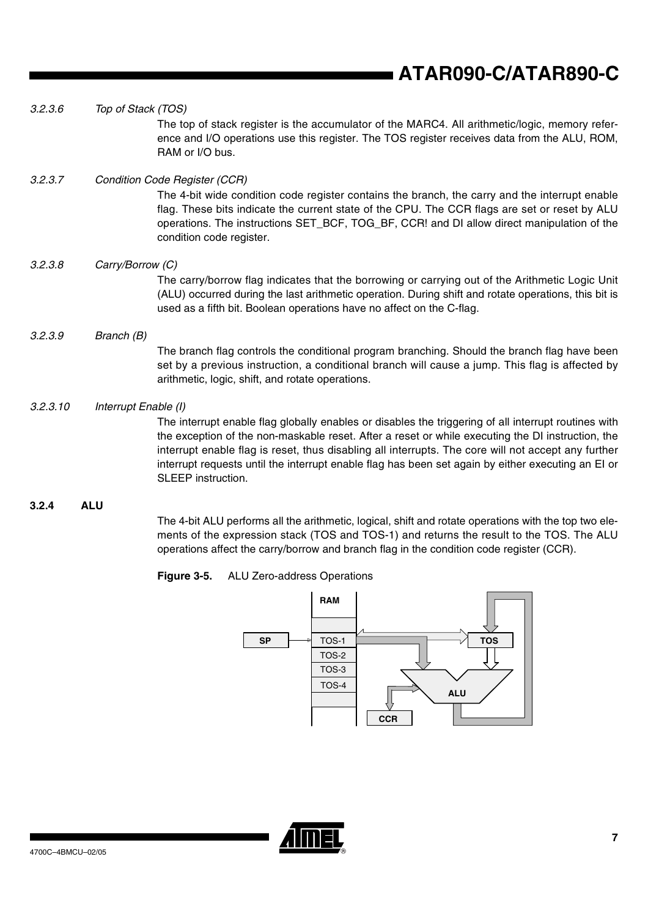#### 3.2.3.6 *Top of Stack (TOS)*

The top of stack register is the accumulator of the MARC4. All arithmetic/logic, memory reference and I/O operations use this register. The TOS register receives data from the ALU, ROM, RAM or I/O bus.

#### 3.2.3.7 *Condition Code Register (CCR)*

The 4-bit wide condition code register contains the branch, the carry and the interrupt enable flag. These bits indicate the current state of the CPU. The CCR flags are set or reset by ALU operations. The instructions SET_BCF, TOG_BF, CCR! and DI allow direct manipulation of the condition code register.

#### 3.2.3.8 *Carry/Borrow (C)*

The carry/borrow flag indicates that the borrowing or carrying out of the Arithmetic Logic Unit (ALU) occurred during the last arithmetic operation. During shift and rotate operations, this bit is used as a fifth bit. Boolean operations have no affect on the C-flag.

#### 3.2.3.9 *Branch (B)*

The branch flag controls the conditional program branching. Should the branch flag have been set by a previous instruction, a conditional branch will cause a jump. This flag is affected by arithmetic, logic, shift, and rotate operations.

#### 3.2.3.10 *Interrupt Enable (I)*

The interrupt enable flag globally enables or disables the triggering of all interrupt routines with the exception of the non-maskable reset. After a reset or while executing the DI instruction, the interrupt enable flag is reset, thus disabling all interrupts. The core will not accept any further interrupt requests until the interrupt enable flag has been set again by either executing an EI or SLEEP instruction.

### 3.2.4 ALU

The 4-bit ALU performs all the arithmetic, logical, shift and rotate operations with the top two elements of the expression stack (TOS and TOS-1) and returns the result to the TOS. The ALU operations affect the carry/borrow and branch flag in the condition code register (CCR).

**Figure 3-5.** ALU Zero-address Operations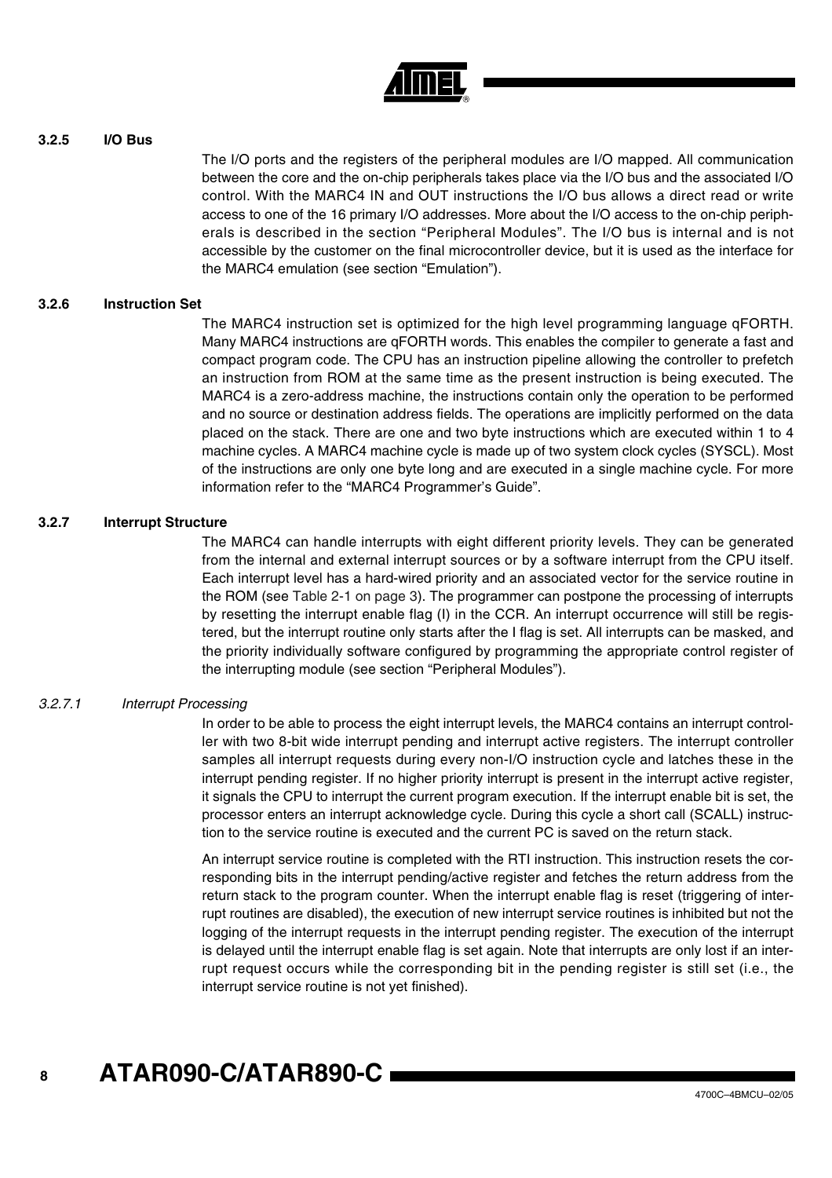### 3.2.5 I/O Bus

The I/O ports and the registers of the peripheral modules are I/O mapped. All communication between the core and the on-chip peripherals takes place via the I/O bus and the associated I/O control. With the MARC4 IN and OUT instructions the I/O bus allows a direct read or write access to one of the 16 primary I/O addresses. More about the I/O access to the on-chip peripherals is described in the section “Peripheral Modules”. The I/O bus is internal and is not accessible by the customer on the final microcontroller device, but it is used as the interface for the MARC4 emulation (see section “Emulation”).

### 3.2.6 Instruction Set

The MARC4 instruction set is optimized for the high level programming language qFORTH. Many MARC4 instructions are qFORTH words. This enables the compiler to generate a fast and compact program code. The CPU has an instruction pipeline allowing the controller to prefetch an instruction from ROM at the same time as the present instruction is being executed. The MARC4 is a zero-address machine, the instructions contain only the operation to be performed and no source or destination address fields. The operations are implicitly performed on the data placed on the stack. There are one and two byte instructions which are executed within 1 to 4 machine cycles. A MARC4 machine cycle is made up of two system clock cycles (SYSCL). Most of the instructions are only one byte long and are executed in a single machine cycle. For more information refer to the “MARC4 Programmer’s Guide”.

### 3.2.7 Interrupt Structure

The MARC4 can handle interrupts with eight different priority levels. They can be generated from the internal and external interrupt sources or by a software interrupt from the CPU itself. Each interrupt level has a hard-wired priority and an associated vector for the service routine in the ROM (see Table 2-1 on page 3). The programmer can postpone the processing of interrupts by resetting the interrupt enable flag (I) in the CCR. An interrupt occurrence will still be registered, but the interrupt routine only starts after the I flag is set. All interrupts can be masked, and the priority individually software configured by programming the appropriate control register of the interrupting module (see section “Peripheral Modules”).

#### *3.2.7.1 Interrupt Processing*

In order to be able to process the eight interrupt levels, the MARC4 contains an interrupt controller with two 8-bit wide interrupt pending and interrupt active registers. The interrupt controller samples all interrupt requests during every non-I/O instruction cycle and latches these in the interrupt pending register. If no higher priority interrupt is present in the interrupt active register, it signals the CPU to interrupt the current program execution. If the interrupt enable bit is set, the processor enters an interrupt acknowledge cycle. During this cycle a short call (SCALL) instruction to the service routine is executed and the current PC is saved on the return stack.

An interrupt service routine is completed with the RTI instruction. This instruction resets the corresponding bits in the interrupt pending/active register and fetches the return address from the return stack to the program counter. When the interrupt enable flag is reset (triggering of interrupt routines are disabled), the execution of new interrupt service routines is inhibited but not the logging of the interrupt requests in the interrupt pending register. The execution of the interrupt is delayed until the interrupt enable flag is set again. Note that interrupts are only lost if an interrupt request occurs while the corresponding bit in the pending register is still set (i.e., the interrupt service routine is not yet finished).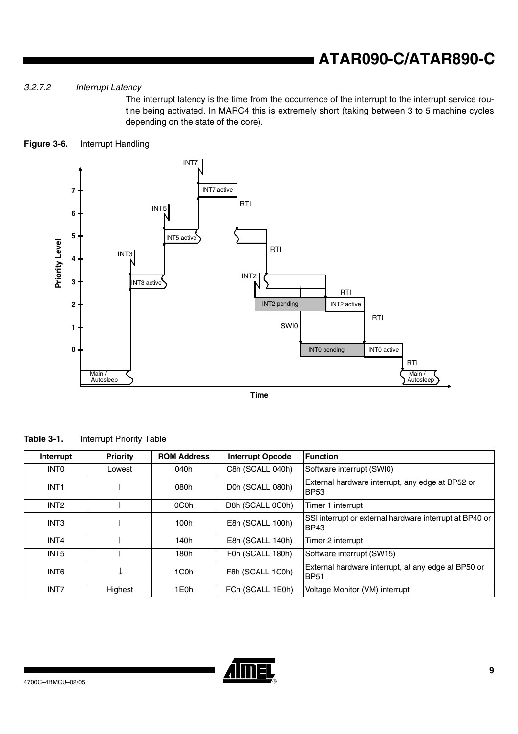#### 3.2.7.2 Interrupt Latency

The interrupt latency is the time from the occurrence of the interrupt to the interrupt service routine being activated. In MARC4 this is extremely short (taking between 3 to 5 machine cycles depending on the state of the core).

**Figure 3-6.** Interrupt Handling

**Table 3-1.** Interrupt Priority Table

| Interrupt | Priority | ROM Address | Interrupt Opcode | Function |
|---|---|---|---|---|
| INT0 | Lowest | 040h | C8h (SCALL 040h) | Software interrupt (SWI0) |
| INT1 | \| | 080h | D0h (SCALL 080h) | External hardware interrupt, any edge at BP52 or BP53 |
| INT2 | \| | 0C0h | D8h (SCALL 0C0h) | Timer 1 interrupt |
| INT3 | \| | 100h | E8h (SCALL 100h) | SSI interrupt or external hardware interrupt at BP40 or BP43 |
| INT4 | \| | 140h | E8h (SCALL 140h) | Timer 2 interrupt |
| INT5 | \| | 180h | F0h (SCALL 180h) | Software interrupt (SW15) |
| INT6 | ↓ | 1C0h | F8h (SCALL 1C0h) | External hardware interrupt, at any edge at BP50 or BP51 |
| INT7 | Highest | 1E0h | FCh (SCALL 1E0h) | Voltage Monitor (VM) interrupt |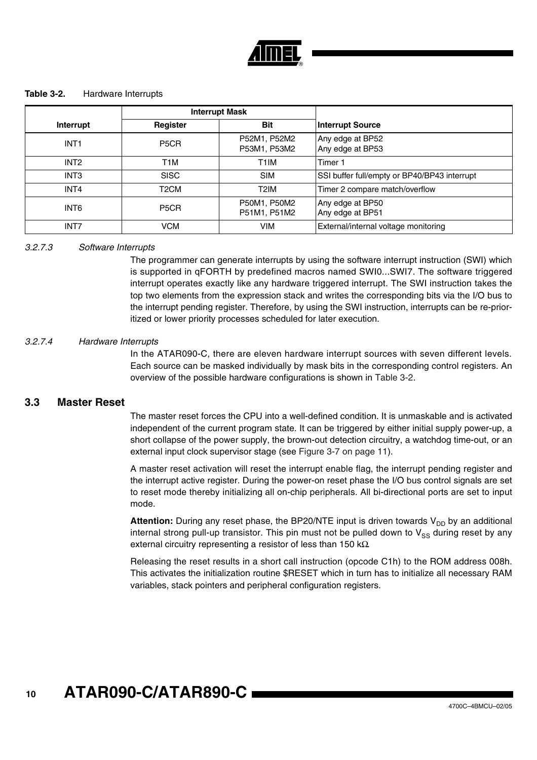**Table 3-2.** Hardware Interrupts

| Interrupt | Interrupt Mask | | Interrupt Source |
|---|---|---|---|
| | Register | Bit | |
| INT1 | P5CR | P52M1, P52M2<br>P53M1, P53M2 | Any edge at BP52<br>Any edge at BP53 |
| INT2 | T1M | T1IM | Timer 1 |
| INT3 | SISC | SIM | SSI buffer full/empty or BP40/BP43 interrupt |
| INT4 | T2CM | T2IM | Timer 2 compare match/overflow |
| INT6 | P5CR | P50M1, P50M2<br>P51M1, P51M2 | Any edge at BP50<br>Any edge at BP51 |
| INT7 | VCM | VIM | External/internal voltage monitoring |

#### 3.2.7.3 Software Interrupts

The programmer can generate interrupts by using the software interrupt instruction (SWI) which is supported in qFORTH by predefined macros named SWI0...SWI7. The software triggered interrupt operates exactly like any hardware triggered interrupt. The SWI instruction takes the top two elements from the expression stack and writes the corresponding bits via the I/O bus to the interrupt pending register. Therefore, by using the SWI instruction, interrupts can be re-prioritized or lower priority processes scheduled for later execution.

#### 3.2.7.4 Hardware Interrupts

In the ATAR090-C, there are eleven hardware interrupt sources with seven different levels. Each source can be masked individually by mask bits in the corresponding control registers. An overview of the possible hardware configurations is shown in Table 3-2.

## 3.3 Master Reset

The master reset forces the CPU into a well-defined condition. It is unmaskable and is activated independent of the current program state. It can be triggered by either initial supply power-up, a short collapse of the power supply, the brown-out detection circuitry, a watchdog time-out, or an external input clock supervisor stage (see Figure 3-7 on page 11).

A master reset activation will reset the interrupt enable flag, the interrupt pending register and the interrupt active register. During the power-on reset phase the I/O bus control signals are set to reset mode thereby initializing all on-chip peripherals. All bi-directional ports are set to input mode.

**Attention:** During any reset phase, the BP20/NTE input is driven towards $V_{DD}$ by an additional internal strong pull-up transistor. This pin must not be pulled down to $V_{SS}$ during reset by any external circuitry representing a resistor of less than 150 kΩ.

Releasing the reset results in a short call instruction (opcode C1h) to the ROM address 008h. This activates the initialization routine $RESET which in turn has to initialize all necessary RAM variables, stack pointers and peripheral configuration registers.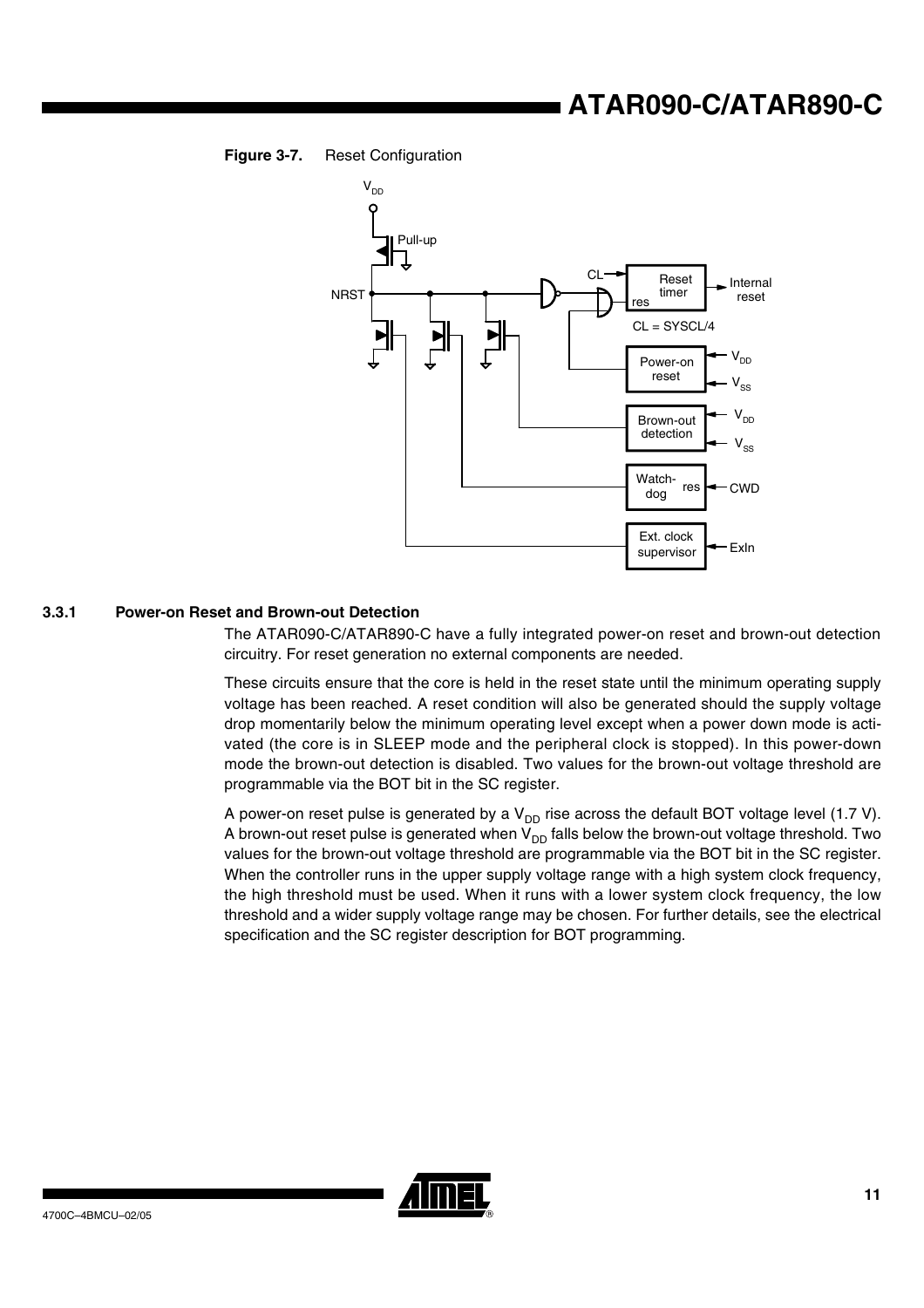**Figure 3-7.** Reset Configuration

### 3.3.1 Power-on Reset and Brown-out Detection

The ATAR090-C/ATAR890-C have a fully integrated power-on reset and brown-out detection circuitry. For reset generation no external components are needed.

These circuits ensure that the core is held in the reset state until the minimum operating supply voltage has been reached. A reset condition will also be generated should the supply voltage drop momentarily below the minimum operating level except when a power down mode is activated (the core is in SLEEP mode and the peripheral clock is stopped). In this power-down mode the brown-out detection is disabled. Two values for the brown-out voltage threshold are programmable via the BOT bit in the SC register.

A power-on reset pulse is generated by a $V_{DD}$ rise across the default BOT voltage level (1.7 V). A brown-out reset pulse is generated when $V_{DD}$ falls below the brown-out voltage threshold. Two values for the brown-out voltage threshold are programmable via the BOT bit in the SC register. When the controller runs in the upper supply voltage range with a high system clock frequency, the high threshold must be used. When it runs with a lower system clock frequency, the low threshold and a wider supply voltage range may be chosen. For further details, see the electrical specification and the SC register description for BOT programming.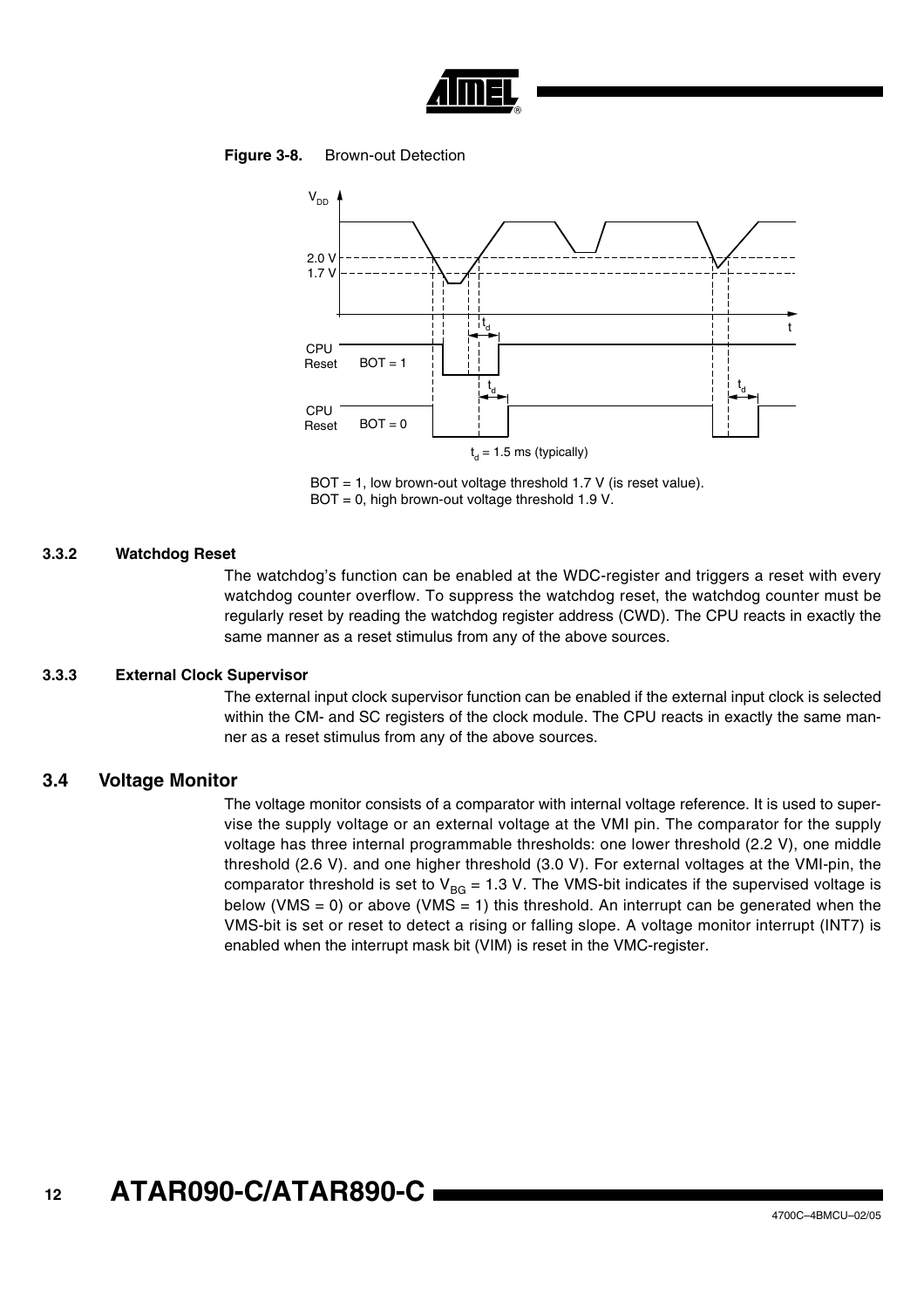**Figure 3-8.** Brown-out Detection

$t_d$ = 1.5 ms (typically)

BOT = 1, low brown-out voltage threshold 1.7 V (is reset value).
BOT = 0, high brown-out voltage threshold 1.9 V.

### 3.3.2 Watchdog Reset

The watchdog's function can be enabled at the WDC-register and triggers a reset with every watchdog counter overflow. To suppress the watchdog reset, the watchdog counter must be regularly reset by reading the watchdog register address (CWD). The CPU reacts in exactly the same manner as a reset stimulus from any of the above sources.

### 3.3.3 External Clock Supervisor

The external input clock supervisor function can be enabled if the external input clock is selected within the CM- and SC registers of the clock module. The CPU reacts in exactly the same manner as a reset stimulus from any of the above sources.

## 3.4 Voltage Monitor

The voltage monitor consists of a comparator with internal voltage reference. It is used to supervise the supply voltage or an external voltage at the VMI pin. The comparator for the supply voltage has three internal programmable thresholds: one lower threshold (2.2 V), one middle threshold (2.6 V). and one higher threshold (3.0 V). For external voltages at the VMI-pin, the comparator threshold is set to $V_{BG}$ = 1.3 V. The VMS-bit indicates if the supervised voltage is below (VMS = 0) or above (VMS = 1) this threshold. An interrupt can be generated when the VMS-bit is set or reset to detect a rising or falling slope. A voltage monitor interrupt (INT7) is enabled when the interrupt mask bit (VIM) is reset in the VMC-register.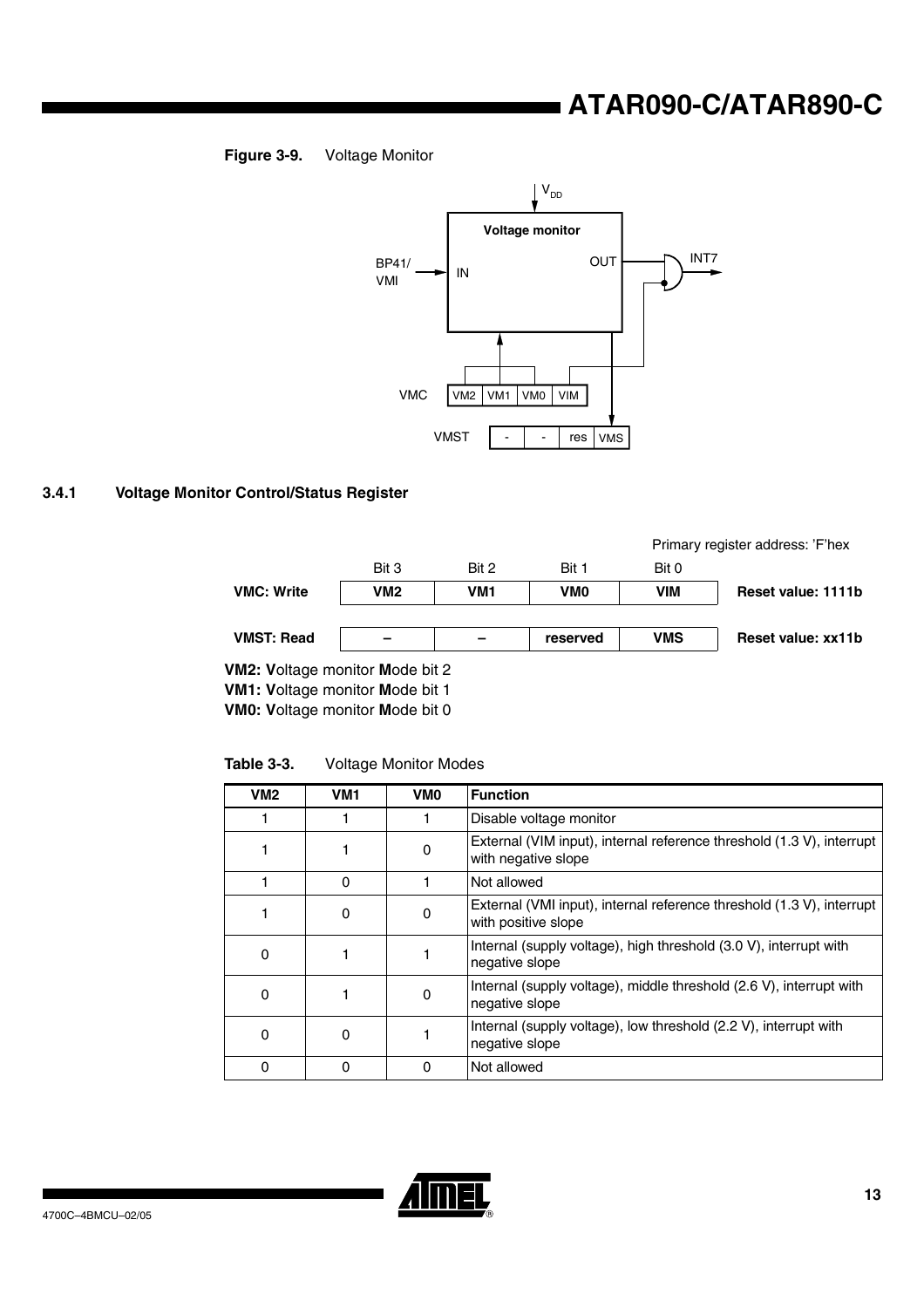**Figure 3-9.** Voltage Monitor

### 3.4.1 Voltage Monitor Control/Status Register

Primary register address: 'F'hex

| | Bit 3 | Bit 2 | Bit 1 | Bit 0 | |
|---|---|---|---|---|---|
| **VMC: Write** | **VM2** | **VM1** | **VM0** | **VIM** | **Reset value: 1111b** |
| **VMST: Read** | **–** | **–** | **reserved** | **VMS** | **Reset value: xx11b** |

**VM2: V**oltage monitor **M**ode bit 2
**VM1: V**oltage monitor **M**ode bit 1
**VM0: V**oltage monitor **M**ode bit 0

**Table 3-3.** Voltage Monitor Modes

| VM2 | VM1 | VM0 | Function |
|---|---|---|---|
| 1 | 1 | 1 | Disable voltage monitor |
| 1 | 1 | 0 | External (VIM input), internal reference threshold (1.3 V), interrupt with negative slope |
| 1 | 0 | 1 | Not allowed |
| 1 | 0 | 0 | External (VMI input), internal reference threshold (1.3 V), interrupt with positive slope |
| 0 | 1 | 1 | Internal (supply voltage), high threshold (3.0 V), interrupt with negative slope |
| 0 | 1 | 0 | Internal (supply voltage), middle threshold (2.6 V), interrupt with negative slope |
| 0 | 0 | 1 | Internal (supply voltage), low threshold (2.2 V), interrupt with negative slope |
| 0 | 0 | 0 | Not allowed |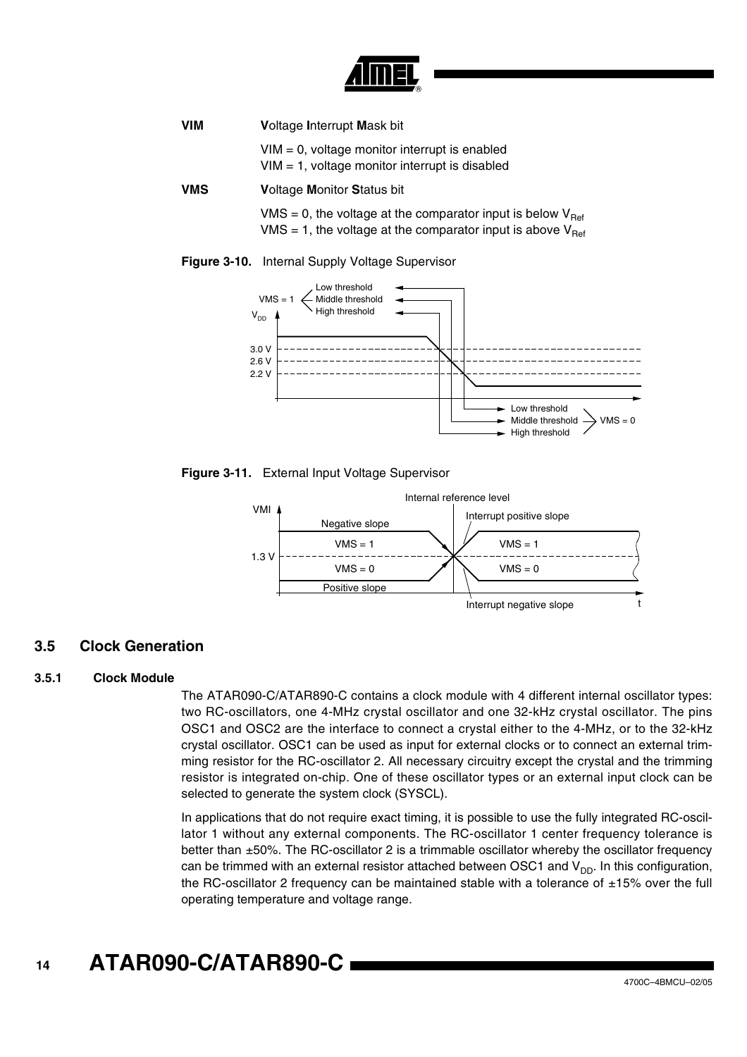**VIM** **V**oltage **I**nterrupt **M**ask bit

VIM = 0, voltage monitor interrupt is enabled
VIM = 1, voltage monitor interrupt is disabled

**VMS** **V**oltage **M**onitor **S**tatus bit

VMS = 0, the voltage at the comparator input is below $V_{Ref}$
VMS = 1, the voltage at the comparator input is above $V_{Ref}$

**Figure 3-10.** Internal Supply Voltage Supervisor

**Figure 3-11.** External Input Voltage Supervisor

## 3.5 Clock Generation

### 3.5.1 Clock Module

The ATAR090-C/ATAR890-C contains a clock module with 4 different internal oscillator types: two RC-oscillators, one 4-MHz crystal oscillator and one 32-kHz crystal oscillator. The pins OSC1 and OSC2 are the interface to connect a crystal either to the 4-MHz, or to the 32-kHz crystal oscillator. OSC1 can be used as input for external clocks or to connect an external trimming resistor for the RC-oscillator 2. All necessary circuitry except the crystal and the trimming resistor is integrated on-chip. One of these oscillator types or an external input clock can be selected to generate the system clock (SYSCL).

In applications that do not require exact timing, it is possible to use the fully integrated RC-oscillator 1 without any external components. The RC-oscillator 1 center frequency tolerance is better than ±50%. The RC-oscillator 2 is a trimmable oscillator whereby the oscillator frequency can be trimmed with an external resistor attached between OSC1 and $V_{DD}$. In this configuration, the RC-oscillator 2 frequency can be maintained stable with a tolerance of ±15% over the full operating temperature and voltage range.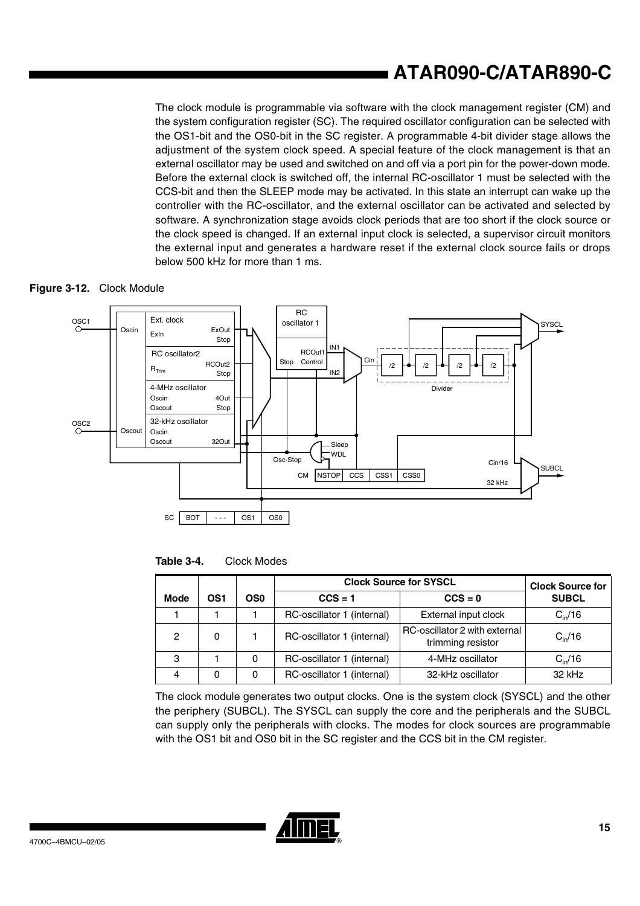The clock module is programmable via software with the clock management register (CM) and the system configuration register (SC). The required oscillator configuration can be selected with the OS1-bit and the OS0-bit in the SC register. A programmable 4-bit divider stage allows the adjustment of the system clock speed. A special feature of the clock management is that an external oscillator may be used and switched on and off via a port pin for the power-down mode. Before the external clock is switched off, the internal RC-oscillator 1 must be selected with the CCS-bit and then the SLEEP mode may be activated. In this state an interrupt can wake up the controller with the RC-oscillator, and the external oscillator can be activated and selected by software. A synchronization stage avoids clock periods that are too short if the clock source or the clock speed is changed. If an external input clock is selected, a supervisor circuit monitors the external input and generates a hardware reset if the external clock source fails or drops below 500 kHz for more than 1 ms.

**Figure 3-12.** Clock Module

**Table 3-4.** Clock Modes

| Mode | OS1 | OS0 | Clock Source for SYSCL CCS = 1 | Clock Source for SYSCL CCS = 0 | Clock Source for SUBCL |
|---|---|---|---|---|---|
| 1 | 1 | 1 | RC-oscillator 1 (internal) | External input clock | $C_{in}/16$ |
| 2 | 0 | 1 | RC-oscillator 1 (internal) | RC-oscillator 2 with external trimming resistor | $C_{in}/16$ |
| 3 | 1 | 0 | RC-oscillator 1 (internal) | 4-MHz oscillator | $C_{in}/16$ |
| 4 | 0 | 0 | RC-oscillator 1 (internal) | 32-kHz oscillator | 32 kHz |

The clock module generates two output clocks. One is the system clock (SYSCL) and the other the periphery (SUBCL). The SYSCL can supply the core and the peripherals and the SUBCL can supply only the peripherals with clocks. The modes for clock sources are programmable with the OS1 bit and OS0 bit in the SC register and the CCS bit in the CM register.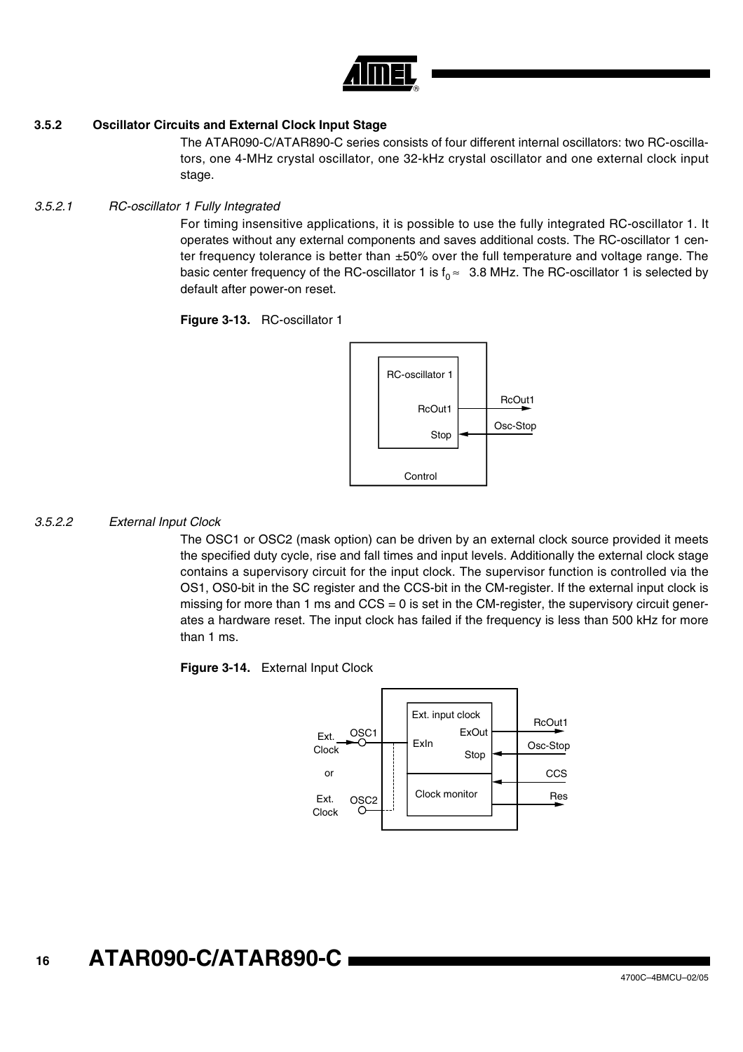### 3.5.2 Oscillator Circuits and External Clock Input Stage

The ATAR090-C/ATAR890-C series consists of four different internal oscillators: two RC-oscillators, one 4-MHz crystal oscillator, one 32-kHz crystal oscillator and one external clock input stage.

#### *3.5.2.1 RC-oscillator 1 Fully Integrated*

For timing insensitive applications, it is possible to use the fully integrated RC-oscillator 1. It operates without any external components and saves additional costs. The RC-oscillator 1 center frequency tolerance is better than ±50% over the full temperature and voltage range. The basic center frequency of the RC-oscillator 1 is $f_0 \approx$ 3.8 MHz. The RC-oscillator 1 is selected by default after power-on reset.

**Figure 3-13.** RC-oscillator 1

#### *3.5.2.2 External Input Clock*

The OSC1 or OSC2 (mask option) can be driven by an external clock source provided it meets the specified duty cycle, rise and fall times and input levels. Additionally the external clock stage contains a supervisory circuit for the input clock. The supervisor function is controlled via the OS1, OS0-bit in the SC register and the CCS-bit in the CM-register. If the external input clock is missing for more than 1 ms and CCS = 0 is set in the CM-register, the supervisory circuit generates a hardware reset. The input clock has failed if the frequency is less than 500 kHz for more than 1 ms.

**Figure 3-14.** External Input Clock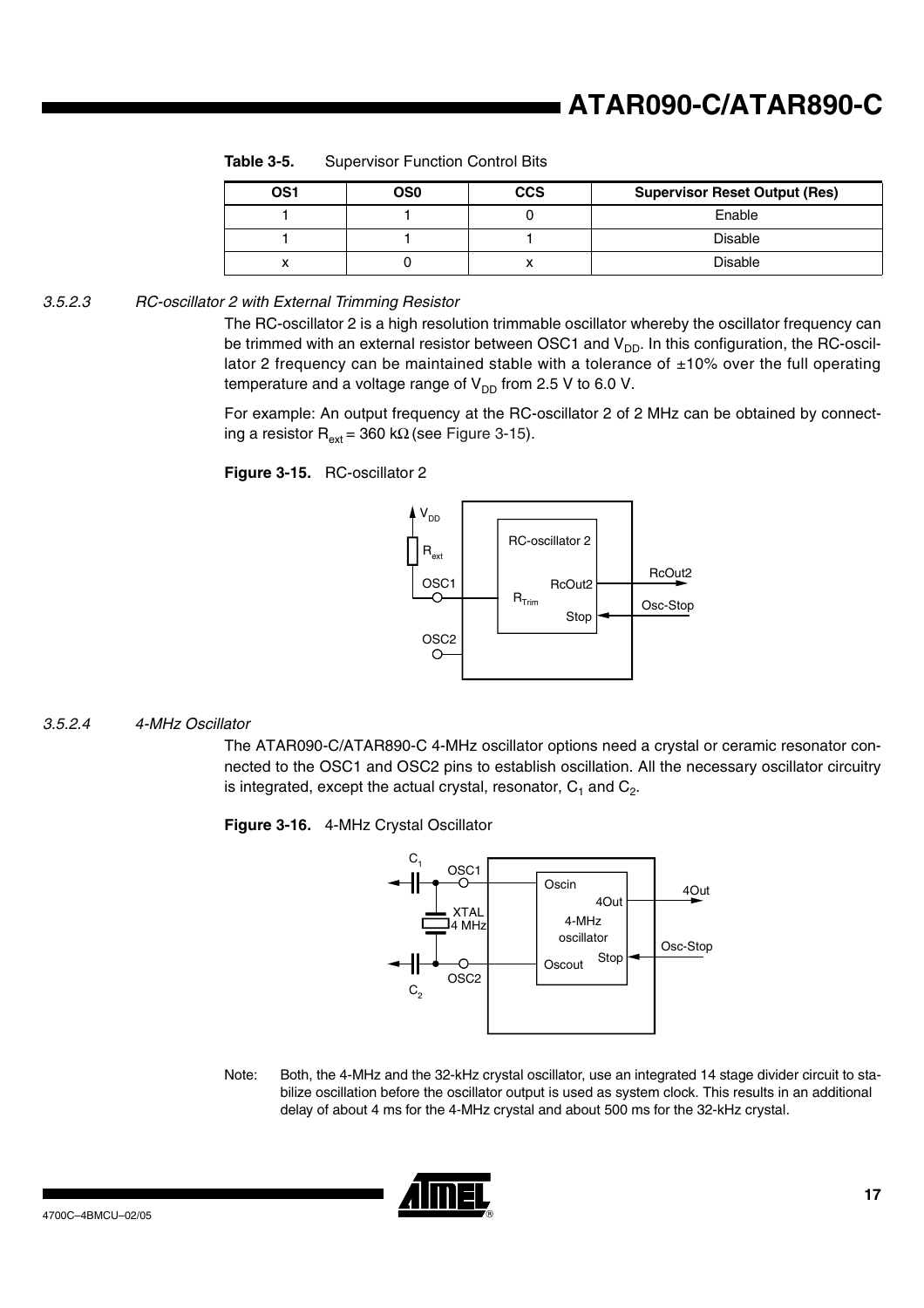**Table 3-5.** Supervisor Function Control Bits

| OS1 | OS0 | CCS | Supervisor Reset Output (Res) |
|---|---|---|---|
| 1 | 1 | 0 | Enable |
| 1 | 1 | 1 | Disable |
| x | 0 | x | Disable |

#### 3.5.2.3 *RC-oscillator 2 with External Trimming Resistor*

The RC-oscillator 2 is a high resolution trimmable oscillator whereby the oscillator frequency can be trimmed with an external resistor between OSC1 and $V_{DD}$. In this configuration, the RC-oscillator 2 frequency can be maintained stable with a tolerance of ±10% over the full operating temperature and a voltage range of $V_{DD}$ from 2.5 V to 6.0 V.

For example: An output frequency at the RC-oscillator 2 of 2 MHz can be obtained by connecting a resistor $R_{ext}$ = 360 kΩ (see Figure 3-15).

**Figure 3-15.** RC-oscillator 2

#### 3.5.2.4 *4-MHz Oscillator*

The ATAR090-C/ATAR890-C 4-MHz oscillator options need a crystal or ceramic resonator connected to the OSC1 and OSC2 pins to establish oscillation. All the necessary oscillator circuitry is integrated, except the actual crystal, resonator, $C_1$ and $C_2$.

**Figure 3-16.** 4-MHz Crystal Oscillator

Note: Both, the 4-MHz and the 32-kHz crystal oscillator, use an integrated 14 stage divider circuit to stabilize oscillation before the oscillator output is used as system clock. This results in an additional delay of about 4 ms for the 4-MHz crystal and about 500 ms for the 32-kHz crystal.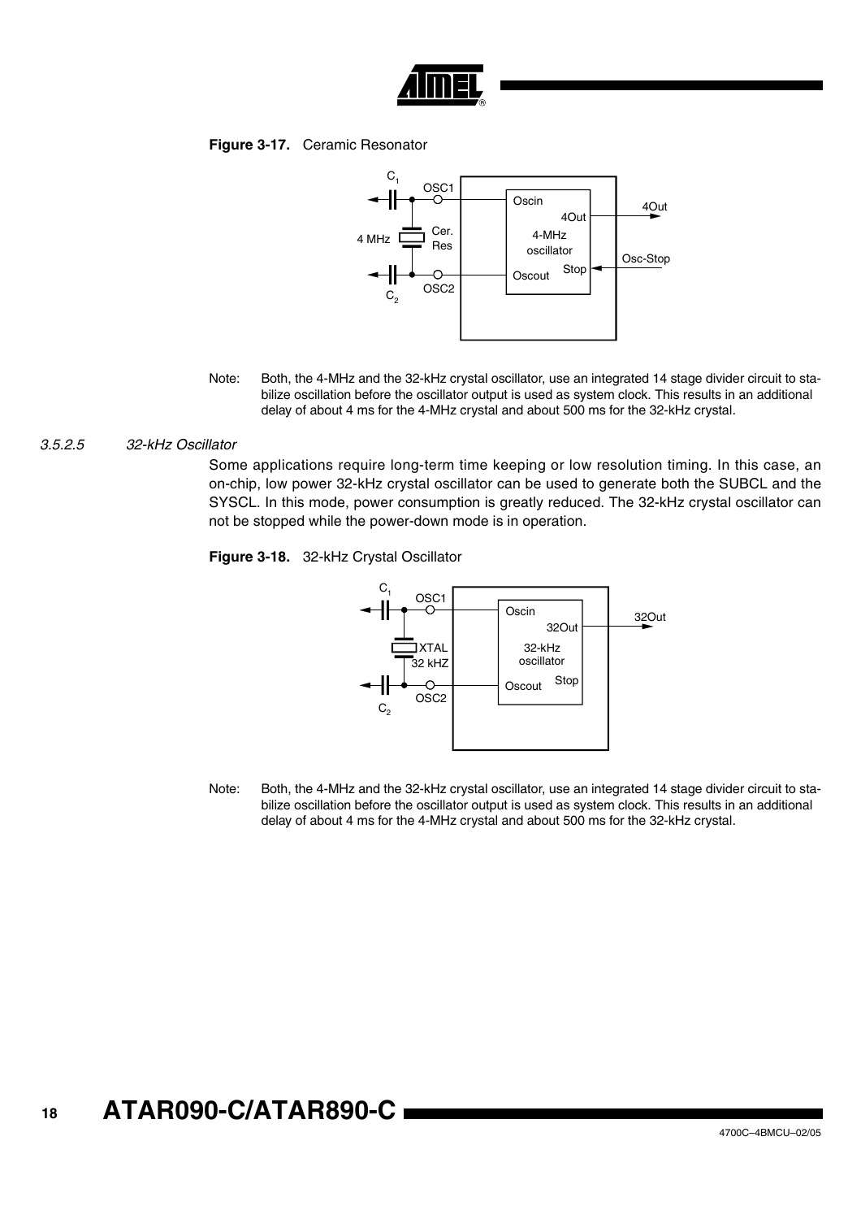**Figure 3-17.** Ceramic Resonator

Note: Both, the 4-MHz and the 32-kHz crystal oscillator, use an integrated 14 stage divider circuit to stabilize oscillation before the oscillator output is used as system clock. This results in an additional delay of about 4 ms for the 4-MHz crystal and about 500 ms for the 32-kHz crystal.

### 3.5.2.5 32-kHz Oscillator

Some applications require long-term time keeping or low resolution timing. In this case, an on-chip, low power 32-kHz crystal oscillator can be used to generate both the SUBCL and the SYSCL. In this mode, power consumption is greatly reduced. The 32-kHz crystal oscillator can not be stopped while the power-down mode is in operation.

**Figure 3-18.** 32-kHz Crystal Oscillator

Note: Both, the 4-MHz and the 32-kHz crystal oscillator, use an integrated 14 stage divider circuit to stabilize oscillation before the oscillator output is used as system clock. This results in an additional delay of about 4 ms for the 4-MHz crystal and about 500 ms for the 32-kHz crystal.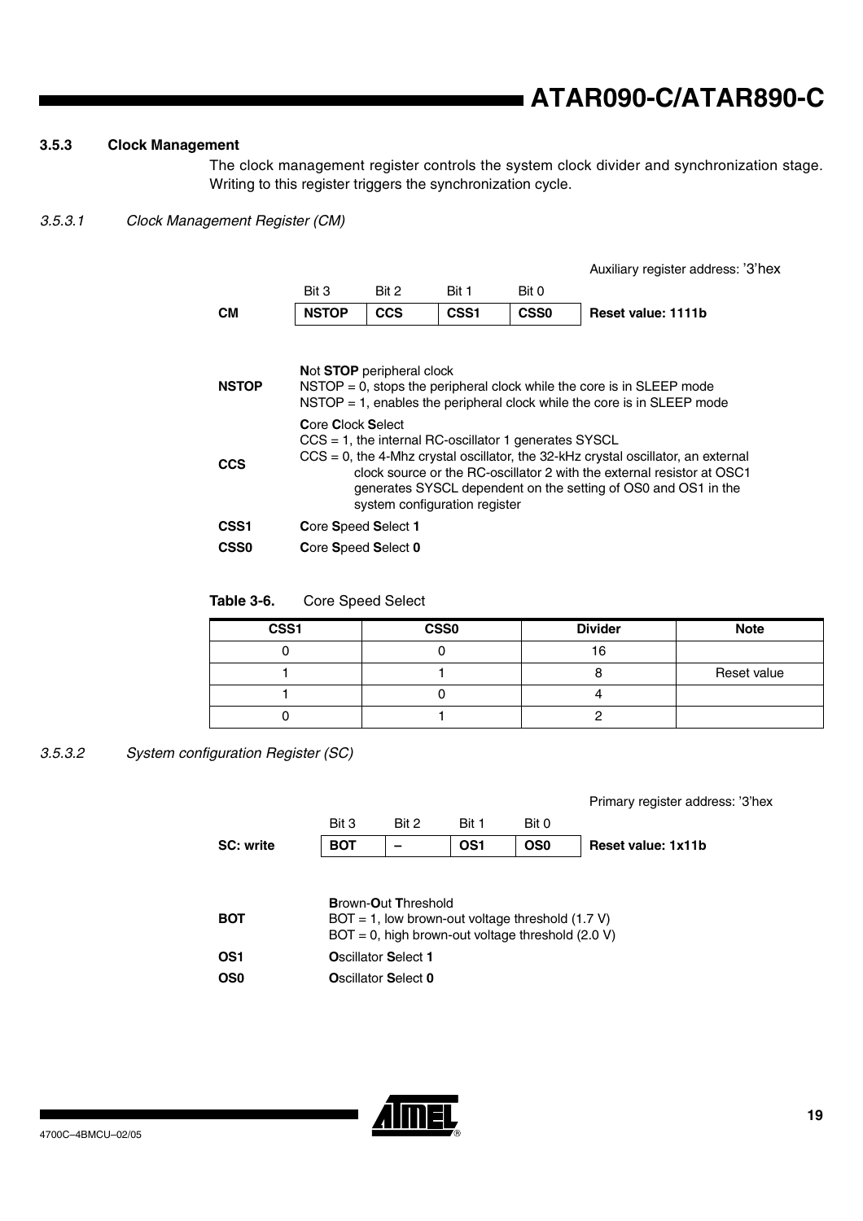### 3.5.3 Clock Management

The clock management register controls the system clock divider and synchronization stage. Writing to this register triggers the synchronization cycle.

#### *3.5.3.1 Clock Management Register (CM)*

Auxiliary register address: '3'hex

| | Bit 3 | Bit 2 | Bit 1 | Bit 0 | |
|---|---|---|---|---|---|
| **CM** | **NSTOP** | **CCS** | **CSS1** | **CSS0** | **Reset value: 1111b** |

**NSTOP** — **N**ot **STOP** peripheral clock
NSTOP = 0, stops the peripheral clock while the core is in SLEEP mode
NSTOP = 1, enables the peripheral clock while the core is in SLEEP mode

**CCS** — **C**ore **C**lock **S**elect
CCS = 1, the internal RC-oscillator 1 generates SYSCL
CCS = 0, the 4-Mhz crystal oscillator, the 32-kHz crystal oscillator, an external clock source or the RC-oscillator 2 with the external resistor at OSC1 generates SYSCL dependent on the setting of OS0 and OS1 in the system configuration register

**CSS1** — **C**ore **S**peed **S**elect **1**

**CSS0** — **C**ore **S**peed **S**elect **0**

**Table 3-6.** Core Speed Select

| CSS1 | CSS0 | Divider | Note |
|---|---|---|---|
| 0 | 0 | 16 | |
| 1 | 1 | 8 | Reset value |
| 1 | 0 | 4 | |
| 0 | 1 | 2 | |

#### *3.5.3.2 System configuration Register (SC)*

Primary register address: '3'hex

| | Bit 3 | Bit 2 | Bit 1 | Bit 0 | |
|---|---|---|---|---|---|
| **SC: write** | **BOT** | **–** | **OS1** | **OS0** | **Reset value: 1x11b** |

**BOT** — **B**rown-**O**ut **T**hreshold
BOT = 1, low brown-out voltage threshold (1.7 V)
BOT = 0, high brown-out voltage threshold (2.0 V)

**OS1** — **O**scillator **S**elect **1**

**OS0** — **O**scillator **S**elect **0**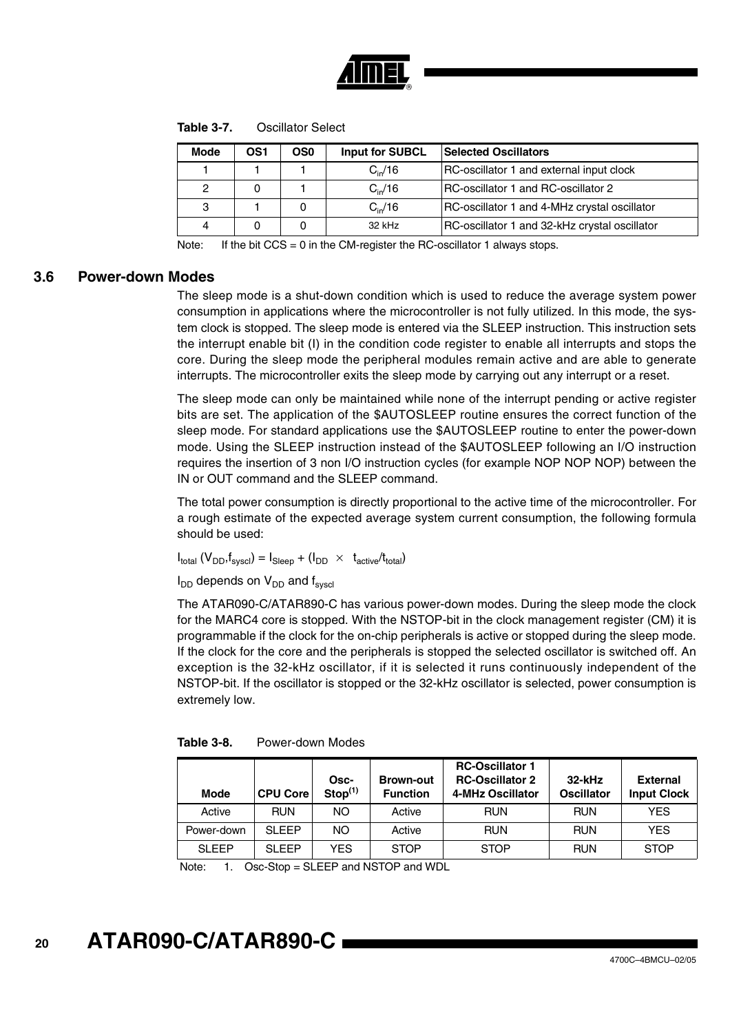**Table 3-7.** Oscillator Select

| Mode | OS1 | OS0 | Input for SUBCL | Selected Oscillators |
|---|---|---|---|---|
| 1 | 1 | 1 | $C_{in}/16$ | RC-oscillator 1 and external input clock |
| 2 | 0 | 1 | $C_{in}/16$ | RC-oscillator 1 and RC-oscillator 2 |
| 3 | 1 | 0 | $C_{in}/16$ | RC-oscillator 1 and 4-MHz crystal oscillator |
| 4 | 0 | 0 | 32 kHz | RC-oscillator 1 and 32-kHz crystal oscillator |

Note: If the bit CCS = 0 in the CM-register the RC-oscillator 1 always stops.

## 3.6 Power-down Modes

The sleep mode is a shut-down condition which is used to reduce the average system power consumption in applications where the microcontroller is not fully utilized. In this mode, the system clock is stopped. The sleep mode is entered via the SLEEP instruction. This instruction sets the interrupt enable bit (I) in the condition code register to enable all interrupts and stops the core. During the sleep mode the peripheral modules remain active and are able to generate interrupts. The microcontroller exits the sleep mode by carrying out any interrupt or a reset.

The sleep mode can only be maintained while none of the interrupt pending or active register bits are set. The application of the $AUTOSLEEP routine ensures the correct function of the sleep mode. For standard applications use the $AUTOSLEEP routine to enter the power-down mode. Using the SLEEP instruction instead of the $AUTOSLEEP following an I/O instruction requires the insertion of 3 non I/O instruction cycles (for example NOP NOP NOP) between the IN or OUT command and the SLEEP command.

The total power consumption is directly proportional to the active time of the microcontroller. For a rough estimate of the expected average system current consumption, the following formula should be used:

$$I_{total}(V_{DD}, f_{syscl}) = I_{Sleep} + (I_{DD} \times t_{active}/t_{total})$$

$I_{DD}$ depends on $V_{DD}$ and $f_{syscl}$

The ATAR090-C/ATAR890-C has various power-down modes. During the sleep mode the clock for the MARC4 core is stopped. With the NSTOP-bit in the clock management register (CM) it is programmable if the clock for the on-chip peripherals is active or stopped during the sleep mode. If the clock for the core and the peripherals is stopped the selected oscillator is switched off. An exception is the 32-kHz oscillator, if it is selected it runs continuously independent of the NSTOP-bit. If the oscillator is stopped or the 32-kHz oscillator is selected, power consumption is extremely low.

**Table 3-8.** Power-down Modes

| Mode | CPU Core | Osc-Stop[1] | Brown-out Function | RC-Oscillator 1 RC-Oscillator 2 4-MHz Oscillator | 32-kHz Oscillator | External Input Clock |
|---|---|---|---|---|---|---|
| Active | RUN | NO | Active | RUN | RUN | YES |
| Power-down | SLEEP | NO | Active | RUN | RUN | YES |
| SLEEP | SLEEP | YES | STOP | STOP | RUN | STOP |

Note: 1. Osc-Stop = SLEEP and NSTOP and WDL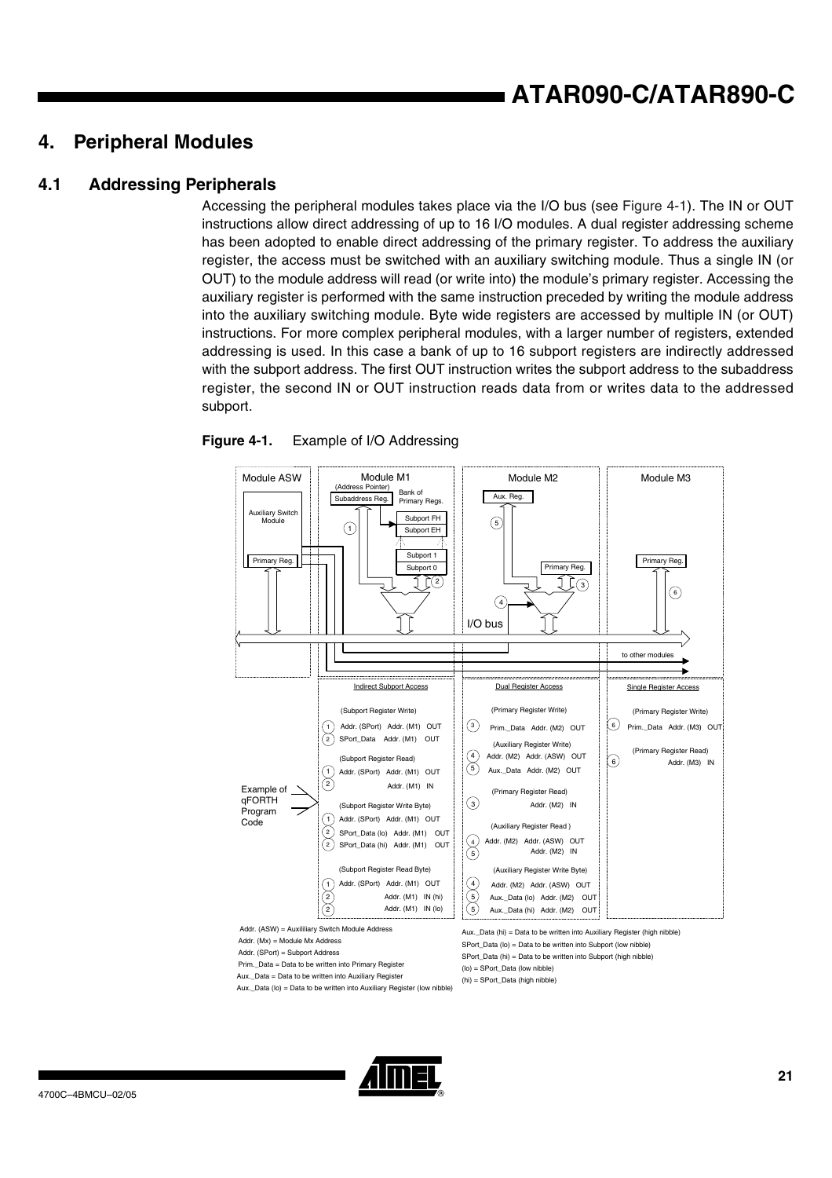# 4. Peripheral Modules

## 4.1 Addressing Peripherals

Accessing the peripheral modules takes place via the I/O bus (see Figure 4-1). The IN or OUT instructions allow direct addressing of up to 16 I/O modules. A dual register addressing scheme has been adopted to enable direct addressing of the primary register. To address the auxiliary register, the access must be switched with an auxiliary switching module. Thus a single IN (or OUT) to the module address will read (or write into) the module's primary register. Accessing the auxiliary register is performed with the same instruction preceded by writing the module address into the auxiliary switching module. Byte wide registers are accessed by multiple IN (or OUT) instructions. For more complex peripheral modules, with a larger number of registers, extended addressing is used. In this case a bank of up to 16 subport registers are indirectly addressed with the subport address. The first OUT instruction writes the subport address to the subaddress register, the second IN or OUT instruction reads data from or writes data to the addressed subport.

**Figure 4-1.** Example of I/O Addressing

Module ASW: Auxiliary Switch Module, Primary Reg.

Module M1: Subaddress Reg. (Address Pointer), Bank of Primary Regs. (Subport FH, Subport EH, ..., Subport 1, Subport 0)

Module M2: Aux. Reg., Primary Reg.

Module M3: Primary Reg.

I/O bus — to other modules

Example of qFORTH Program Code:

| Indirect Subport Access | Dual Register Access | Single Register Access |
|---|---|---|
| (Subport Register Write) | (Primary Register Write) | (Primary Register Write) |
| 1 Addr. (SPort) Addr. (M1) OUT | 3 Prim._Data Addr. (M2) OUT | 6 Prim._Data Addr. (M3) OUT |
| 2 SPort_Data Addr. (M1) OUT | (Auxiliary Register Write) | (Primary Register Read) |
| (Subport Register Read) | 4 Addr. (M2) Addr. (ASW) OUT | 6 Addr. (M3) IN |
| 1 Addr. (SPort) Addr. (M1) OUT | 5 Aux._Data Addr. (M2) OUT | |
| 2 Addr. (M1) IN | (Primary Register Read) | |
| (Subport Register Write Byte) | 3 Addr. (M2) IN | |
| 1 Addr. (SPort) Addr. (M1) OUT | (Auxiliary Register Read ) | |
| 2 SPort_Data (lo) Addr. (M1) OUT | 4 Addr. (M2) Addr. (ASW) OUT | |
| 2 SPort_Data (hi) Addr. (M1) OUT | 5 Addr. (M2) IN | |
| (Subport Register Read Byte) | (Auxiliary Register Write Byte) | |
| 1 Addr. (SPort) Addr. (M1) OUT | 4 Addr. (M2) Addr. (ASW) OUT | |
| 2 Addr. (M1) IN (hi) | 5 Aux._Data (lo) Addr. (M2) OUT | |
| 2 Addr. (M1) IN (lo) | 5 Aux._Data (hi) Addr. (M2) OUT | |

Addr. (ASW) = Auxilliary Switch Module Address
Addr. (Mx) = Module Mx Address
Addr. (SPort) = Subport Address
Prim._Data = Data to be written into Primary Register
Aux._Data = Data to be written into Auxiliary Register
Aux._Data (lo) = Data to be written into Auxiliary Register (low nibble)
Aux._Data (hi) = Data to be written into Auxiliary Register (high nibble)
SPort_Data (lo) = Data to be written into Subport (low nibble)
SPort_Data (hi) = Data to be written into Subport (high nibble)
(lo) = SPort_Data (low nibble)
(hi) = SPort_Data (high nibble)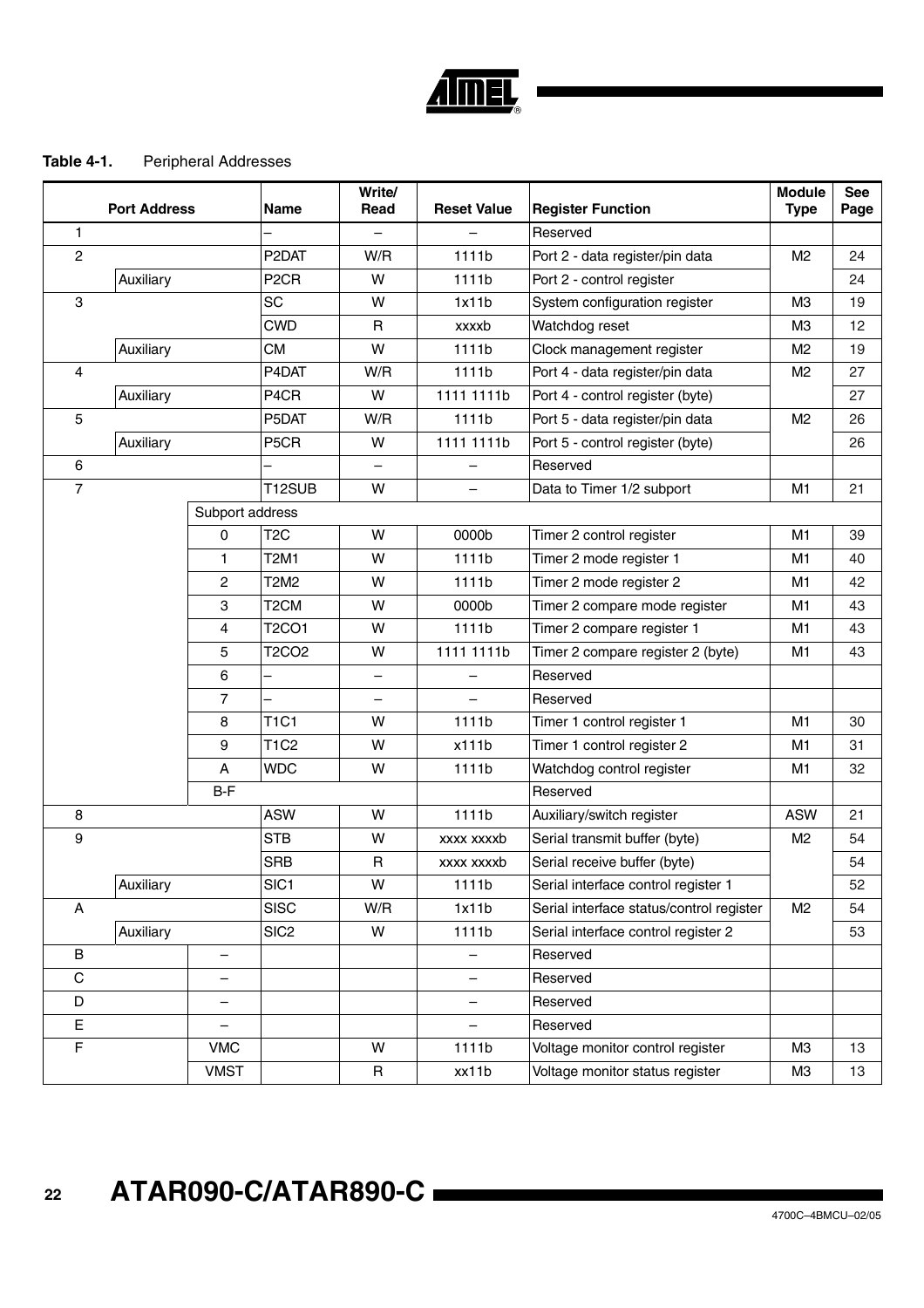**Table 4-1.** Peripheral Addresses

| Port Address | | | Name | Write/ Read | Reset Value | Register Function | Module Type | See Page |
|---|---|---|---|---|---|---|---|---|
| 1 | | | – | – | – | Reserved | | |
| 2 | | | P2DAT | W/R | 1111b | Port 2 - data register/pin data | M2 | 24 |
| | Auxiliary | | P2CR | W | 1111b | Port 2 - control register | | 24 |
| 3 | | | SC | W | 1x11b | System configuration register | M3 | 19 |
| | | | CWD | R | xxxxb | Watchdog reset | M3 | 12 |
| | Auxiliary | | CM | W | 1111b | Clock management register | M2 | 19 |
| 4 | | | P4DAT | W/R | 1111b | Port 4 - data register/pin data | M2 | 27 |
| | Auxiliary | | P4CR | W | 1111 1111b | Port 4 - control register (byte) | | 27 |
| 5 | | | P5DAT | W/R | 1111b | Port 5 - data register/pin data | M2 | 26 |
| | Auxiliary | | P5CR | W | 1111 1111b | Port 5 - control register (byte) | | 26 |
| 6 | | | – | – | – | Reserved | | |
| 7 | | | T12SUB | W | – | Data to Timer 1/2 subport | M1 | 21 |
| | | Subport address | | | | | | |
| | | 0 | T2C | W | 0000b | Timer 2 control register | M1 | 39 |
| | | 1 | T2M1 | W | 1111b | Timer 2 mode register 1 | M1 | 40 |
| | | 2 | T2M2 | W | 1111b | Timer 2 mode register 2 | M1 | 42 |
| | | 3 | T2CM | W | 0000b | Timer 2 compare mode register | M1 | 43 |
| | | 4 | T2CO1 | W | 1111b | Timer 2 compare register 1 | M1 | 43 |
| | | 5 | T2CO2 | W | 1111 1111b | Timer 2 compare register 2 (byte) | M1 | 43 |
| | | 6 | – | – | – | Reserved | | |
| | | 7 | – | – | – | Reserved | | |
| | | 8 | T1C1 | W | 1111b | Timer 1 control register 1 | M1 | 30 |
| | | 9 | T1C2 | W | x111b | Timer 1 control register 2 | M1 | 31 |
| | | A | WDC | W | 1111b | Watchdog control register | M1 | 32 |
| | | B-F | | | | Reserved | | |
| 8 | | | ASW | W | 1111b | Auxiliary/switch register | ASW | 21 |
| 9 | | | STB | W | xxxx xxxxb | Serial transmit buffer (byte) | M2 | 54 |
| | | | SRB | R | xxxx xxxxb | Serial receive buffer (byte) | | 54 |
| | Auxiliary | | SIC1 | W | 1111b | Serial interface control register 1 | | 52 |
| A | | | SISC | W/R | 1x11b | Serial interface status/control register | M2 | 54 |
| | Auxiliary | | SIC2 | W | 1111b | Serial interface control register 2 | | 53 |
| B | | – | | | – | Reserved | | |
| C | | – | | | – | Reserved | | |
| D | | – | | | – | Reserved | | |
| E | | – | | | – | Reserved | | |
| F | | VMC | | W | 1111b | Voltage monitor control register | M3 | 13 |
| | | VMST | | R | xx11b | Voltage monitor status register | M3 | 13 |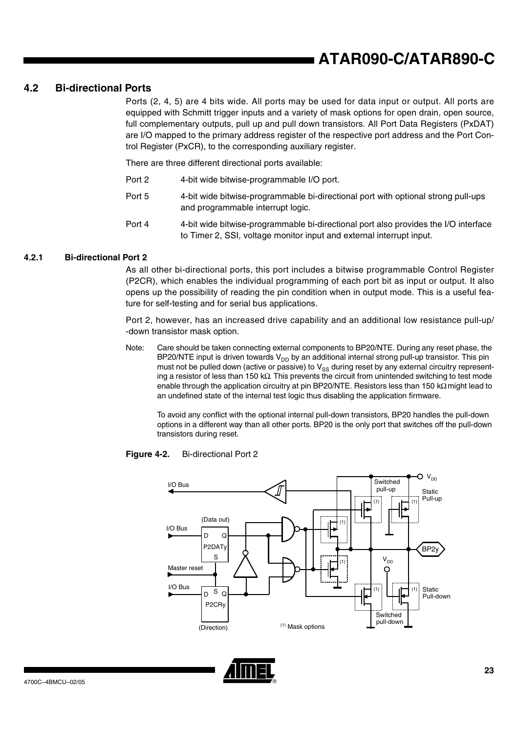## 4.2 Bi-directional Ports

Ports (2, 4, 5) are 4 bits wide. All ports may be used for data input or output. All ports are equipped with Schmitt trigger inputs and a variety of mask options for open drain, open source, full complementary outputs, pull up and pull down transistors. All Port Data Registers (PxDAT) are I/O mapped to the primary address register of the respective port address and the Port Control Register (PxCR), to the corresponding auxiliary register.

There are three different directional ports available:

| | |
|---|---|
| Port 2 | 4-bit wide bitwise-programmable I/O port. |
| Port 5 | 4-bit wide bitwise-programmable bi-directional port with optional strong pull-ups and programmable interrupt logic. |
| Port 4 | 4-bit wide bitwise-programmable bi-directional port also provides the I/O interface to Timer 2, SSI, voltage monitor input and external interrupt input. |

### 4.2.1 Bi-directional Port 2

As all other bi-directional ports, this port includes a bitwise programmable Control Register (P2CR), which enables the individual programming of each port bit as input or output. It also opens up the possibility of reading the pin condition when in output mode. This is a useful feature for self-testing and for serial bus applications.

Port 2, however, has an increased drive capability and an additional low resistance pull-up/ -down transistor mask option.

Note: Care should be taken connecting external components to BP20/NTE. During any reset phase, the BP20/NTE input is driven towards $V_{DD}$ by an additional internal strong pull-up transistor. This pin must not be pulled down (active or passive) to $V_{SS}$ during reset by any external circuitry representing a resistor of less than 150 kΩ. This prevents the circuit from unintended switching to test mode enable through the application circuitry at pin BP20/NTE. Resistors less than 150 kΩ might lead to an undefined state of the internal test logic thus disabling the application firmware.

To avoid any conflict with the optional internal pull-down transistors, BP20 handles the pull-down options in a different way than all other ports. BP20 is the only port that switches off the pull-down transistors during reset.

**Figure 4-2.** Bi-directional Port 2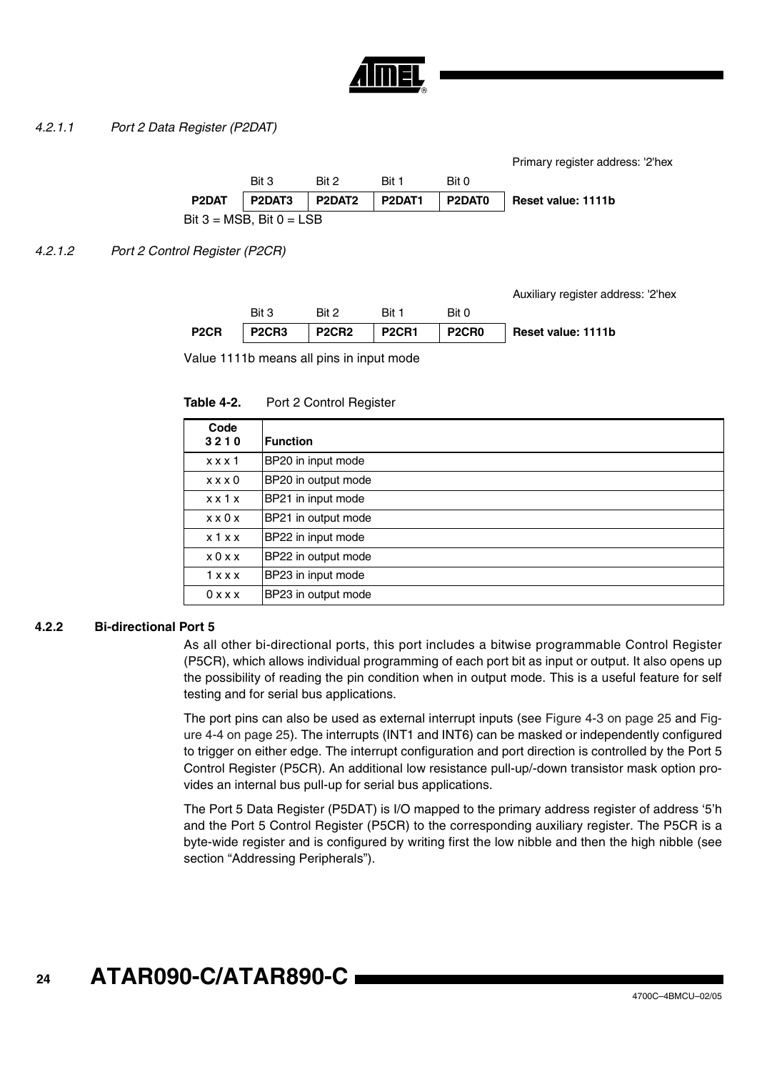#### 4.2.1.1 *Port 2 Data Register (P2DAT)*

Primary register address: '2'hex

| | Bit 3 | Bit 2 | Bit 1 | Bit 0 | |
|---|---|---|---|---|---|
| **P2DAT** | **P2DAT3** | **P2DAT2** | **P2DAT1** | **P2DAT0** | **Reset value: 1111b** |

Bit 3 = MSB, Bit 0 = LSB

#### 4.2.1.2 *Port 2 Control Register (P2CR)*

Auxiliary register address: '2'hex

| | Bit 3 | Bit 2 | Bit 1 | Bit 0 | |
|---|---|---|---|---|---|
| **P2CR** | **P2CR3** | **P2CR2** | **P2CR1** | **P2CR0** | **Reset value: 1111b** |

Value 1111b means all pins in input mode

**Table 4-2.** Port 2 Control Register

| Code 3 2 1 0 | Function |
|---|---|
| x x x 1 | BP20 in input mode |
| x x x 0 | BP20 in output mode |
| x x 1 x | BP21 in input mode |
| x x 0 x | BP21 in output mode |
| x 1 x x | BP22 in input mode |
| x 0 x x | BP22 in output mode |
| 1 x x x | BP23 in input mode |
| 0 x x x | BP23 in output mode |

### 4.2.2 Bi-directional Port 5

As all other bi-directional ports, this port includes a bitwise programmable Control Register (P5CR), which allows individual programming of each port bit as input or output. It also opens up the possibility of reading the pin condition when in output mode. This is a useful feature for self testing and for serial bus applications.

The port pins can also be used as external interrupt inputs (see Figure 4-3 on page 25 and Figure 4-4 on page 25). The interrupts (INT1 and INT6) can be masked or independently configured to trigger on either edge. The interrupt configuration and port direction is controlled by the Port 5 Control Register (P5CR). An additional low resistance pull-up/-down transistor mask option provides an internal bus pull-up for serial bus applications.

The Port 5 Data Register (P5DAT) is I/O mapped to the primary address register of address '5'h and the Port 5 Control Register (P5CR) to the corresponding auxiliary register. The P5CR is a byte-wide register and is configured by writing first the low nibble and then the high nibble (see section "Addressing Peripherals").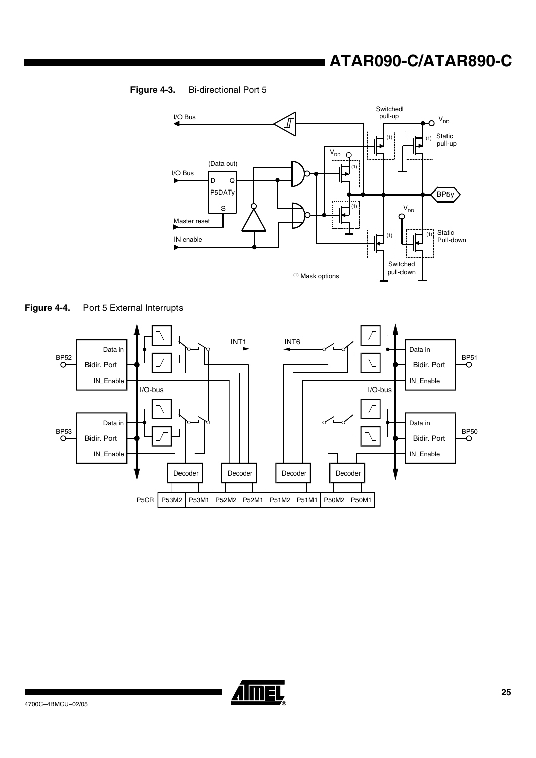**Figure 4-3.** Bi-directional Port 5

**Figure 4-4.** Port 5 External Interrupts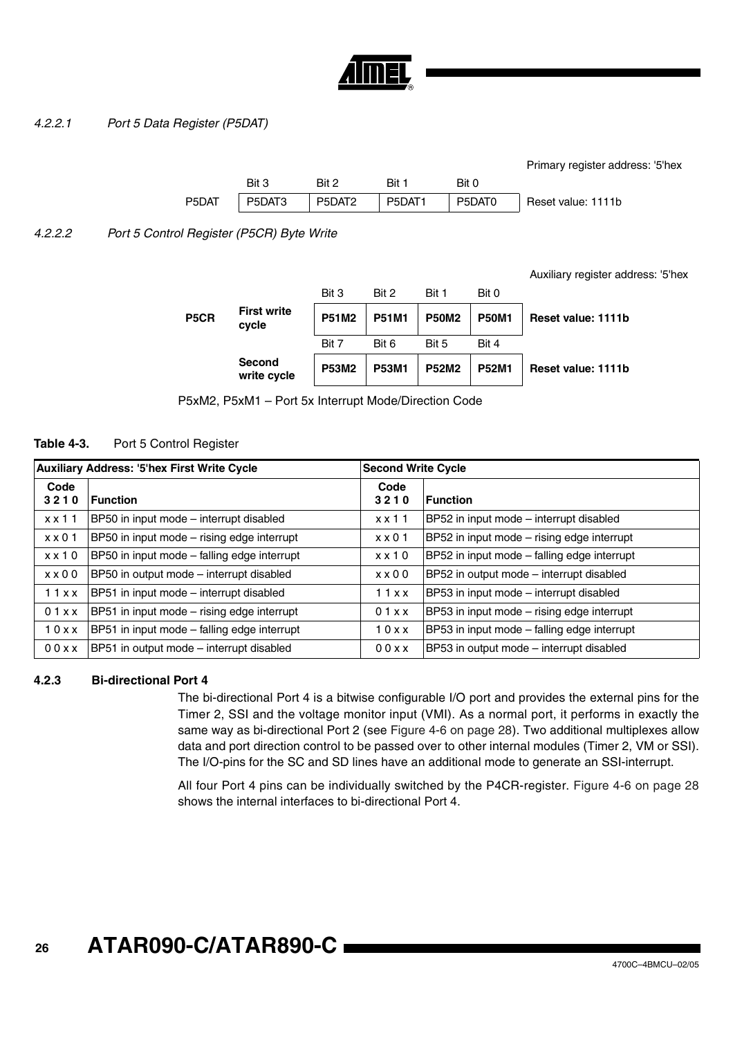#### 4.2.2.1 Port 5 Data Register (P5DAT)

Primary register address: '5'hex

| | Bit 3 | Bit 2 | Bit 1 | Bit 0 | |
|---|---|---|---|---|---|
| P5DAT | P5DAT3 | P5DAT2 | P5DAT1 | P5DAT0 | Reset value: 1111b |

#### 4.2.2.2 Port 5 Control Register (P5CR) Byte Write

Auxiliary register address: '5'hex

| | | Bit 3 | Bit 2 | Bit 1 | Bit 0 | |
|---|---|---|---|---|---|---|
| **P5CR** | **First write cycle** | **P51M2** | **P51M1** | **P50M2** | **P50M1** | **Reset value: 1111b** |
| | | Bit 7 | Bit 6 | Bit 5 | Bit 4 | |
| | **Second write cycle** | **P53M2** | **P53M1** | **P52M2** | **P52M1** | **Reset value: 1111b** |

P5xM2, P5xM1 – Port 5x Interrupt Mode/Direction Code

**Table 4-3.** Port 5 Control Register

| **Auxiliary Address: '5'hex First Write Cycle** | | **Second Write Cycle** | |
|---|---|---|---|
| **Code 3 2 1 0** | **Function** | **Code 3 2 1 0** | **Function** |
| x x 1 1 | BP50 in input mode – interrupt disabled | x x 1 1 | BP52 in input mode – interrupt disabled |
| x x 0 1 | BP50 in input mode – rising edge interrupt | x x 0 1 | BP52 in input mode – rising edge interrupt |
| x x 1 0 | BP50 in input mode – falling edge interrupt | x x 1 0 | BP52 in input mode – falling edge interrupt |
| x x 0 0 | BP50 in output mode – interrupt disabled | x x 0 0 | BP52 in output mode – interrupt disabled |
| 1 1 x x | BP51 in input mode – interrupt disabled | 1 1 x x | BP53 in input mode – interrupt disabled |
| 0 1 x x | BP51 in input mode – rising edge interrupt | 0 1 x x | BP53 in input mode – rising edge interrupt |
| 1 0 x x | BP51 in input mode – falling edge interrupt | 1 0 x x | BP53 in input mode – falling edge interrupt |
| 0 0 x x | BP51 in output mode – interrupt disabled | 0 0 x x | BP53 in output mode – interrupt disabled |

### 4.2.3 Bi-directional Port 4

The bi-directional Port 4 is a bitwise configurable I/O port and provides the external pins for the Timer 2, SSI and the voltage monitor input (VMI). As a normal port, it performs in exactly the same way as bi-directional Port 2 (see Figure 4-6 on page 28). Two additional multiplexes allow data and port direction control to be passed over to other internal modules (Timer 2, VM or SSI). The I/O-pins for the SC and SD lines have an additional mode to generate an SSI-interrupt.

All four Port 4 pins can be individually switched by the P4CR-register. Figure 4-6 on page 28 shows the internal interfaces to bi-directional Port 4.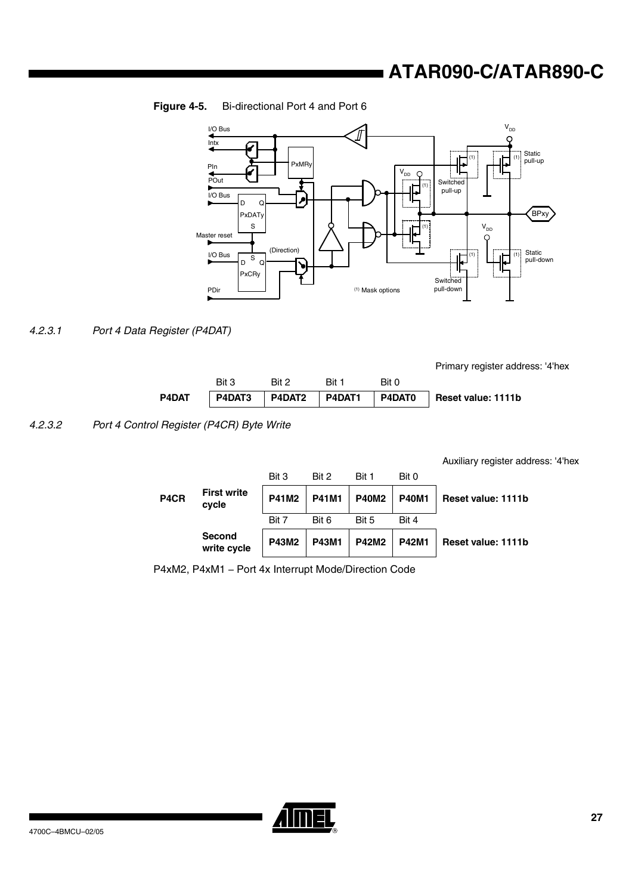**Figure 4-5.** Bi-directional Port 4 and Port 6

#### 4.2.3.1 Port 4 Data Register (P4DAT)

Primary register address: '4'hex

| | Bit 3 | Bit 2 | Bit 1 | Bit 0 | |
|---|---|---|---|---|---|
| **P4DAT** | **P4DAT3** | **P4DAT2** | **P4DAT1** | **P4DAT0** | **Reset value: 1111b** |

#### 4.2.3.2 Port 4 Control Register (P4CR) Byte Write

Auxiliary register address: '4'hex

| | | Bit 3 | Bit 2 | Bit 1 | Bit 0 | |
|---|---|---|---|---|---|---|
| **P4CR** | **First write cycle** | **P41M2** | **P41M1** | **P40M2** | **P40M1** | **Reset value: 1111b** |
| | | Bit 7 | Bit 6 | Bit 5 | Bit 4 | |
| | **Second write cycle** | **P43M2** | **P43M1** | **P42M2** | **P42M1** | **Reset value: 1111b** |

P4xM2, P4xM1 – Port 4x Interrupt Mode/Direction Code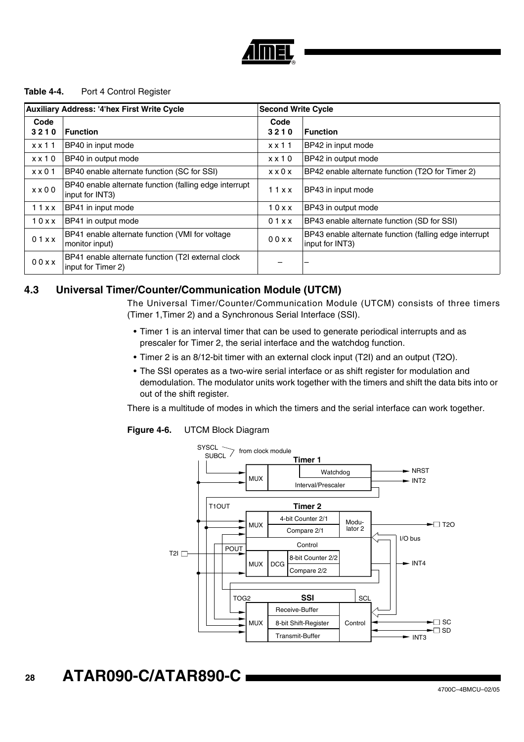**Table 4-4.** Port 4 Control Register

| Auxiliary Address: '4'hex First Write Cycle | | Second Write Cycle | |
|---|---|---|---|
| **Code 3 2 1 0** | **Function** | **Code 3 2 1 0** | **Function** |
| x x 1 1 | BP40 in input mode | x x 1 1 | BP42 in input mode |
| x x 1 0 | BP40 in output mode | x x 1 0 | BP42 in output mode |
| x x 0 1 | BP40 enable alternate function (SC for SSI) | x x 0 x | BP42 enable alternate function (T2O for Timer 2) |
| x x 0 0 | BP40 enable alternate function (falling edge interrupt input for INT3) | 1 1 x x | BP43 in input mode |
| 1 1 x x | BP41 in input mode | 1 0 x x | BP43 in output mode |
| 1 0 x x | BP41 in output mode | 0 1 x x | BP43 enable alternate function (SD for SSI) |
| 0 1 x x | BP41 enable alternate function (VMI for voltage monitor input) | 0 0 x x | BP43 enable alternate function (falling edge interrupt input for INT3) |
| 0 0 x x | BP41 enable alternate function (T2I external clock input for Timer 2) | – | – |

## 4.3 Universal Timer/Counter/Communication Module (UTCM)

The Universal Timer/Counter/Communication Module (UTCM) consists of three timers (Timer 1,Timer 2) and a Synchronous Serial Interface (SSI).

- Timer 1 is an interval timer that can be used to generate periodical interrupts and as prescaler for Timer 2, the serial interface and the watchdog function.
- Timer 2 is an 8/12-bit timer with an external clock input (T2I) and an output (T2O).
- The SSI operates as a two-wire serial interface or as shift register for modulation and demodulation. The modulator units work together with the timers and shift the data bits into or out of the shift register.

There is a multitude of modes in which the timers and the serial interface can work together.

**Figure 4-6.** UTCM Block Diagram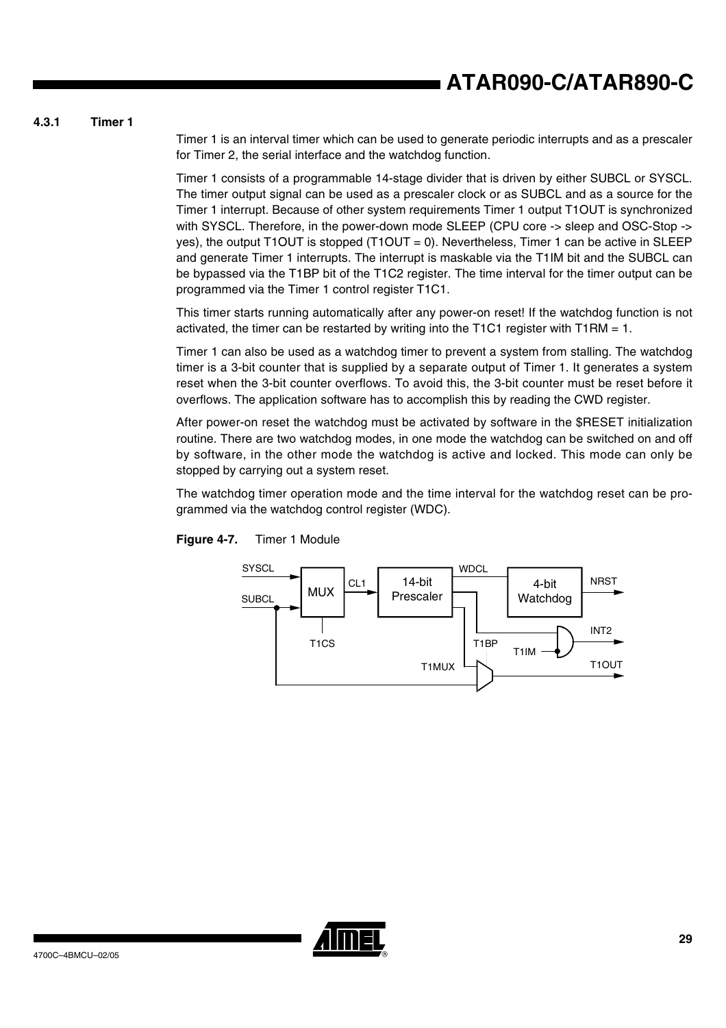### 4.3.1 Timer 1

Timer 1 is an interval timer which can be used to generate periodic interrupts and as a prescaler for Timer 2, the serial interface and the watchdog function.

Timer 1 consists of a programmable 14-stage divider that is driven by either SUBCL or SYSCL. The timer output signal can be used as a prescaler clock or as SUBCL and as a source for the Timer 1 interrupt. Because of other system requirements Timer 1 output T1OUT is synchronized with SYSCL. Therefore, in the power-down mode SLEEP (CPU core -> sleep and OSC-Stop -> yes), the output T1OUT is stopped (T1OUT = 0). Nevertheless, Timer 1 can be active in SLEEP and generate Timer 1 interrupts. The interrupt is maskable via the T1IM bit and the SUBCL can be bypassed via the T1BP bit of the T1C2 register. The time interval for the timer output can be programmed via the Timer 1 control register T1C1.

This timer starts running automatically after any power-on reset! If the watchdog function is not activated, the timer can be restarted by writing into the T1C1 register with T1RM = 1.

Timer 1 can also be used as a watchdog timer to prevent a system from stalling. The watchdog timer is a 3-bit counter that is supplied by a separate output of Timer 1. It generates a system reset when the 3-bit counter overflows. To avoid this, the 3-bit counter must be reset before it overflows. The application software has to accomplish this by reading the CWD register.

After power-on reset the watchdog must be activated by software in the $RESET initialization routine. There are two watchdog modes, in one mode the watchdog can be switched on and off by software, in the other mode the watchdog is active and locked. This mode can only be stopped by carrying out a system reset.

The watchdog timer operation mode and the time interval for the watchdog reset can be programmed via the watchdog control register (WDC).

**Figure 4-7.** Timer 1 Module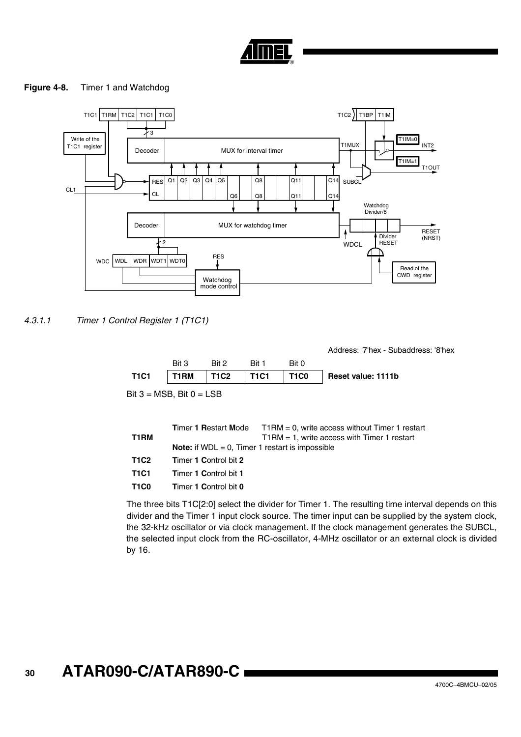**Figure 4-8.** Timer 1 and Watchdog

#### 4.3.1.1 Timer 1 Control Register 1 (T1C1)

Address: '7'hex - Subaddress: '8'hex

| | Bit 3 | Bit 2 | Bit 1 | Bit 0 | |
|---|---|---|---|---|---|
| **T1C1** | **T1RM** | **T1C2** | **T1C1** | **T1C0** | **Reset value: 1111b** |

Bit 3 = MSB, Bit 0 = LSB

| | | |
|---|---|---|
| **T1RM** | **T**imer **1 R**estart **M**ode | T1RM = 0, write access without Timer 1 restart<br>T1RM = 1, write access with Timer 1 restart |
| | **Note:** if WDL = 0, Timer 1 restart is impossible | |
| **T1C2** | **T**imer **1 C**ontrol bit **2** | |
| **T1C1** | **T**imer **1 C**ontrol bit **1** | |
| **T1C0** | **T**imer **1 C**ontrol bit **0** | |

The three bits T1C[2:0] select the divider for Timer 1. The resulting time interval depends on this divider and the Timer 1 input clock source. The timer input can be supplied by the system clock, the 32-kHz oscillator or via clock management. If the clock management generates the SUBCL, the selected input clock from the RC-oscillator, 4-MHz oscillator or an external clock is divided by 16.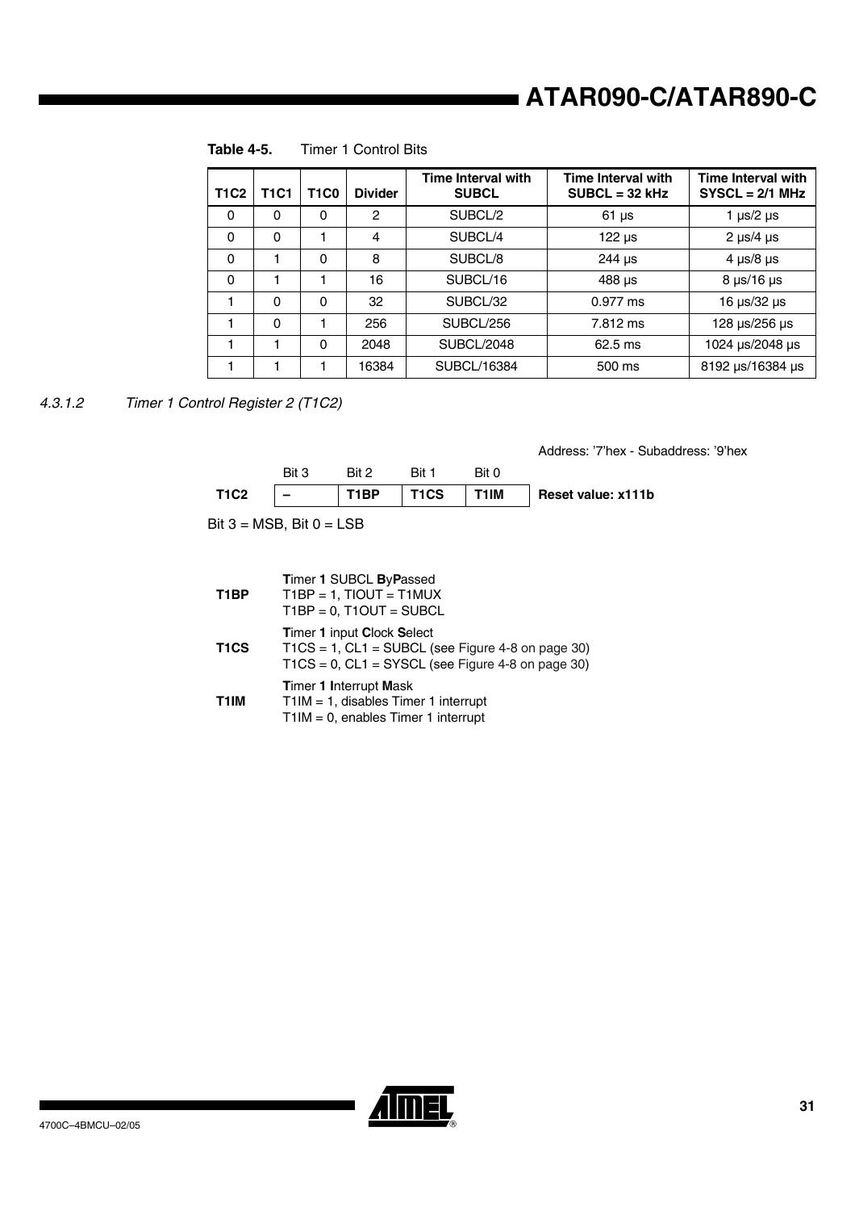**Table 4-5.** Timer 1 Control Bits

| T1C2 | T1C1 | T1C0 | Divider | Time Interval with SUBCL | Time Interval with SUBCL = 32 kHz | Time Interval with SYSCL = 2/1 MHz |
|---|---|---|---|---|---|---|
| 0 | 0 | 0 | 2 | SUBCL/2 | 61 µs | 1 µs/2 µs |
| 0 | 0 | 1 | 4 | SUBCL/4 | 122 µs | 2 µs/4 µs |
| 0 | 1 | 0 | 8 | SUBCL/8 | 244 µs | 4 µs/8 µs |
| 0 | 1 | 1 | 16 | SUBCL/16 | 488 µs | 8 µs/16 µs |
| 1 | 0 | 0 | 32 | SUBCL/32 | 0.977 ms | 16 µs/32 µs |
| 1 | 0 | 1 | 256 | SUBCL/256 | 7.812 ms | 128 µs/256 µs |
| 1 | 1 | 0 | 2048 | SUBCL/2048 | 62.5 ms | 1024 µs/2048 µs |
| 1 | 1 | 1 | 16384 | SUBCL/16384 | 500 ms | 8192 µs/16384 µs |

#### *4.3.1.2 Timer 1 Control Register 2 (T1C2)*

Address: '7'hex - Subaddress: '9'hex

| | Bit 3 | Bit 2 | Bit 1 | Bit 0 | |
|---|---|---|---|---|---|
| **T1C2** | – | **T1BP** | **T1CS** | **T1IM** | **Reset value: x111b** |

Bit 3 = MSB, Bit 0 = LSB

**T1BP** — **T**imer **1** SUBCL **B**y**P**assed
T1BP = 1, TIOUT = T1MUX
T1BP = 0, T1OUT = SUBCL

**T1CS** — **T**imer **1** input **C**lock **S**elect
T1CS = 1, CL1 = SUBCL (see Figure 4-8 on page 30)
T1CS = 0, CL1 = SYSCL (see Figure 4-8 on page 30)

**T1IM** — **T**imer **1** **I**nterrupt **M**ask
T1IM = 1, disables Timer 1 interrupt
T1IM = 0, enables Timer 1 interrupt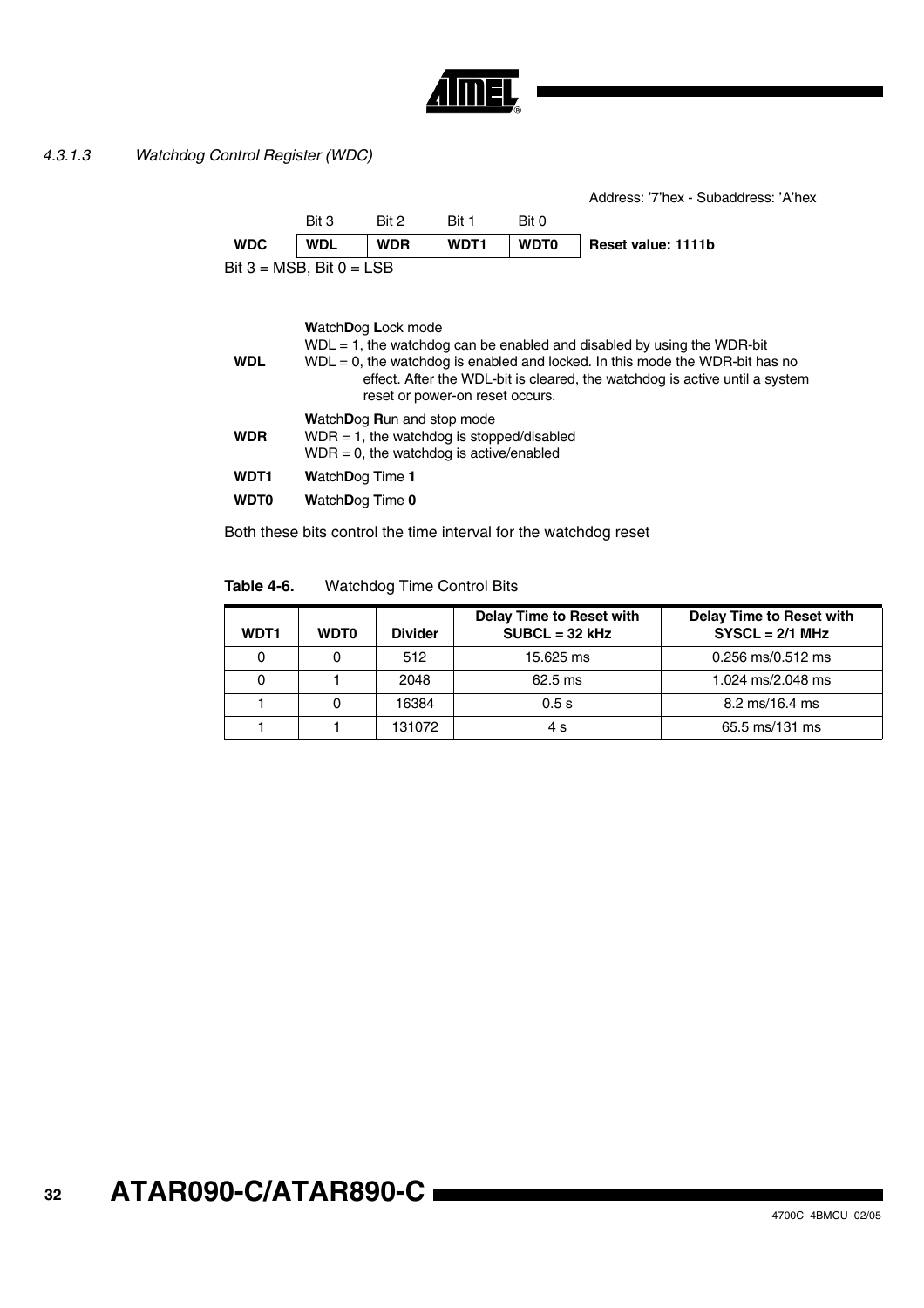#### 4.3.1.3 Watchdog Control Register (WDC)

Address: '7'hex - Subaddress: 'A'hex

| | Bit 3 | Bit 2 | Bit 1 | Bit 0 | |
|---|---|---|---|---|---|
| **WDC** | **WDL** | **WDR** | **WDT1** | **WDT0** | **Reset value: 1111b** |

Bit 3 = MSB, Bit 0 = LSB

**WDL** — **W**atch**D**og **L**ock mode
WDL = 1, the watchdog can be enabled and disabled by using the WDR-bit
WDL = 0, the watchdog is enabled and locked. In this mode the WDR-bit has no effect. After the WDL-bit is cleared, the watchdog is active until a system reset or power-on reset occurs.

**WDR** — **W**atch**D**og **R**un and stop mode
WDR = 1, the watchdog is stopped/disabled
WDR = 0, the watchdog is active/enabled

**WDT1** — **W**atch**D**og **T**ime **1**

**WDT0** — **W**atch**D**og **T**ime **0**

Both these bits control the time interval for the watchdog reset

**Table 4-6.** Watchdog Time Control Bits

| WDT1 | WDT0 | Divider | Delay Time to Reset with SUBCL = 32 kHz | Delay Time to Reset with SYSCL = 2/1 MHz |
|---|---|---|---|---|
| 0 | 0 | 512 | 15.625 ms | 0.256 ms/0.512 ms |
| 0 | 1 | 2048 | 62.5 ms | 1.024 ms/2.048 ms |
| 1 | 0 | 16384 | 0.5 s | 8.2 ms/16.4 ms |
| 1 | 1 | 131072 | 4 s | 65.5 ms/131 ms |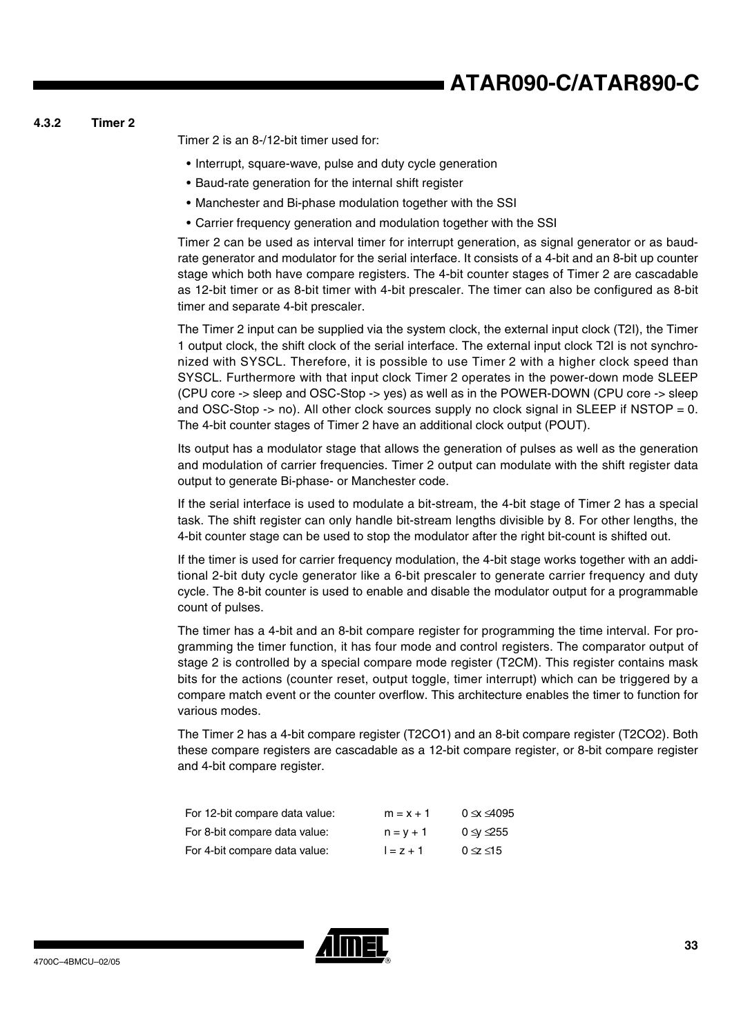### 4.3.2 Timer 2

Timer 2 is an 8-/12-bit timer used for:

- Interrupt, square-wave, pulse and duty cycle generation
- Baud-rate generation for the internal shift register
- Manchester and Bi-phase modulation together with the SSI
- Carrier frequency generation and modulation together with the SSI

Timer 2 can be used as interval timer for interrupt generation, as signal generator or as baud-rate generator and modulator for the serial interface. It consists of a 4-bit and an 8-bit up counter stage which both have compare registers. The 4-bit counter stages of Timer 2 are cascadable as 12-bit timer or as 8-bit timer with 4-bit prescaler. The timer can also be configured as 8-bit timer and separate 4-bit prescaler.

The Timer 2 input can be supplied via the system clock, the external input clock (T2I), the Timer 1 output clock, the shift clock of the serial interface. The external input clock T2I is not synchronized with SYSCL. Therefore, it is possible to use Timer 2 with a higher clock speed than SYSCL. Furthermore with that input clock Timer 2 operates in the power-down mode SLEEP (CPU core -> sleep and OSC-Stop -> yes) as well as in the POWER-DOWN (CPU core -> sleep and OSC-Stop -> no). All other clock sources supply no clock signal in SLEEP if NSTOP = 0. The 4-bit counter stages of Timer 2 have an additional clock output (POUT).

Its output has a modulator stage that allows the generation of pulses as well as the generation and modulation of carrier frequencies. Timer 2 output can modulate with the shift register data output to generate Bi-phase- or Manchester code.

If the serial interface is used to modulate a bit-stream, the 4-bit stage of Timer 2 has a special task. The shift register can only handle bit-stream lengths divisible by 8. For other lengths, the 4-bit counter stage can be used to stop the modulator after the right bit-count is shifted out.

If the timer is used for carrier frequency modulation, the 4-bit stage works together with an additional 2-bit duty cycle generator like a 6-bit prescaler to generate carrier frequency and duty cycle. The 8-bit counter is used to enable and disable the modulator output for a programmable count of pulses.

The timer has a 4-bit and an 8-bit compare register for programming the time interval. For programming the timer function, it has four mode and control registers. The comparator output of stage 2 is controlled by a special compare mode register (T2CM). This register contains mask bits for the actions (counter reset, output toggle, timer interrupt) which can be triggered by a compare match event or the counter overflow. This architecture enables the timer to function for various modes.

The Timer 2 has a 4-bit compare register (T2CO1) and an 8-bit compare register (T2CO2). Both these compare registers are cascadable as a 12-bit compare register, or 8-bit compare register and 4-bit compare register.

| | | |
|---|---|---|
| For 12-bit compare data value: | $m = x + 1$ | $0 \leq x \leq 4095$ |
| For 8-bit compare data value: | $n = y + 1$ | $0 \leq y \leq 255$ |
| For 4-bit compare data value: | $l = z + 1$ | $0 \leq z \leq 15$ |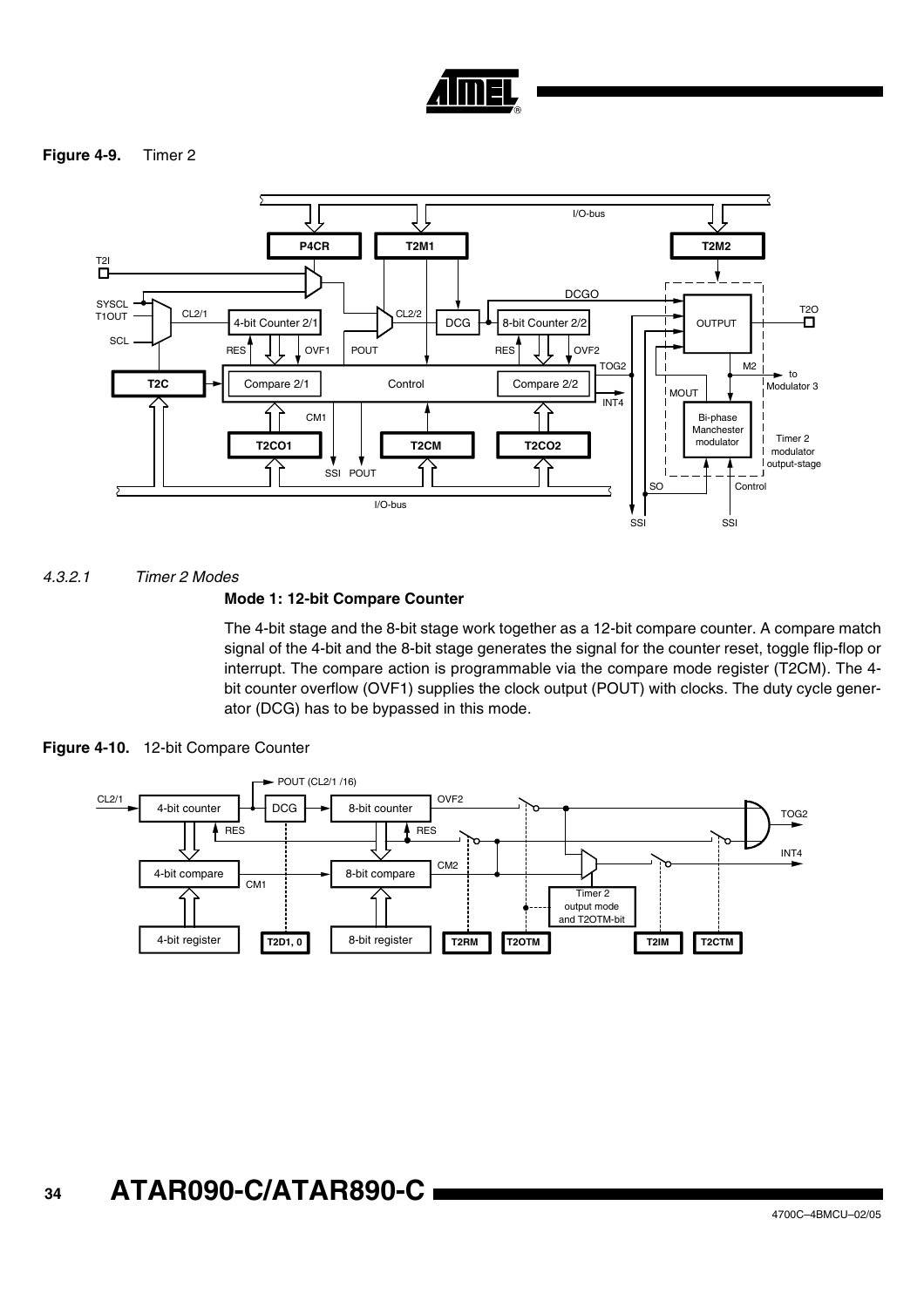**Figure 4-9.** Timer 2

#### 4.3.2.1 Timer 2 Modes

**Mode 1: 12-bit Compare Counter**

The 4-bit stage and the 8-bit stage work together as a 12-bit compare counter. A compare match signal of the 4-bit and the 8-bit stage generates the signal for the counter reset, toggle flip-flop or interrupt. The compare action is programmable via the compare mode register (T2CM). The 4-bit counter overflow (OVF1) supplies the clock output (POUT) with clocks. The duty cycle generator (DCG) has to be bypassed in this mode.

**Figure 4-10.** 12-bit Compare Counter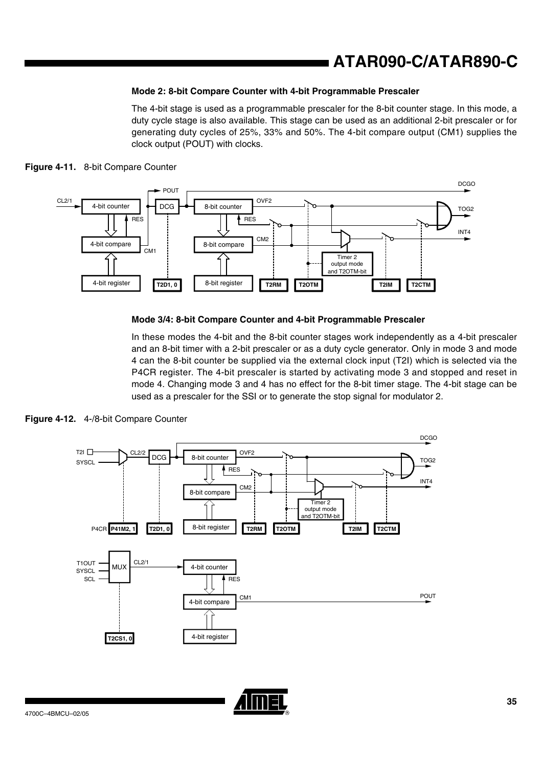#### Mode 2: 8-bit Compare Counter with 4-bit Programmable Prescaler

The 4-bit stage is used as a programmable prescaler for the 8-bit counter stage. In this mode, a duty cycle stage is also available. This stage can be used as an additional 2-bit prescaler or for generating duty cycles of 25%, 33% and 50%. The 4-bit compare output (CM1) supplies the clock output (POUT) with clocks.

**Figure 4-11.** 8-bit Compare Counter

#### Mode 3/4: 8-bit Compare Counter and 4-bit Programmable Prescaler

In these modes the 4-bit and the 8-bit counter stages work independently as a 4-bit prescaler and an 8-bit timer with a 2-bit prescaler or as a duty cycle generator. Only in mode 3 and mode 4 can the 8-bit counter be supplied via the external clock input (T2I) which is selected via the P4CR register. The 4-bit prescaler is started by activating mode 3 and stopped and reset in mode 4. Changing mode 3 and 4 has no effect for the 8-bit timer stage. The 4-bit stage can be used as a prescaler for the SSI or to generate the stop signal for modulator 2.

**Figure 4-12.** 4-/8-bit Compare Counter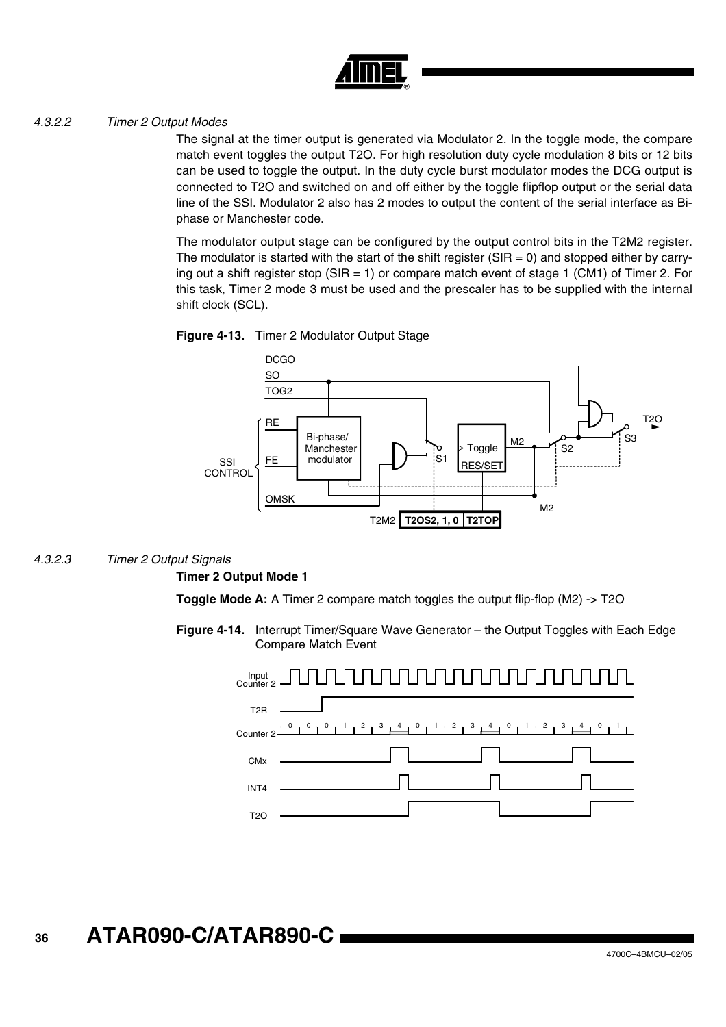#### 4.3.2.2 Timer 2 Output Modes

The signal at the timer output is generated via Modulator 2. In the toggle mode, the compare match event toggles the output T2O. For high resolution duty cycle modulation 8 bits or 12 bits can be used to toggle the output. In the duty cycle burst modulator modes the DCG output is connected to T2O and switched on and off either by the toggle flipflop output or the serial data line of the SSI. Modulator 2 also has 2 modes to output the content of the serial interface as Bi-phase or Manchester code.

The modulator output stage can be configured by the output control bits in the T2M2 register. The modulator is started with the start of the shift register (SIR = 0) and stopped either by carrying out a shift register stop (SIR = 1) or compare match event of stage 1 (CM1) of Timer 2. For this task, Timer 2 mode 3 must be used and the prescaler has to be supplied with the internal shift clock (SCL).

**Figure 4-13.** Timer 2 Modulator Output Stage

#### 4.3.2.3 Timer 2 Output Signals

**Timer 2 Output Mode 1**

**Toggle Mode A:** A Timer 2 compare match toggles the output flip-flop (M2) -> T2O

**Figure 4-14.** Interrupt Timer/Square Wave Generator – the Output Toggles with Each Edge Compare Match Event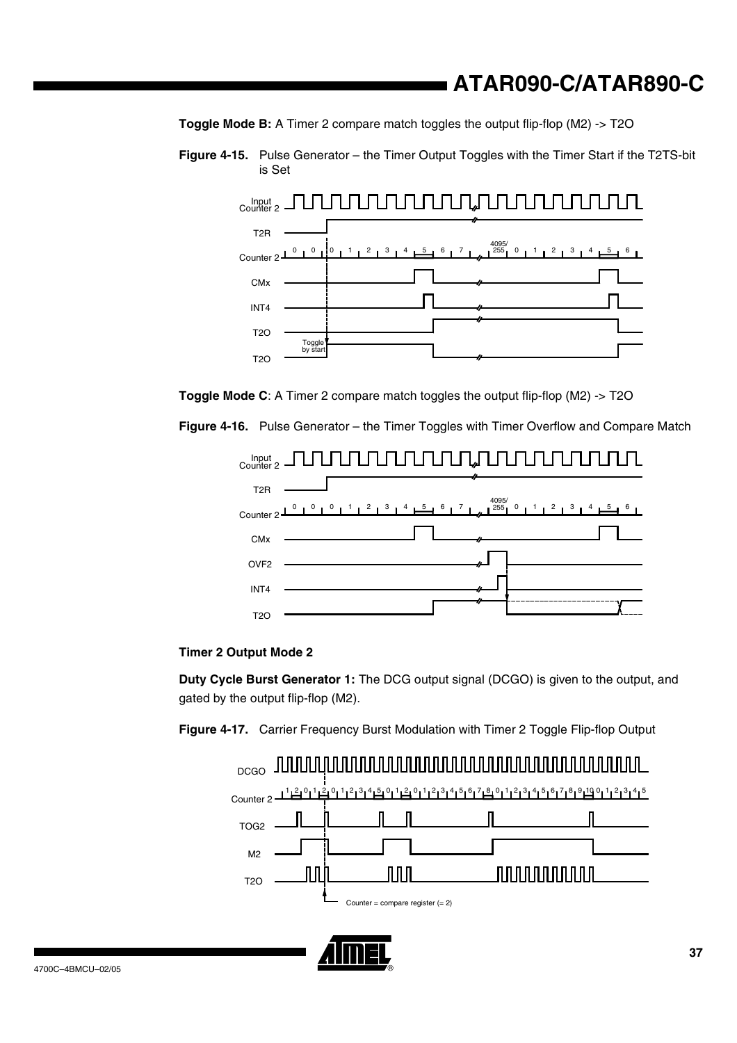**Toggle Mode B:** A Timer 2 compare match toggles the output flip-flop (M2) -> T2O

**Figure 4-15.** Pulse Generator – the Timer Output Toggles with the Timer Start if the T2TS-bit is Set

**Toggle Mode C**: A Timer 2 compare match toggles the output flip-flop (M2) -> T2O

**Figure 4-16.** Pulse Generator – the Timer Toggles with Timer Overflow and Compare Match

### Timer 2 Output Mode 2

**Duty Cycle Burst Generator 1:** The DCG output signal (DCGO) is given to the output, and gated by the output flip-flop (M2).

**Figure 4-17.** Carrier Frequency Burst Modulation with Timer 2 Toggle Flip-flop Output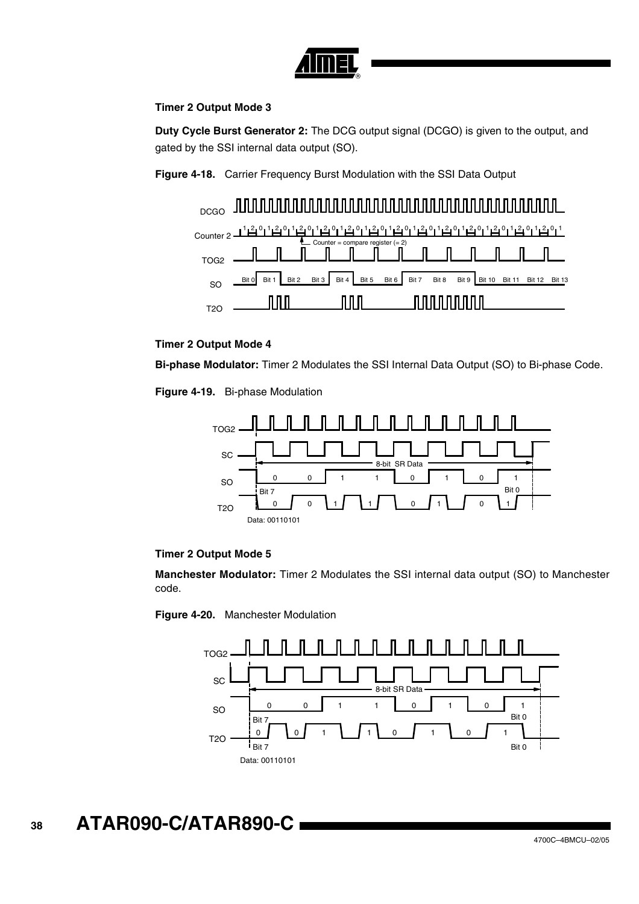**Timer 2 Output Mode 3**

**Duty Cycle Burst Generator 2:** The DCG output signal (DCGO) is given to the output, and gated by the SSI internal data output (SO).

**Figure 4-18.** Carrier Frequency Burst Modulation with the SSI Data Output

**Timer 2 Output Mode 4**

**Bi-phase Modulator:** Timer 2 Modulates the SSI Internal Data Output (SO) to Bi-phase Code.

**Figure 4-19.** Bi-phase Modulation

**Timer 2 Output Mode 5**

**Manchester Modulator:** Timer 2 Modulates the SSI internal data output (SO) to Manchester code.

**Figure 4-20.** Manchester Modulation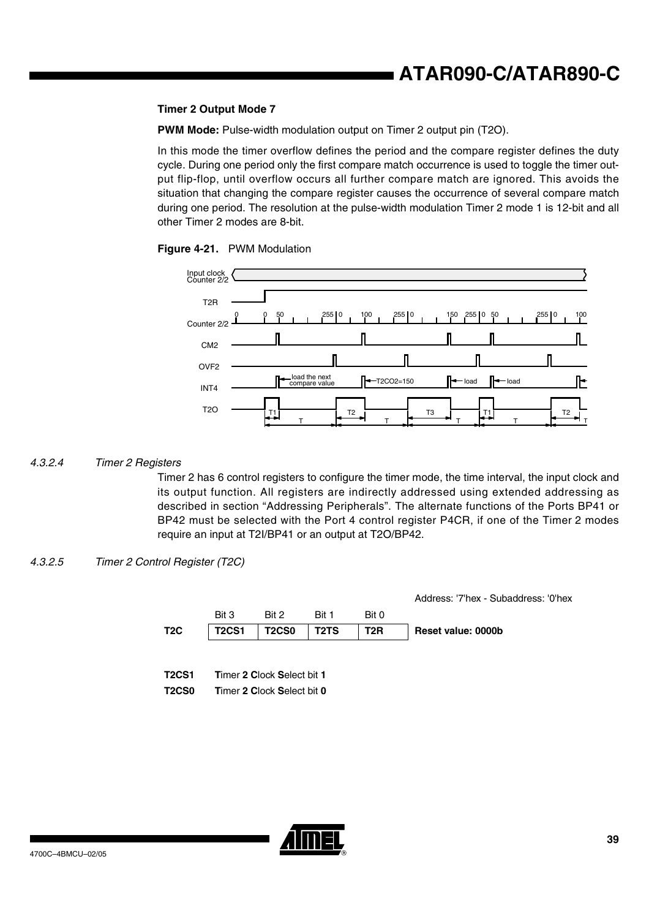**Timer 2 Output Mode 7**

**PWM Mode:** Pulse-width modulation output on Timer 2 output pin (T2O).

In this mode the timer overflow defines the period and the compare register defines the duty cycle. During one period only the first compare match occurrence is used to toggle the timer output flip-flop, until overflow occurs all further compare match are ignored. This avoids the situation that changing the compare register causes the occurrence of several compare match during one period. The resolution at the pulse-width modulation Timer 2 mode 1 is 12-bit and all other Timer 2 modes are 8-bit.

**Figure 4-21.** PWM Modulation

#### 4.3.2.4 Timer 2 Registers

Timer 2 has 6 control registers to configure the timer mode, the time interval, the input clock and its output function. All registers are indirectly addressed using extended addressing as described in section "Addressing Peripherals". The alternate functions of the Ports BP41 or BP42 must be selected with the Port 4 control register P4CR, if one of the Timer 2 modes require an input at T2I/BP41 or an output at T2O/BP42.

#### 4.3.2.5 Timer 2 Control Register (T2C)

Address: '7'hex - Subaddress: '0'hex

| | Bit 3 | Bit 2 | Bit 1 | Bit 0 | |
|---|---|---|---|---|---|
| **T2C** | **T2CS1** | **T2CS0** | **T2TS** | **T2R** | **Reset value: 0000b** |

**T2CS1** **T**imer **2** **C**lock **S**elect bit **1**

**T2CS0** **T**imer **2** **C**lock **S**elect bit **0**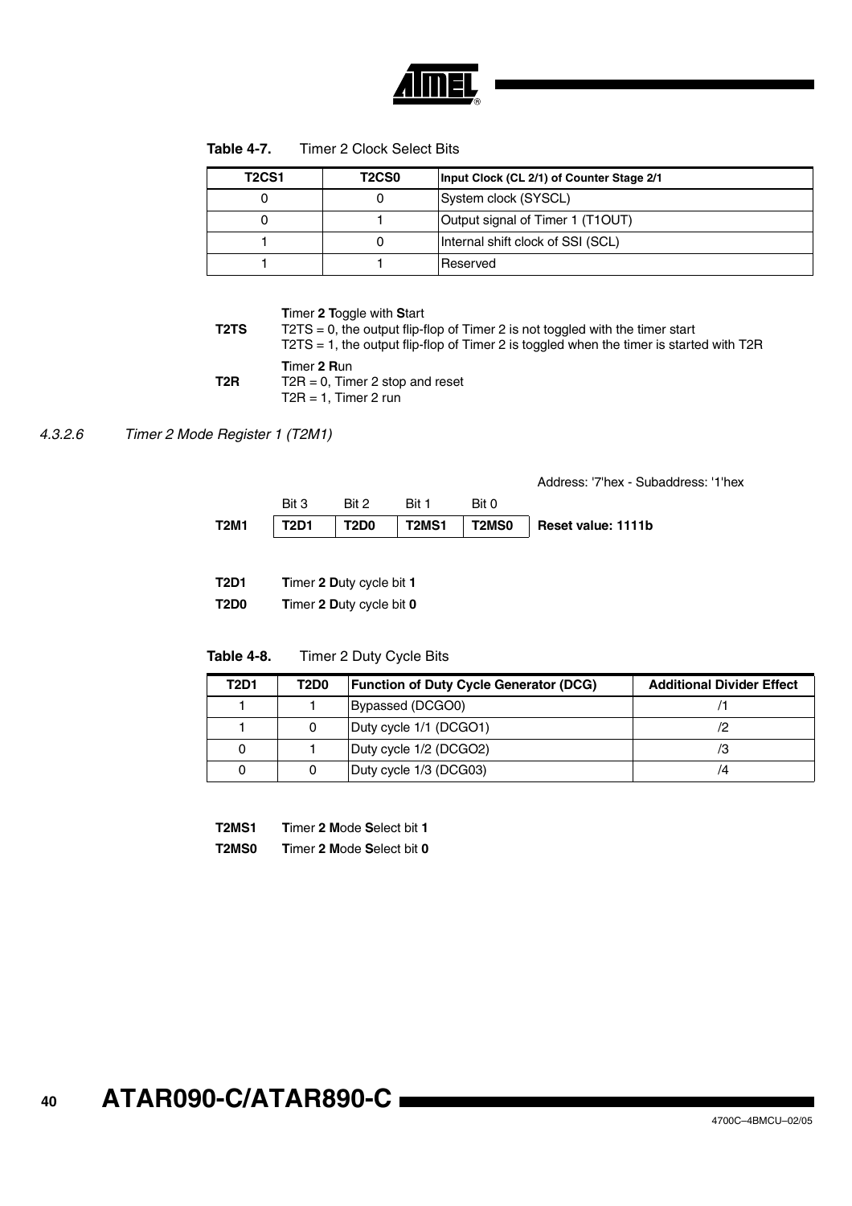**Table 4-7.** Timer 2 Clock Select Bits

| T2CS1 | T2CS0 | Input Clock (CL 2/1) of Counter Stage 2/1 |
|---|---|---|
| 0 | 0 | System clock (SYSCL) |
| 0 | 1 | Output signal of Timer 1 (T1OUT) |
| 1 | 0 | Internal shift clock of SSI (SCL) |
| 1 | 1 | Reserved |

**T2TS** **T**imer **2 T**oggle with **S**tart
T2TS = 0, the output flip-flop of Timer 2 is not toggled with the timer start
T2TS = 1, the output flip-flop of Timer 2 is toggled when the timer is started with T2R

**T2R** **T**imer **2 R**un
T2R = 0, Timer 2 stop and reset
T2R = 1, Timer 2 run

#### *4.3.2.6 Timer 2 Mode Register 1 (T2M1)*

Address: '7'hex - Subaddress: '1'hex

| | Bit 3 | Bit 2 | Bit 1 | Bit 0 | |
|---|---|---|---|---|---|
| **T2M1** | **T2D1** | **T2D0** | **T2MS1** | **T2MS0** | **Reset value: 1111b** |

**T2D1** **T**imer **2 D**uty cycle bit **1**

**T2D0** **T**imer **2 D**uty cycle bit **0**

**Table 4-8.** Timer 2 Duty Cycle Bits

| T2D1 | T2D0 | Function of Duty Cycle Generator (DCG) | Additional Divider Effect |
|---|---|---|---|
| 1 | 1 | Bypassed (DCGO0) | /1 |
| 1 | 0 | Duty cycle 1/1 (DCGO1) | /2 |
| 0 | 1 | Duty cycle 1/2 (DCGO2) | /3 |
| 0 | 0 | Duty cycle 1/3 (DCG03) | /4 |

**T2MS1** **T**imer **2 M**ode **S**elect bit **1**

**T2MS0** **T**imer **2 M**ode **S**elect bit **0**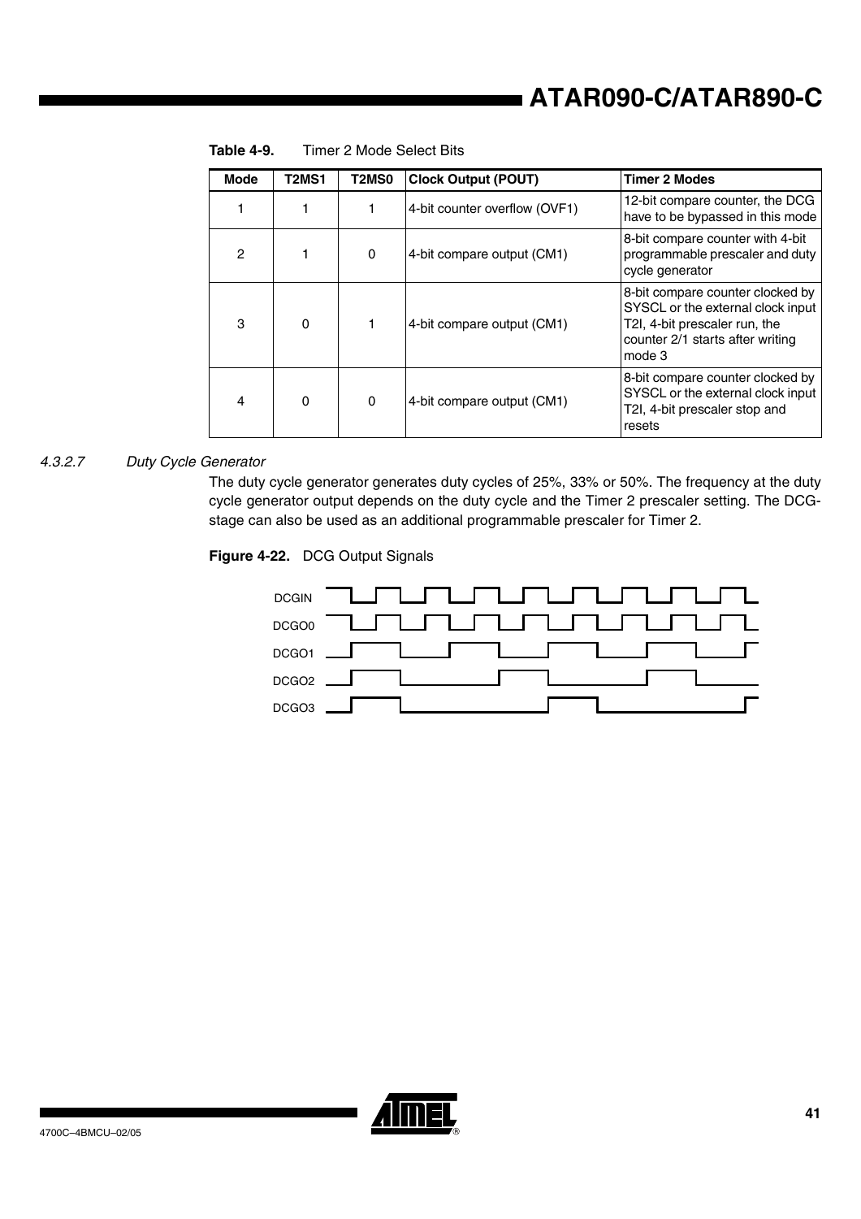**Table 4-9.** Timer 2 Mode Select Bits

| Mode | T2MS1 | T2MS0 | Clock Output (POUT) | Timer 2 Modes |
|---|---|---|---|---|
| 1 | 1 | 1 | 4-bit counter overflow (OVF1) | 12-bit compare counter, the DCG have to be bypassed in this mode |
| 2 | 1 | 0 | 4-bit compare output (CM1) | 8-bit compare counter with 4-bit programmable prescaler and duty cycle generator |
| 3 | 0 | 1 | 4-bit compare output (CM1) | 8-bit compare counter clocked by SYSCL or the external clock input T2I, 4-bit prescaler run, the counter 2/1 starts after writing mode 3 |
| 4 | 0 | 0 | 4-bit compare output (CM1) | 8-bit compare counter clocked by SYSCL or the external clock input T2I, 4-bit prescaler stop and resets |

#### 4.3.2.7 *Duty Cycle Generator*

The duty cycle generator generates duty cycles of 25%, 33% or 50%. The frequency at the duty cycle generator output depends on the duty cycle and the Timer 2 prescaler setting. The DCG-stage can also be used as an additional programmable prescaler for Timer 2.

**Figure 4-22.** DCG Output Signals

DCGIN

DCGO0

DCGO1

DCGO2

DCGO3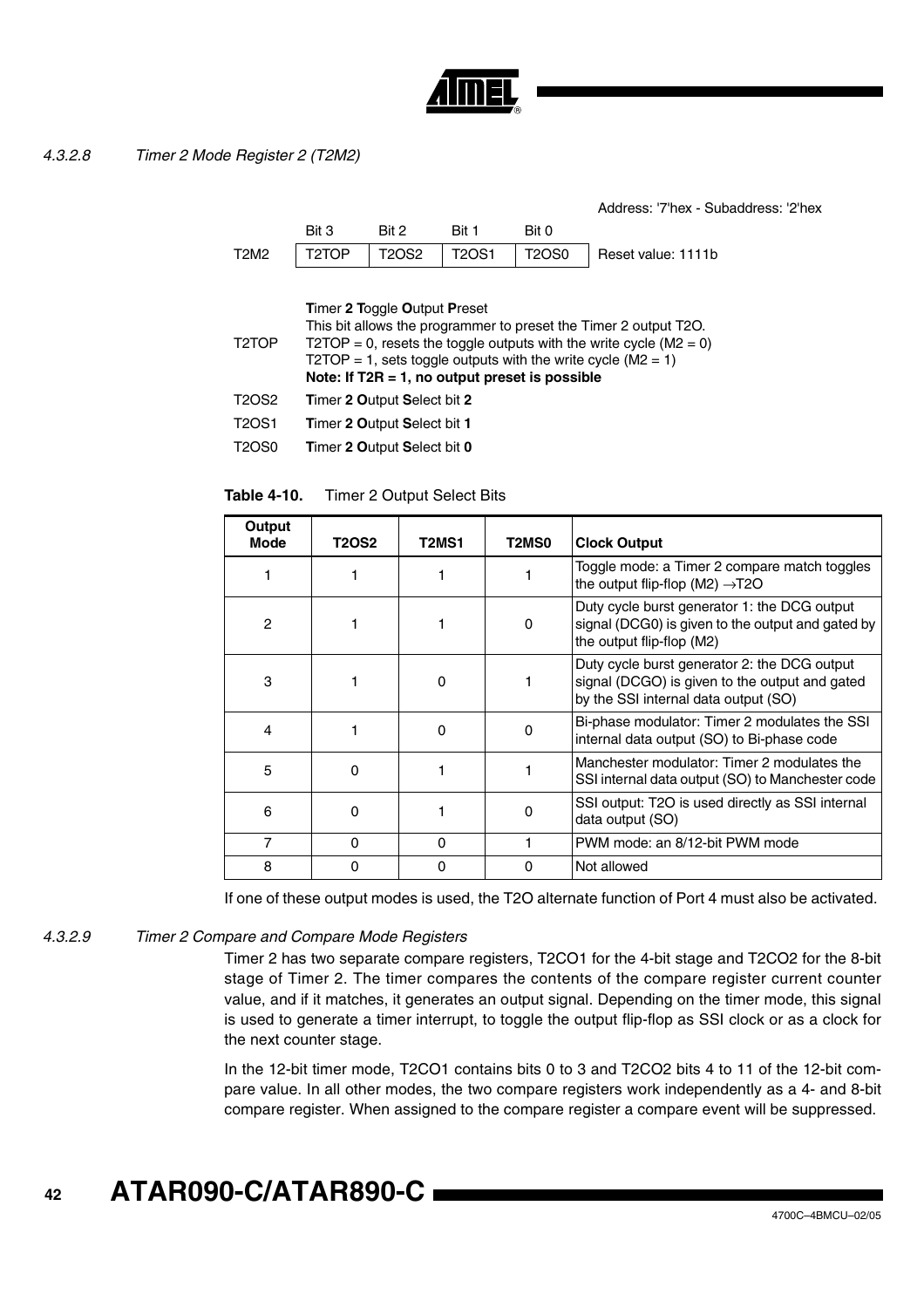#### 4.3.2.8 Timer 2 Mode Register 2 (T2M2)

Address: '7'hex - Subaddress: '2'hex

| | Bit 3 | Bit 2 | Bit 1 | Bit 0 | |
|---|---|---|---|---|---|
| T2M2 | T2TOP | T2OS2 | T2OS1 | T2OS0 | Reset value: 1111b |

T2TOP — **T**imer **2** **T**oggle **O**utput **P**reset
This bit allows the programmer to preset the Timer 2 output T2O.
T2TOP = 0, resets the toggle outputs with the write cycle (M2 = 0)
T2TOP = 1, sets toggle outputs with the write cycle (M2 = 1)
**Note: If T2R = 1, no output preset is possible**

T2OS2 — **T**imer **2** **O**utput **S**elect bit **2**

T2OS1 — **T**imer **2** **O**utput **S**elect bit **1**

T2OS0 — **T**imer **2** **O**utput **S**elect bit **0**

**Table 4-10.** Timer 2 Output Select Bits

| Output Mode | T2OS2 | T2MS1 | T2MS0 | Clock Output |
|---|---|---|---|---|
| 1 | 1 | 1 | 1 | Toggle mode: a Timer 2 compare match toggles the output flip-flop (M2) →T2O |
| 2 | 1 | 1 | 0 | Duty cycle burst generator 1: the DCG output signal (DCG0) is given to the output and gated by the output flip-flop (M2) |
| 3 | 1 | 0 | 1 | Duty cycle burst generator 2: the DCG output signal (DCGO) is given to the output and gated by the SSI internal data output (SO) |
| 4 | 1 | 0 | 0 | Bi-phase modulator: Timer 2 modulates the SSI internal data output (SO) to Bi-phase code |
| 5 | 0 | 1 | 1 | Manchester modulator: Timer 2 modulates the SSI internal data output (SO) to Manchester code |
| 6 | 0 | 1 | 0 | SSI output: T2O is used directly as SSI internal data output (SO) |
| 7 | 0 | 0 | 1 | PWM mode: an 8/12-bit PWM mode |
| 8 | 0 | 0 | 0 | Not allowed |

If one of these output modes is used, the T2O alternate function of Port 4 must also be activated.

#### 4.3.2.9 Timer 2 Compare and Compare Mode Registers

Timer 2 has two separate compare registers, T2CO1 for the 4-bit stage and T2CO2 for the 8-bit stage of Timer 2. The timer compares the contents of the compare register current counter value, and if it matches, it generates an output signal. Depending on the timer mode, this signal is used to generate a timer interrupt, to toggle the output flip-flop as SSI clock or as a clock for the next counter stage.

In the 12-bit timer mode, T2CO1 contains bits 0 to 3 and T2CO2 bits 4 to 11 of the 12-bit compare value. In all other modes, the two compare registers work independently as a 4- and 8-bit compare register. When assigned to the compare register a compare event will be suppressed.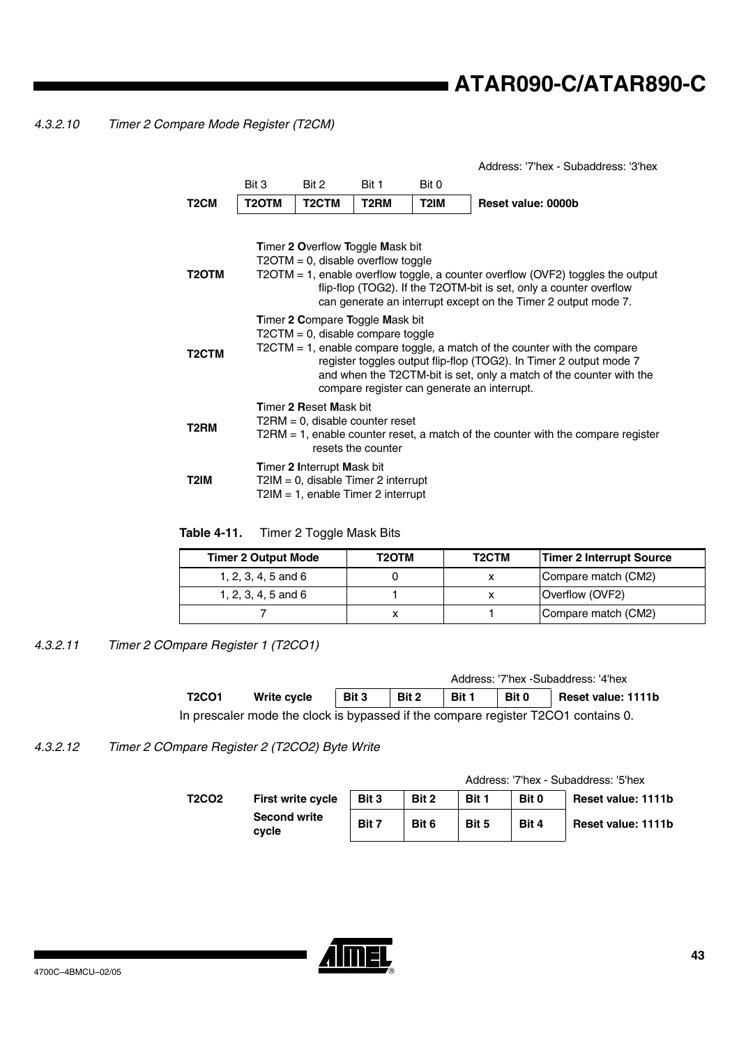#### 4.3.2.10 Timer 2 Compare Mode Register (T2CM)

Address: '7'hex - Subaddress: '3'hex

| | Bit 3 | Bit 2 | Bit 1 | Bit 0 | |
|---|---|---|---|---|---|
| **T2CM** | **T2OTM** | **T2CTM** | **T2RM** | **T2IM** | **Reset value: 0000b** |

**T2OTM**
**T**imer **2 O**verflow **T**oggle **M**ask bit
T2OTM = 0, disable overflow toggle
T2OTM = 1, enable overflow toggle, a counter overflow (OVF2) toggles the output flip-flop (TOG2). If the T2OTM-bit is set, only a counter overflow can generate an interrupt except on the Timer 2 output mode 7.

**T2CTM**
**T**imer **2 C**ompare **T**oggle **M**ask bit
T2CTM = 0, disable compare toggle
T2CTM = 1, enable compare toggle, a match of the counter with the compare register toggles output flip-flop (TOG2). In Timer 2 output mode 7 and when the T2CTM-bit is set, only a match of the counter with the compare register can generate an interrupt.

**T2RM**
**T**imer **2 R**eset **M**ask bit
T2RM = 0, disable counter reset
T2RM = 1, enable counter reset, a match of the counter with the compare register resets the counter

**T2IM**
**T**imer **2 I**nterrupt **M**ask bit
T2IM = 0, disable Timer 2 interrupt
T2IM = 1, enable Timer 2 interrupt

**Table 4-11.** Timer 2 Toggle Mask Bits

| Timer 2 Output Mode | T2OTM | T2CTM | Timer 2 Interrupt Source |
|---|---|---|---|
| 1, 2, 3, 4, 5 and 6 | 0 | x | Compare match (CM2) |
| 1, 2, 3, 4, 5 and 6 | 1 | x | Overflow (OVF2) |
| 7 | x | 1 | Compare match (CM2) |

#### 4.3.2.11 Timer 2 COmpare Register 1 (T2CO1)

Address: '7'hex -Subaddress: '4'hex

| **T2CO1** | **Write cycle** | **Bit 3** | **Bit 2** | **Bit 1** | **Bit 0** | **Reset value: 1111b** |
|---|---|---|---|---|---|---|

In prescaler mode the clock is bypassed if the compare register T2CO1 contains 0.

#### 4.3.2.12 Timer 2 COmpare Register 2 (T2CO2) Byte Write

Address: '7'hex - Subaddress: '5'hex

| **T2CO2** | **First write cycle** | **Bit 3** | **Bit 2** | **Bit 1** | **Bit 0** | **Reset value: 1111b** |
|---|---|---|---|---|---|---|
| | **Second write cycle** | **Bit 7** | **Bit 6** | **Bit 5** | **Bit 4** | **Reset value: 1111b** |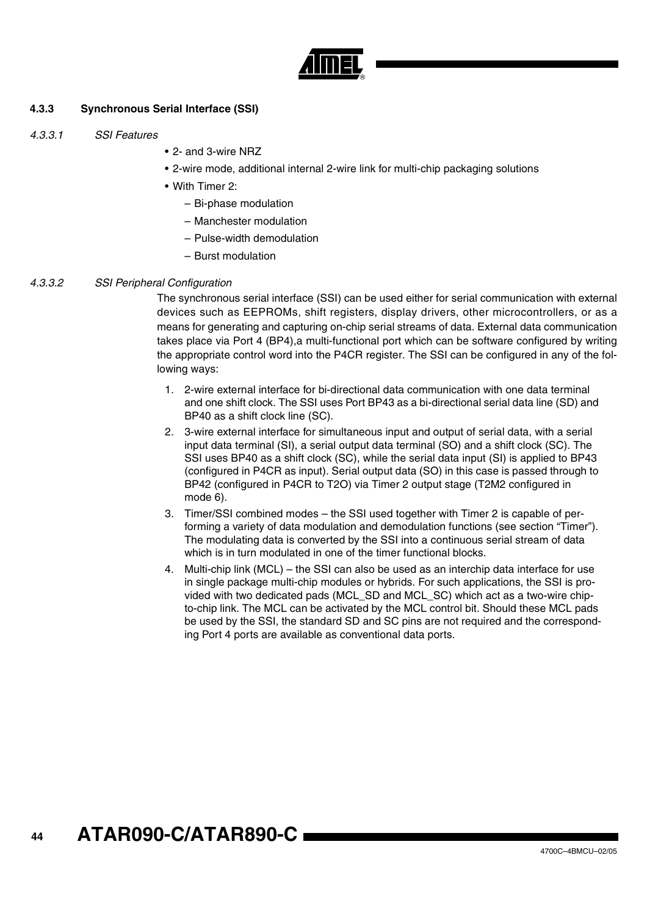### 4.3.3 Synchronous Serial Interface (SSI)

#### *4.3.3.1 SSI Features*

- 2- and 3-wire NRZ
- 2-wire mode, additional internal 2-wire link for multi-chip packaging solutions
- With Timer 2:
  - Bi-phase modulation
  - Manchester modulation
  - Pulse-width demodulation
  - Burst modulation

#### *4.3.3.2 SSI Peripheral Configuration*

The synchronous serial interface (SSI) can be used either for serial communication with external devices such as EEPROMs, shift registers, display drivers, other microcontrollers, or as a means for generating and capturing on-chip serial streams of data. External data communication takes place via Port 4 (BP4),a multi-functional port which can be software configured by writing the appropriate control word into the P4CR register. The SSI can be configured in any of the following ways:

1. 2-wire external interface for bi-directional data communication with one data terminal and one shift clock. The SSI uses Port BP43 as a bi-directional serial data line (SD) and BP40 as a shift clock line (SC).
2. 3-wire external interface for simultaneous input and output of serial data, with a serial input data terminal (SI), a serial output data terminal (SO) and a shift clock (SC). The SSI uses BP40 as a shift clock (SC), while the serial data input (SI) is applied to BP43 (configured in P4CR as input). Serial output data (SO) in this case is passed through to BP42 (configured in P4CR to T2O) via Timer 2 output stage (T2M2 configured in mode 6).
3. Timer/SSI combined modes – the SSI used together with Timer 2 is capable of performing a variety of data modulation and demodulation functions (see section "Timer"). The modulating data is converted by the SSI into a continuous serial stream of data which is in turn modulated in one of the timer functional blocks.
4. Multi-chip link (MCL) – the SSI can also be used as an interchip data interface for use in single package multi-chip modules or hybrids. For such applications, the SSI is provided with two dedicated pads (MCL_SD and MCL_SC) which act as a two-wire chip-to-chip link. The MCL can be activated by the MCL control bit. Should these MCL pads be used by the SSI, the standard SD and SC pins are not required and the corresponding Port 4 ports are available as conventional data ports.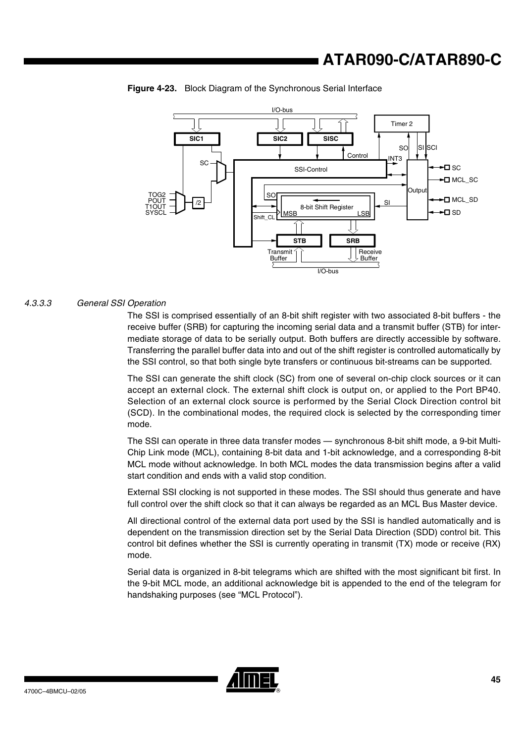**Figure 4-23.** Block Diagram of the Synchronous Serial Interface

#### 4.3.3.3 General SSI Operation

The SSI is comprised essentially of an 8-bit shift register with two associated 8-bit buffers - the receive buffer (SRB) for capturing the incoming serial data and a transmit buffer (STB) for intermediate storage of data to be serially output. Both buffers are directly accessible by software. Transferring the parallel buffer data into and out of the shift register is controlled automatically by the SSI control, so that both single byte transfers or continuous bit-streams can be supported.

The SSI can generate the shift clock (SC) from one of several on-chip clock sources or it can accept an external clock. The external shift clock is output on, or applied to the Port BP40. Selection of an external clock source is performed by the Serial Clock Direction control bit (SCD). In the combinational modes, the required clock is selected by the corresponding timer mode.

The SSI can operate in three data transfer modes — synchronous 8-bit shift mode, a 9-bit Multi-Chip Link mode (MCL), containing 8-bit data and 1-bit acknowledge, and a corresponding 8-bit MCL mode without acknowledge. In both MCL modes the data transmission begins after a valid start condition and ends with a valid stop condition.

External SSI clocking is not supported in these modes. The SSI should thus generate and have full control over the shift clock so that it can always be regarded as an MCL Bus Master device.

All directional control of the external data port used by the SSI is handled automatically and is dependent on the transmission direction set by the Serial Data Direction (SDD) control bit. This control bit defines whether the SSI is currently operating in transmit (TX) mode or receive (RX) mode.

Serial data is organized in 8-bit telegrams which are shifted with the most significant bit first. In the 9-bit MCL mode, an additional acknowledge bit is appended to the end of the telegram for handshaking purposes (see "MCL Protocol").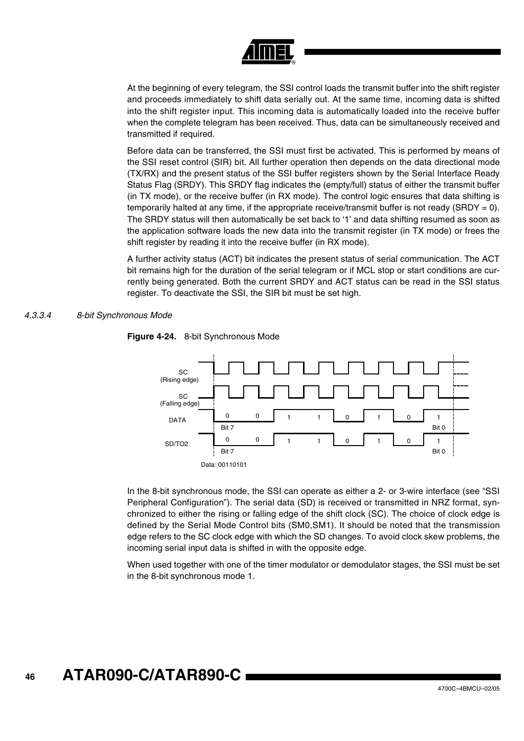At the beginning of every telegram, the SSI control loads the transmit buffer into the shift register and proceeds immediately to shift data serially out. At the same time, incoming data is shifted into the shift register input. This incoming data is automatically loaded into the receive buffer when the complete telegram has been received. Thus, data can be simultaneously received and transmitted if required.

Before data can be transferred, the SSI must first be activated. This is performed by means of the SSI reset control (SIR) bit. All further operation then depends on the data directional mode (TX/RX) and the present status of the SSI buffer registers shown by the Serial Interface Ready Status Flag (SRDY). This SRDY flag indicates the (empty/full) status of either the transmit buffer (in TX mode), or the receive buffer (in RX mode). The control logic ensures that data shifting is temporarily halted at any time, if the appropriate receive/transmit buffer is not ready (SRDY = 0). The SRDY status will then automatically be set back to '1' and data shifting resumed as soon as the application software loads the new data into the transmit register (in TX mode) or frees the shift register by reading it into the receive buffer (in RX mode).

A further activity status (ACT) bit indicates the present status of serial communication. The ACT bit remains high for the duration of the serial telegram or if MCL stop or start conditions are currently being generated. Both the current SRDY and ACT status can be read in the SSI status register. To deactivate the SSI, the SIR bit must be set high.

#### 4.3.3.4 8-bit Synchronous Mode

**Figure 4-24.** 8-bit Synchronous Mode

SC (Rising edge)

SC (Falling edge)

DATA: 0 0 1 1 0 1 0 1 (Bit 7 ... Bit 0)

SD/TO2: 0 0 1 1 0 1 0 1 (Bit 7 ... Bit 0)

Data: 00110101

In the 8-bit synchronous mode, the SSI can operate as either a 2- or 3-wire interface (see "SSI Peripheral Configuration"). The serial data (SD) is received or transmitted in NRZ format, synchronized to either the rising or falling edge of the shift clock (SC). The choice of clock edge is defined by the Serial Mode Control bits (SM0,SM1). It should be noted that the transmission edge refers to the SC clock edge with which the SD changes. To avoid clock skew problems, the incoming serial input data is shifted in with the opposite edge.

When used together with one of the timer modulator or demodulator stages, the SSI must be set in the 8-bit synchronous mode 1.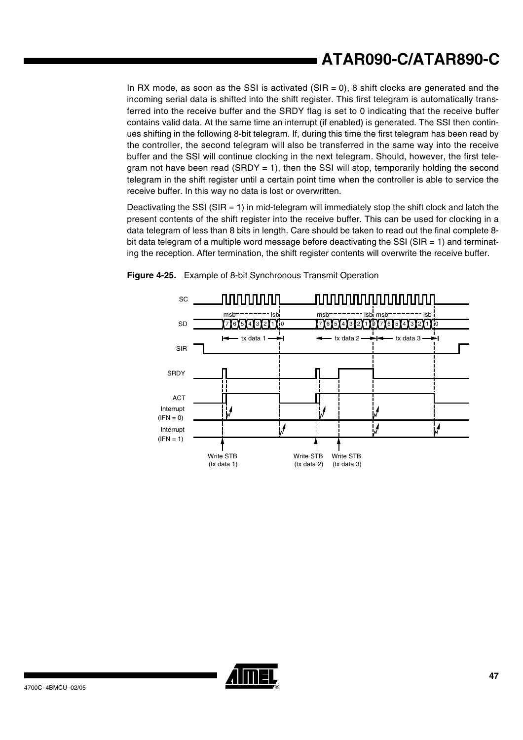In RX mode, as soon as the SSI is activated (SIR = 0), 8 shift clocks are generated and the incoming serial data is shifted into the shift register. This first telegram is automatically transferred into the receive buffer and the SRDY flag is set to 0 indicating that the receive buffer contains valid data. At the same time an interrupt (if enabled) is generated. The SSI then continues shifting in the following 8-bit telegram. If, during this time the first telegram has been read by the controller, the second telegram will also be transferred in the same way into the receive buffer and the SSI will continue clocking in the next telegram. Should, however, the first telegram not have been read (SRDY = 1), then the SSI will stop, temporarily holding the second telegram in the shift register until a certain point time when the controller is able to service the receive buffer. In this way no data is lost or overwritten.

Deactivating the SSI (SIR = 1) in mid-telegram will immediately stop the shift clock and latch the present contents of the shift register into the receive buffer. This can be used for clocking in a data telegram of less than 8 bits in length. Care should be taken to read out the final complete 8-bit data telegram of a multiple word message before deactivating the SSI (SIR = 1) and terminating the reception. After termination, the shift register contents will overwrite the receive buffer.

**Figure 4-25.** Example of 8-bit Synchronous Transmit Operation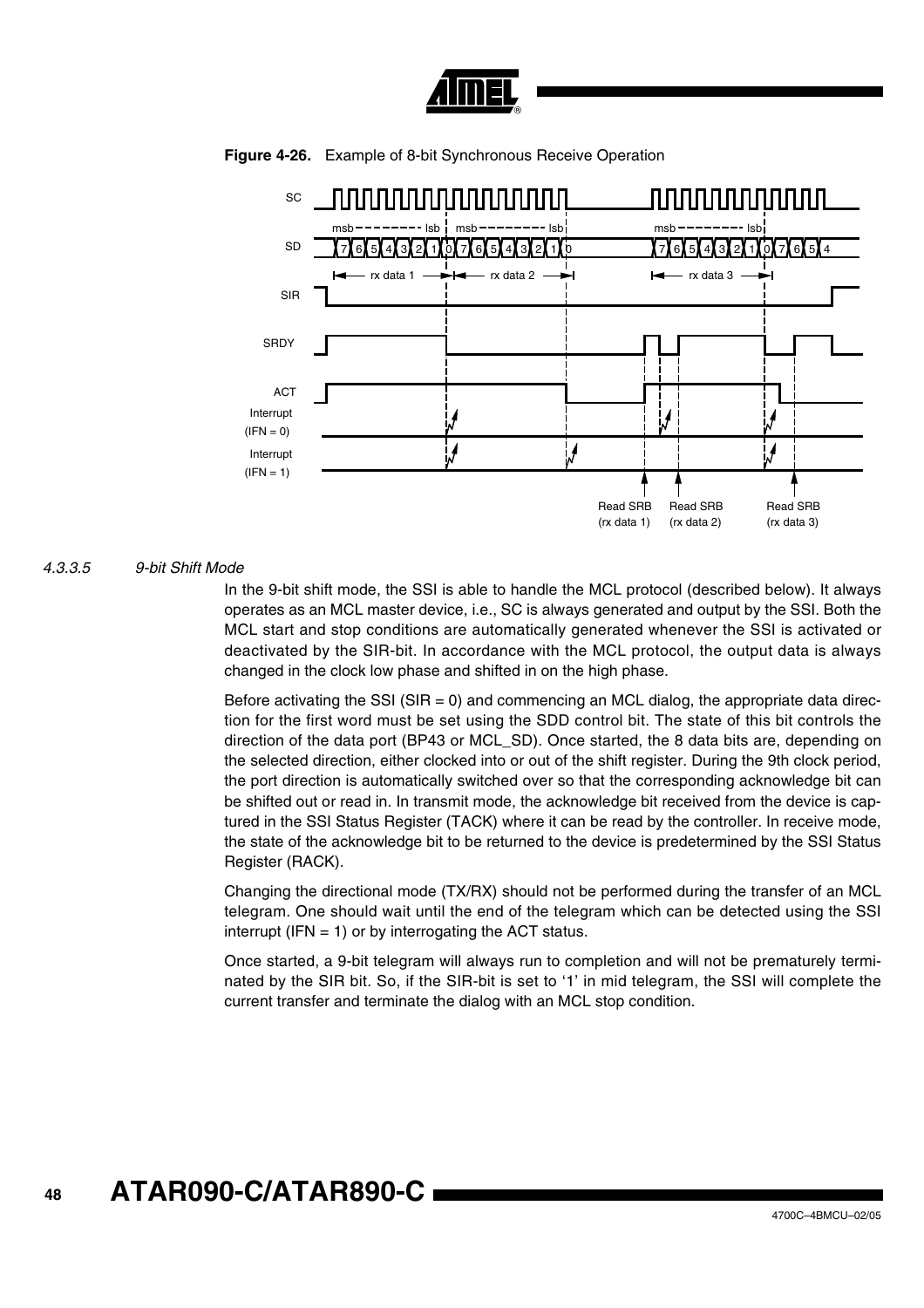**Figure 4-26.** Example of 8-bit Synchronous Receive Operation

#### 4.3.3.5 9-bit Shift Mode

In the 9-bit shift mode, the SSI is able to handle the MCL protocol (described below). It always operates as an MCL master device, i.e., SC is always generated and output by the SSI. Both the MCL start and stop conditions are automatically generated whenever the SSI is activated or deactivated by the SIR-bit. In accordance with the MCL protocol, the output data is always changed in the clock low phase and shifted in on the high phase.

Before activating the SSI (SIR = 0) and commencing an MCL dialog, the appropriate data direction for the first word must be set using the SDD control bit. The state of this bit controls the direction of the data port (BP43 or MCL_SD). Once started, the 8 data bits are, depending on the selected direction, either clocked into or out of the shift register. During the 9th clock period, the port direction is automatically switched over so that the corresponding acknowledge bit can be shifted out or read in. In transmit mode, the acknowledge bit received from the device is captured in the SSI Status Register (TACK) where it can be read by the controller. In receive mode, the state of the acknowledge bit to be returned to the device is predetermined by the SSI Status Register (RACK).

Changing the directional mode (TX/RX) should not be performed during the transfer of an MCL telegram. One should wait until the end of the telegram which can be detected using the SSI interrupt (IFN = 1) or by interrogating the ACT status.

Once started, a 9-bit telegram will always run to completion and will not be prematurely terminated by the SIR bit. So, if the SIR-bit is set to '1' in mid telegram, the SSI will complete the current transfer and terminate the dialog with an MCL stop condition.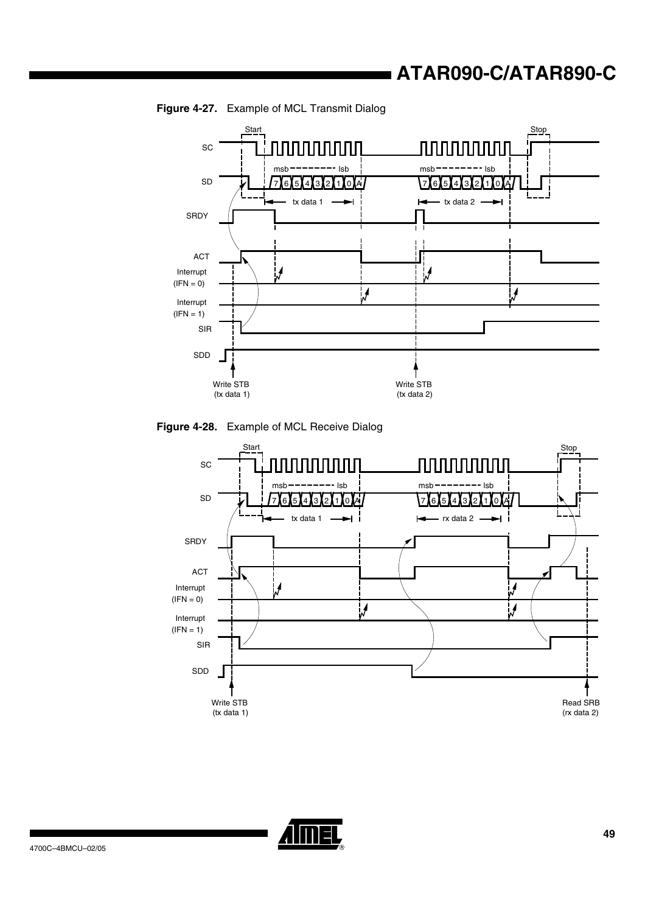**Figure 4-27.** Example of MCL Transmit Dialog

**Figure 4-28.** Example of MCL Receive Dialog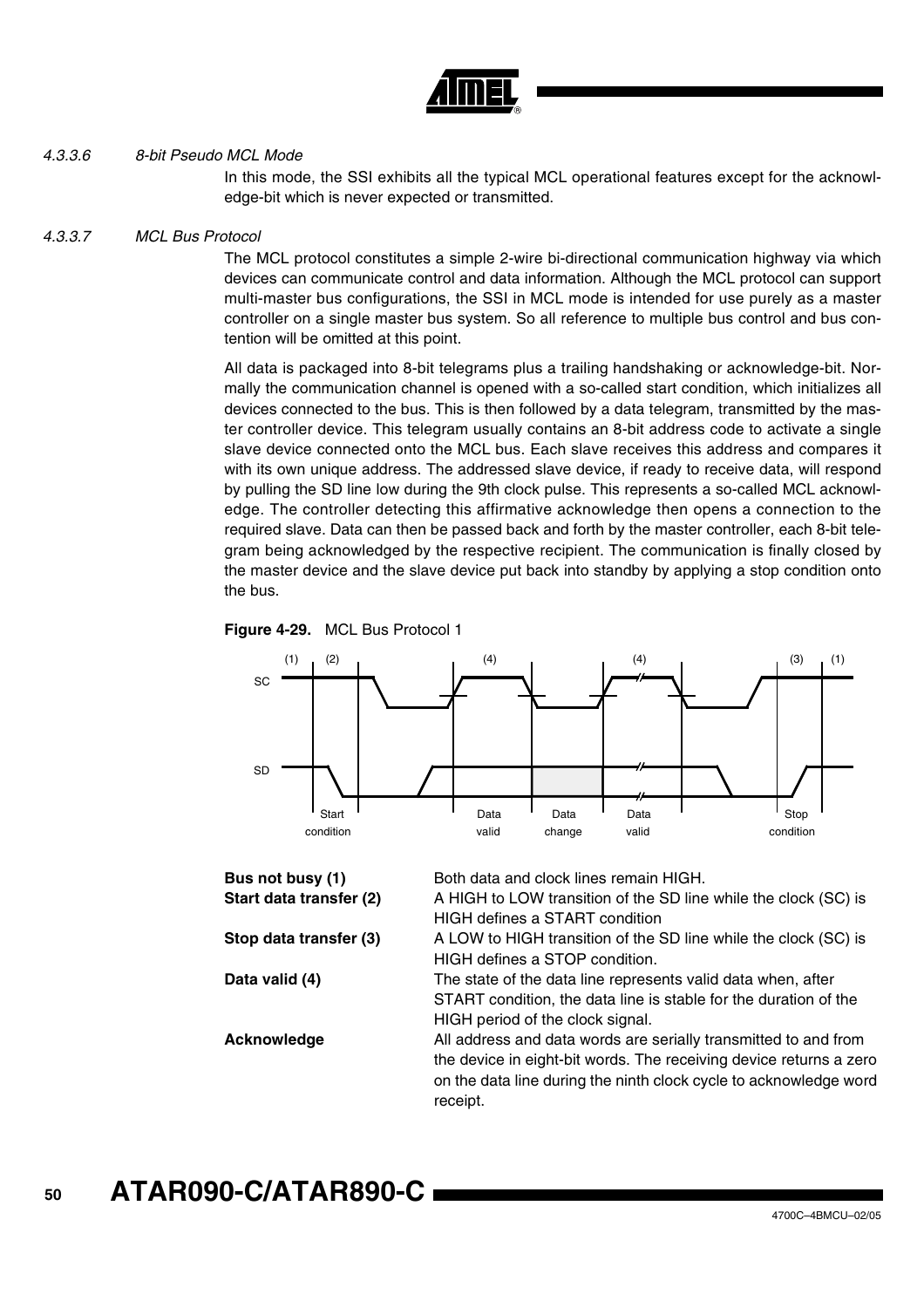#### 4.3.3.6 8-bit Pseudo MCL Mode

In this mode, the SSI exhibits all the typical MCL operational features except for the acknowledge-bit which is never expected or transmitted.

#### 4.3.3.7 MCL Bus Protocol

The MCL protocol constitutes a simple 2-wire bi-directional communication highway via which devices can communicate control and data information. Although the MCL protocol can support multi-master bus configurations, the SSI in MCL mode is intended for use purely as a master controller on a single master bus system. So all reference to multiple bus control and bus contention will be omitted at this point.

All data is packaged into 8-bit telegrams plus a trailing handshaking or acknowledge-bit. Normally the communication channel is opened with a so-called start condition, which initializes all devices connected to the bus. This is then followed by a data telegram, transmitted by the master controller device. This telegram usually contains an 8-bit address code to activate a single slave device connected onto the MCL bus. Each slave receives this address and compares it with its own unique address. The addressed slave device, if ready to receive data, will respond by pulling the SD line low during the 9th clock pulse. This represents a so-called MCL acknowledge. The controller detecting this affirmative acknowledge then opens a connection to the required slave. Data can then be passed back and forth by the master controller, each 8-bit telegram being acknowledged by the respective recipient. The communication is finally closed by the master device and the slave device put back into standby by applying a stop condition onto the bus.

**Figure 4-29.** MCL Bus Protocol 1

| | |
|---|---|
| **Bus not busy (1)** | Both data and clock lines remain HIGH. |
| **Start data transfer (2)** | A HIGH to LOW transition of the SD line while the clock (SC) is HIGH defines a START condition |
| **Stop data transfer (3)** | A LOW to HIGH transition of the SD line while the clock (SC) is HIGH defines a STOP condition. |
| **Data valid (4)** | The state of the data line represents valid data when, after START condition, the data line is stable for the duration of the HIGH period of the clock signal. |
| **Acknowledge** | All address and data words are serially transmitted to and from the device in eight-bit words. The receiving device returns a zero on the data line during the ninth clock cycle to acknowledge word receipt. |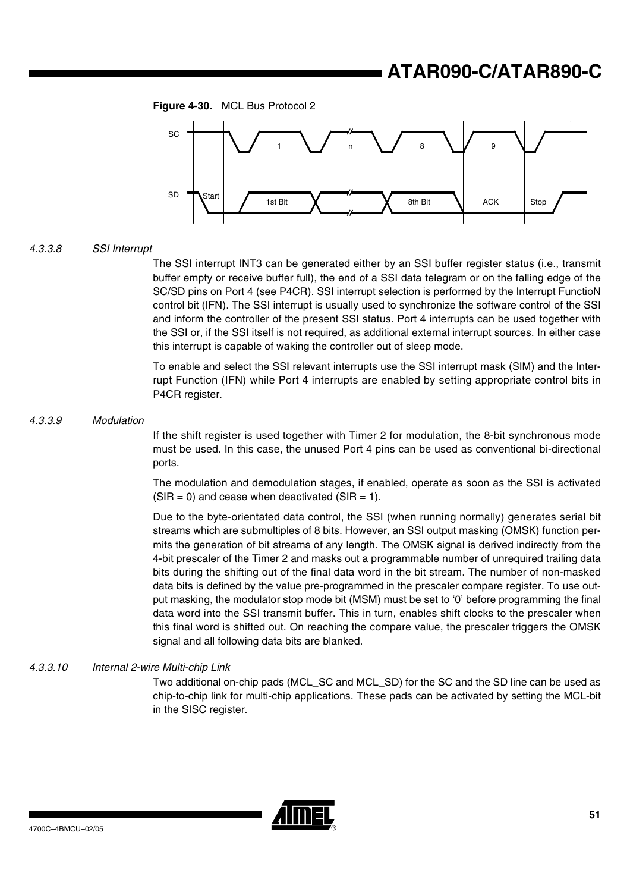**Figure 4-30.** MCL Bus Protocol 2

#### 4.3.3.8 *SSI Interrupt*

The SSI interrupt INT3 can be generated either by an SSI buffer register status (i.e., transmit buffer empty or receive buffer full), the end of a SSI data telegram or on the falling edge of the SC/SD pins on Port 4 (see P4CR). SSI interrupt selection is performed by the Interrupt FunctioN control bit (IFN). The SSI interrupt is usually used to synchronize the software control of the SSI and inform the controller of the present SSI status. Port 4 interrupts can be used together with the SSI or, if the SSI itself is not required, as additional external interrupt sources. In either case this interrupt is capable of waking the controller out of sleep mode.

To enable and select the SSI relevant interrupts use the SSI interrupt mask (SIM) and the Interrupt Function (IFN) while Port 4 interrupts are enabled by setting appropriate control bits in P4CR register.

#### 4.3.3.9 *Modulation*

If the shift register is used together with Timer 2 for modulation, the 8-bit synchronous mode must be used. In this case, the unused Port 4 pins can be used as conventional bi-directional ports.

The modulation and demodulation stages, if enabled, operate as soon as the SSI is activated (SIR = 0) and cease when deactivated (SIR = 1).

Due to the byte-orientated data control, the SSI (when running normally) generates serial bit streams which are submultiples of 8 bits. However, an SSI output masking (OMSK) function permits the generation of bit streams of any length. The OMSK signal is derived indirectly from the 4-bit prescaler of the Timer 2 and masks out a programmable number of unrequired trailing data bits during the shifting out of the final data word in the bit stream. The number of non-masked data bits is defined by the value pre-programmed in the prescaler compare register. To use output masking, the modulator stop mode bit (MSM) must be set to '0' before programming the final data word into the SSI transmit buffer. This in turn, enables shift clocks to the prescaler when this final word is shifted out. On reaching the compare value, the prescaler triggers the OMSK signal and all following data bits are blanked.

#### 4.3.3.10 *Internal 2-wire Multi-chip Link*

Two additional on-chip pads (MCL_SC and MCL_SD) for the SC and the SD line can be used as chip-to-chip link for multi-chip applications. These pads can be activated by setting the MCL-bit in the SISC register.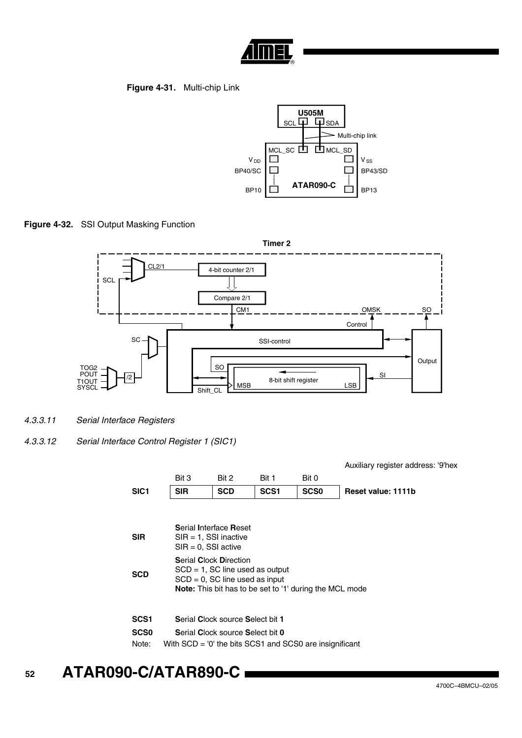**Figure 4-31.** Multi-chip Link

**Figure 4-32.** SSI Output Masking Function

*4.3.3.11 Serial Interface Registers*

*4.3.3.12 Serial Interface Control Register 1 (SIC1)*

Auxiliary register address: '9'hex

| | Bit 3 | Bit 2 | Bit 1 | Bit 0 | |
|---|---|---|---|---|---|
| **SIC1** | **SIR** | **SCD** | **SCS1** | **SCS0** | **Reset value: 1111b** |

**SIR** — **S**erial **I**nterface **R**eset
SIR = 1, SSI inactive
SIR = 0, SSI active

**SCD** — **S**erial **C**lock **D**irection
SCD = 1, SC line used as output
SCD = 0, SC line used as input
**Note:** This bit has to be set to '1' during the MCL mode

**SCS1** — **S**erial **C**lock source **S**elect bit **1**

**SCS0** — **S**erial **C**lock source **S**elect bit **0**

Note: With SCD = '0' the bits SCS1 and SCS0 are insignificant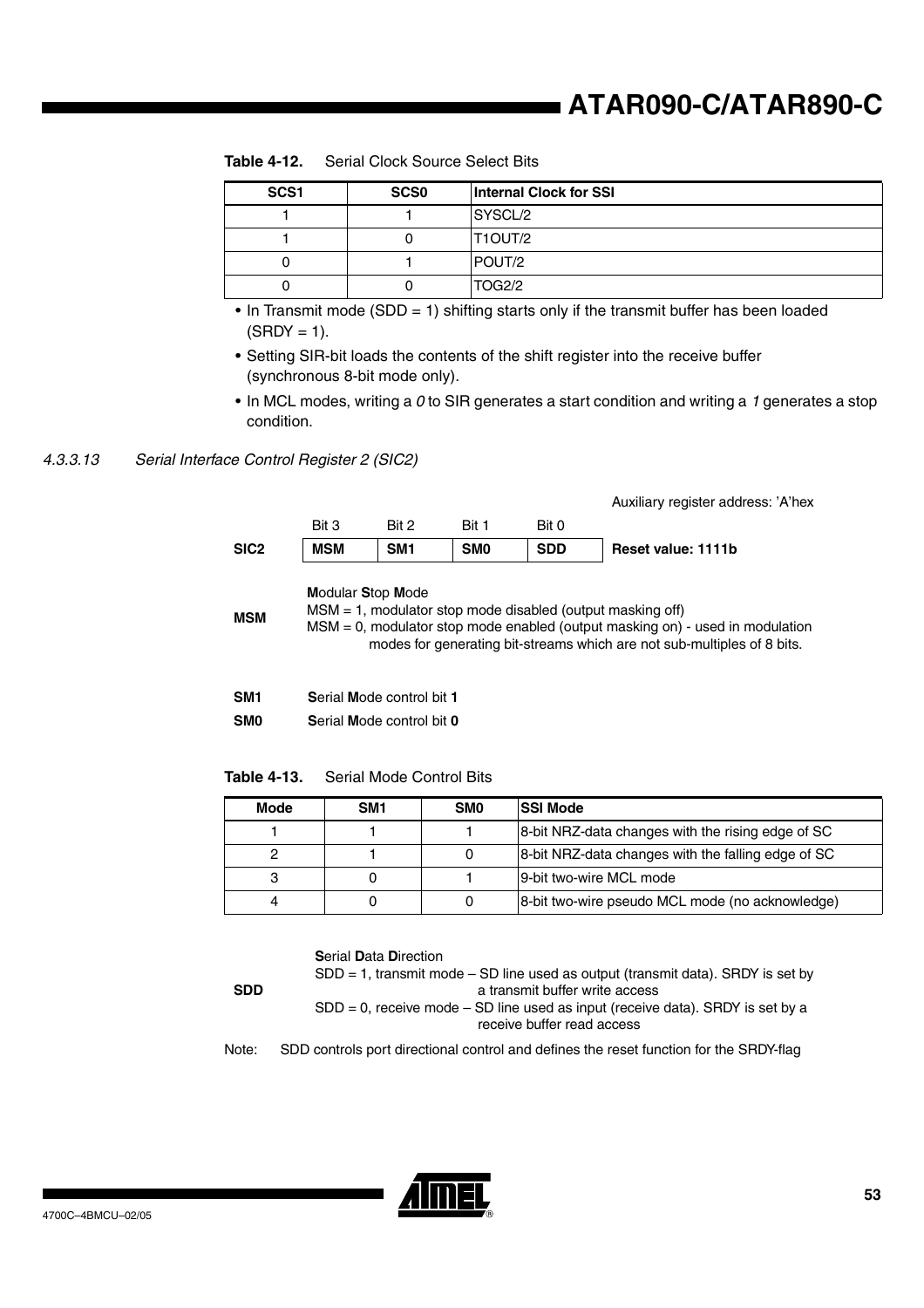**Table 4-12.** Serial Clock Source Select Bits

| SCS1 | SCS0 | Internal Clock for SSI |
|---|---|---|
| 1 | 1 | SYSCL/2 |
| 1 | 0 | T1OUT/2 |
| 0 | 1 | POUT/2 |
| 0 | 0 | TOG2/2 |

- In Transmit mode (SDD = 1) shifting starts only if the transmit buffer has been loaded (SRDY = 1).
- Setting SIR-bit loads the contents of the shift register into the receive buffer (synchronous 8-bit mode only).
- In MCL modes, writing a *0* to SIR generates a start condition and writing a *1* generates a stop condition.

### *4.3.3.13 Serial Interface Control Register 2 (SIC2)*

Auxiliary register address: 'A'hex

| | Bit 3 | Bit 2 | Bit 1 | Bit 0 | |
|---|---|---|---|---|---|
| **SIC2** | **MSM** | **SM1** | **SM0** | **SDD** | **Reset value: 1111b** |

**MSM** — **M**odular **S**top **M**ode
MSM = 1, modulator stop mode disabled (output masking off)
MSM = 0, modulator stop mode enabled (output masking on) - used in modulation modes for generating bit-streams which are not sub-multiples of 8 bits.

**SM1** — **S**erial **M**ode control bit **1**

**SM0** — **S**erial **M**ode control bit **0**

**Table 4-13.** Serial Mode Control Bits

| Mode | SM1 | SM0 | SSI Mode |
|---|---|---|---|
| 1 | 1 | 1 | 8-bit NRZ-data changes with the rising edge of SC |
| 2 | 1 | 0 | 8-bit NRZ-data changes with the falling edge of SC |
| 3 | 0 | 1 | 9-bit two-wire MCL mode |
| 4 | 0 | 0 | 8-bit two-wire pseudo MCL mode (no acknowledge) |

**SDD** — **S**erial **D**ata **D**irection
SDD = 1, transmit mode – SD line used as output (transmit data). SRDY is set by a transmit buffer write access
SDD = 0, receive mode – SD line used as input (receive data). SRDY is set by a receive buffer read access

Note: SDD controls port directional control and defines the reset function for the SRDY-flag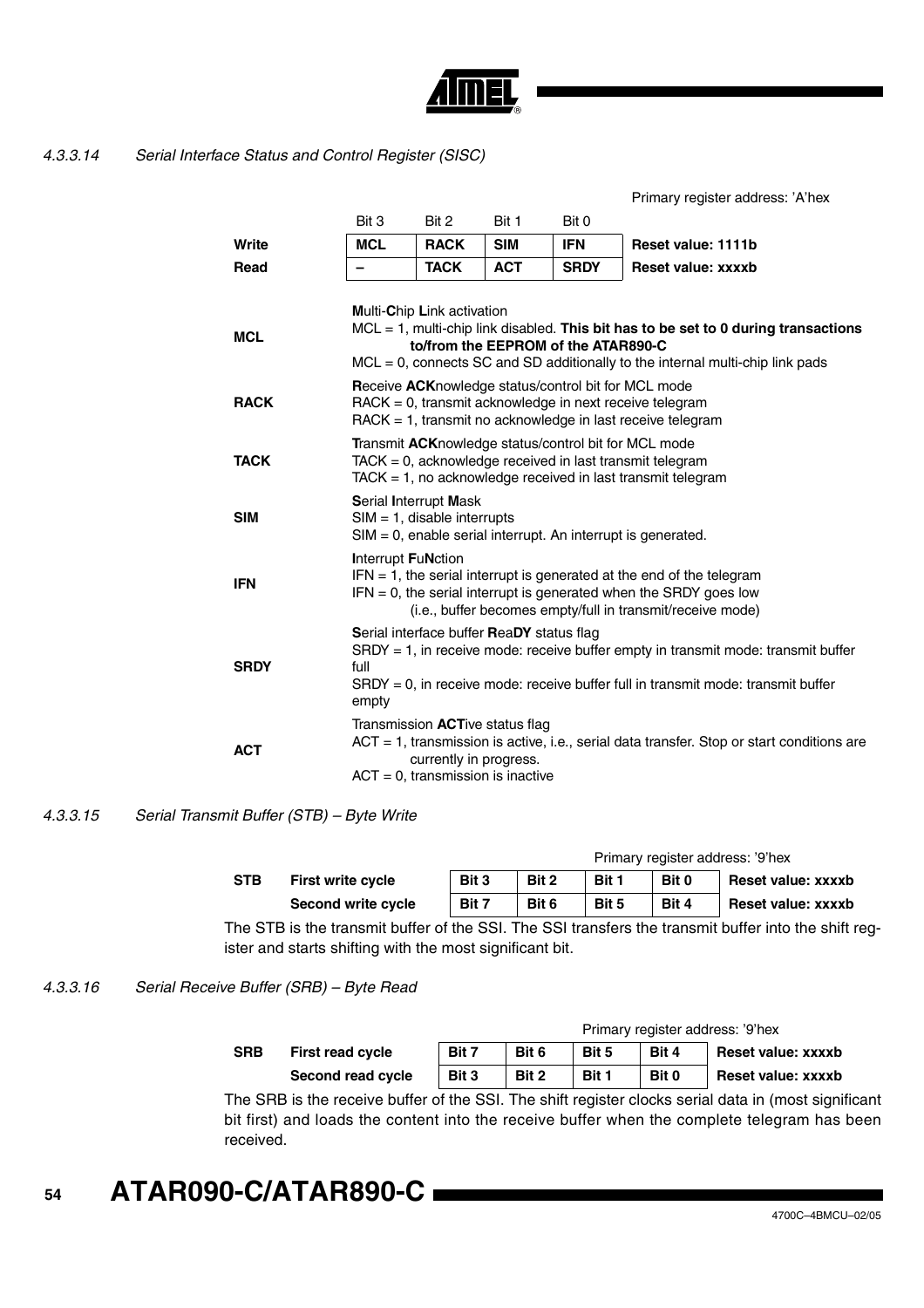#### 4.3.3.14 Serial Interface Status and Control Register (SISC)

Primary register address: 'A'hex

| | Bit 3 | Bit 2 | Bit 1 | Bit 0 | |
|---|---|---|---|---|---|
| **Write** | **MCL** | **RACK** | **SIM** | **IFN** | **Reset value: 1111b** |
| **Read** | **–** | **TACK** | **ACT** | **SRDY** | **Reset value: xxxxb** |

**MCL**
**M**ulti-**C**hip **L**ink activation
MCL = 1, multi-chip link disabled. **This bit has to be set to 0 during transactions to/from the EEPROM of the ATAR890-C**
MCL = 0, connects SC and SD additionally to the internal multi-chip link pads

**RACK**
**R**eceive **ACK**nowledge status/control bit for MCL mode
RACK = 0, transmit acknowledge in next receive telegram
RACK = 1, transmit no acknowledge in last receive telegram

**TACK**
**T**ransmit **ACK**nowledge status/control bit for MCL mode
TACK = 0, acknowledge received in last transmit telegram
TACK = 1, no acknowledge received in last transmit telegram

**SIM**
**S**erial **I**nterrupt **M**ask
SIM = 1, disable interrupts
SIM = 0, enable serial interrupt. An interrupt is generated.

**IFN**
**I**nterrupt **F**u**N**ction
IFN = 1, the serial interrupt is generated at the end of the telegram
IFN = 0, the serial interrupt is generated when the SRDY goes low (i.e., buffer becomes empty/full in transmit/receive mode)

**SRDY**
**S**erial interface buffer **R**ea**DY** status flag
SRDY = 1, in receive mode: receive buffer empty in transmit mode: transmit buffer full
SRDY = 0, in receive mode: receive buffer full in transmit mode: transmit buffer empty

**ACT**
Transmission **ACT**ive status flag
ACT = 1, transmission is active, i.e., serial data transfer. Stop or start conditions are currently in progress.
ACT = 0, transmission is inactive

#### 4.3.3.15 Serial Transmit Buffer (STB) – Byte Write

Primary register address: '9'hex

| | | | | | | |
|---|---|---|---|---|---|---|
| **STB** | **First write cycle** | **Bit 3** | **Bit 2** | **Bit 1** | **Bit 0** | **Reset value: xxxxb** |
| | **Second write cycle** | **Bit 7** | **Bit 6** | **Bit 5** | **Bit 4** | **Reset value: xxxxb** |

The STB is the transmit buffer of the SSI. The SSI transfers the transmit buffer into the shift register and starts shifting with the most significant bit.

#### 4.3.3.16 Serial Receive Buffer (SRB) – Byte Read

Primary register address: '9'hex

| | | | | | | |
|---|---|---|---|---|---|---|
| **SRB** | **First read cycle** | **Bit 7** | **Bit 6** | **Bit 5** | **Bit 4** | **Reset value: xxxxb** |
| | **Second read cycle** | **Bit 3** | **Bit 2** | **Bit 1** | **Bit 0** | **Reset value: xxxxb** |

The SRB is the receive buffer of the SSI. The shift register clocks serial data in (most significant bit first) and loads the content into the receive buffer when the complete telegram has been received.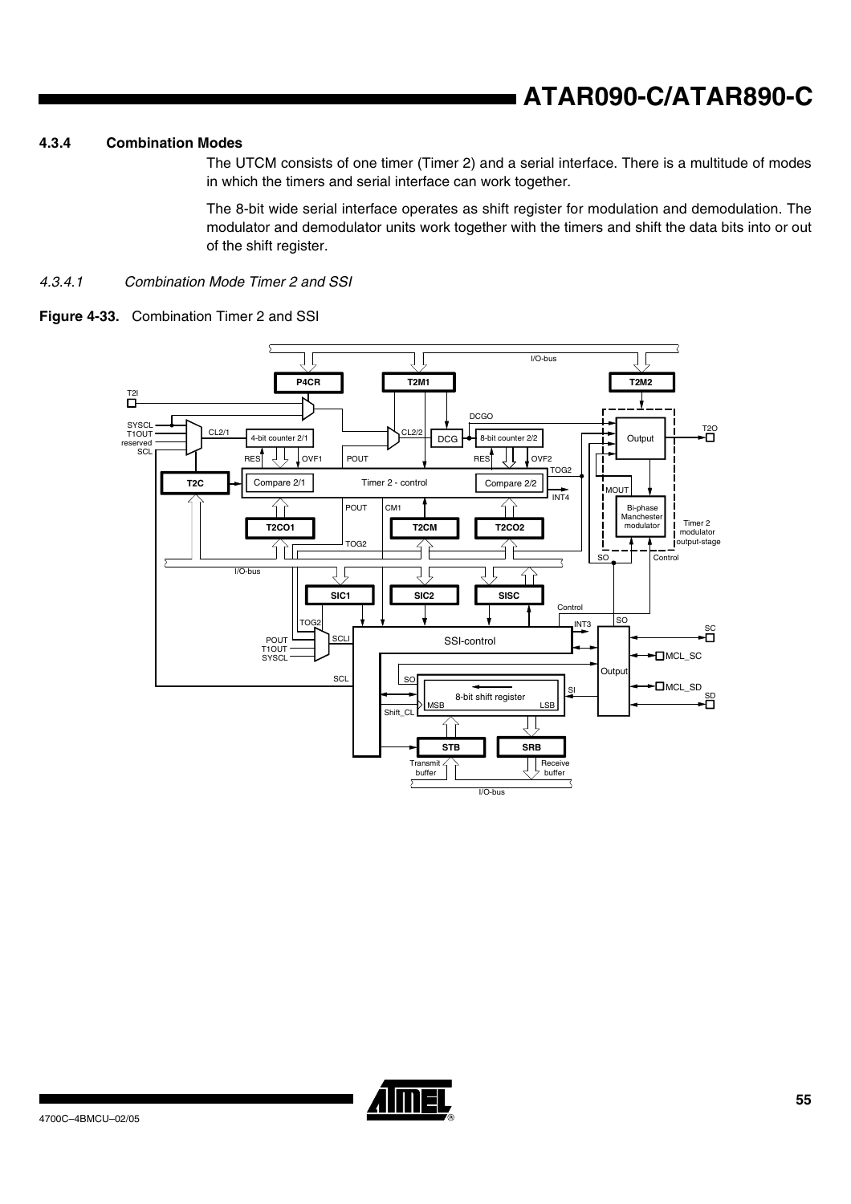#### 4.3.4 Combination Modes

The UTCM consists of one timer (Timer 2) and a serial interface. There is a multitude of modes in which the timers and serial interface can work together.

The 8-bit wide serial interface operates as shift register for modulation and demodulation. The modulator and demodulator units work together with the timers and shift the data bits into or out of the shift register.

##### *4.3.4.1 Combination Mode Timer 2 and SSI*

**Figure 4-33.** Combination Timer 2 and SSI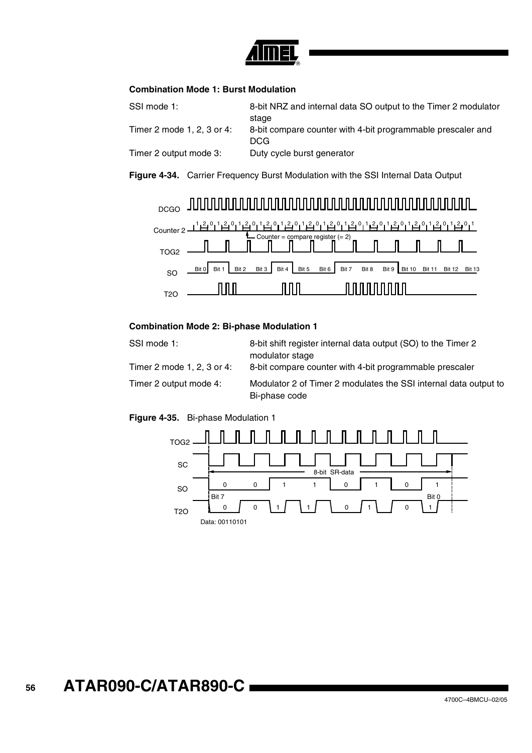#### Combination Mode 1: Burst Modulation

| | |
|---|---|
| SSI mode 1: | 8-bit NRZ and internal data SO output to the Timer 2 modulator stage |
| Timer 2 mode 1, 2, 3 or 4: | 8-bit compare counter with 4-bit programmable prescaler and DCG |
| Timer 2 output mode 3: | Duty cycle burst generator |

**Figure 4-34.** Carrier Frequency Burst Modulation with the SSI Internal Data Output

#### Combination Mode 2: Bi-phase Modulation 1

| | |
|---|---|
| SSI mode 1: | 8-bit shift register internal data output (SO) to the Timer 2 modulator stage |
| Timer 2 mode 1, 2, 3 or 4: | 8-bit compare counter with 4-bit programmable prescaler |
| Timer 2 output mode 4: | Modulator 2 of Timer 2 modulates the SSI internal data output to Bi-phase code |

**Figure 4-35.** Bi-phase Modulation 1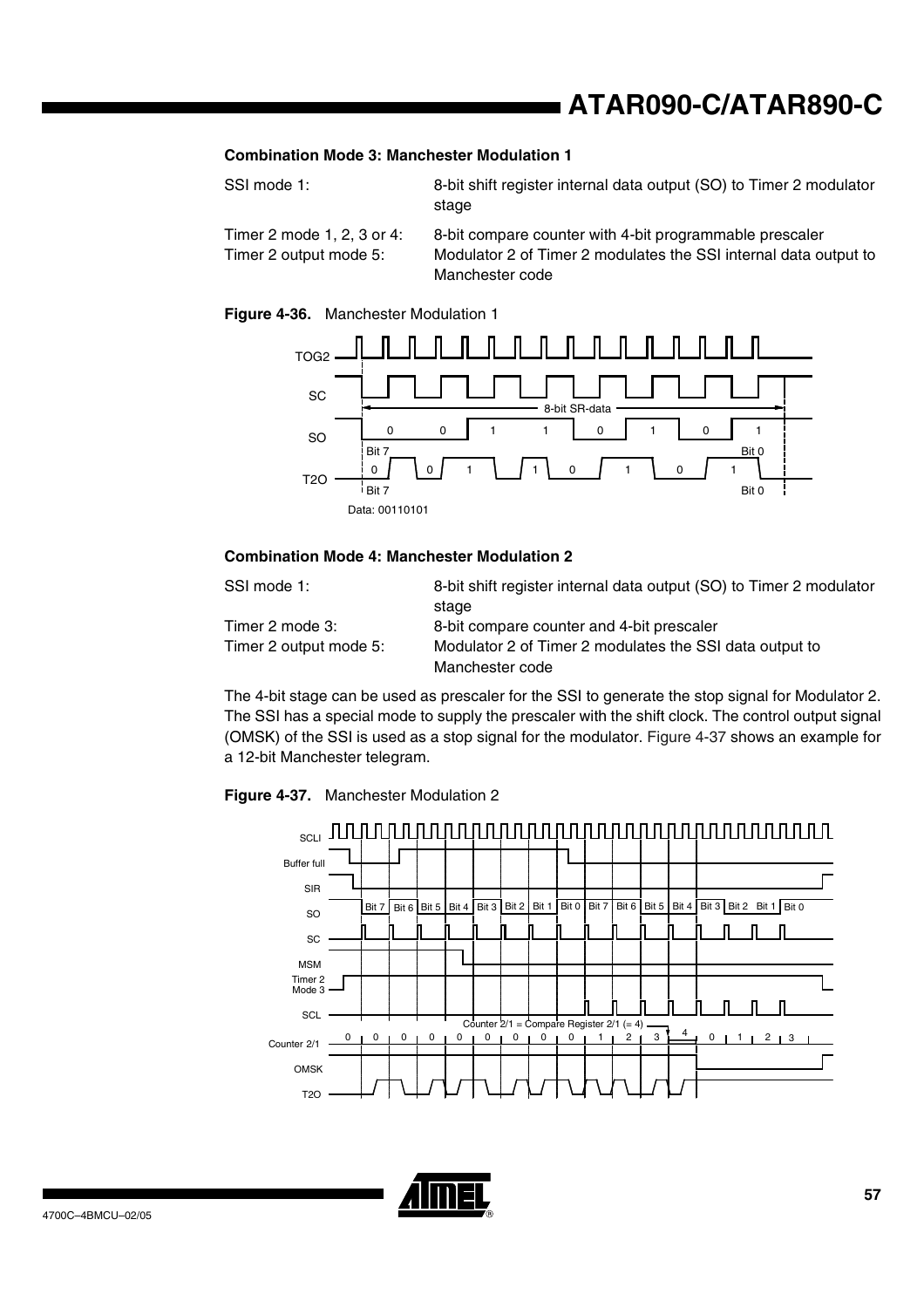#### Combination Mode 3: Manchester Modulation 1

| | |
|---|---|
| SSI mode 1: | 8-bit shift register internal data output (SO) to Timer 2 modulator stage |
| Timer 2 mode 1, 2, 3 or 4: | 8-bit compare counter with 4-bit programmable prescaler |
| Timer 2 output mode 5: | Modulator 2 of Timer 2 modulates the SSI internal data output to Manchester code |

**Figure 4-36.** Manchester Modulation 1

#### Combination Mode 4: Manchester Modulation 2

| | |
|---|---|
| SSI mode 1: | 8-bit shift register internal data output (SO) to Timer 2 modulator stage |
| Timer 2 mode 3: | 8-bit compare counter and 4-bit prescaler |
| Timer 2 output mode 5: | Modulator 2 of Timer 2 modulates the SSI data output to Manchester code |

The 4-bit stage can be used as prescaler for the SSI to generate the stop signal for Modulator 2. The SSI has a special mode to supply the prescaler with the shift clock. The control output signal (OMSK) of the SSI is used as a stop signal for the modulator. Figure 4-37 shows an example for a 12-bit Manchester telegram.

**Figure 4-37.** Manchester Modulation 2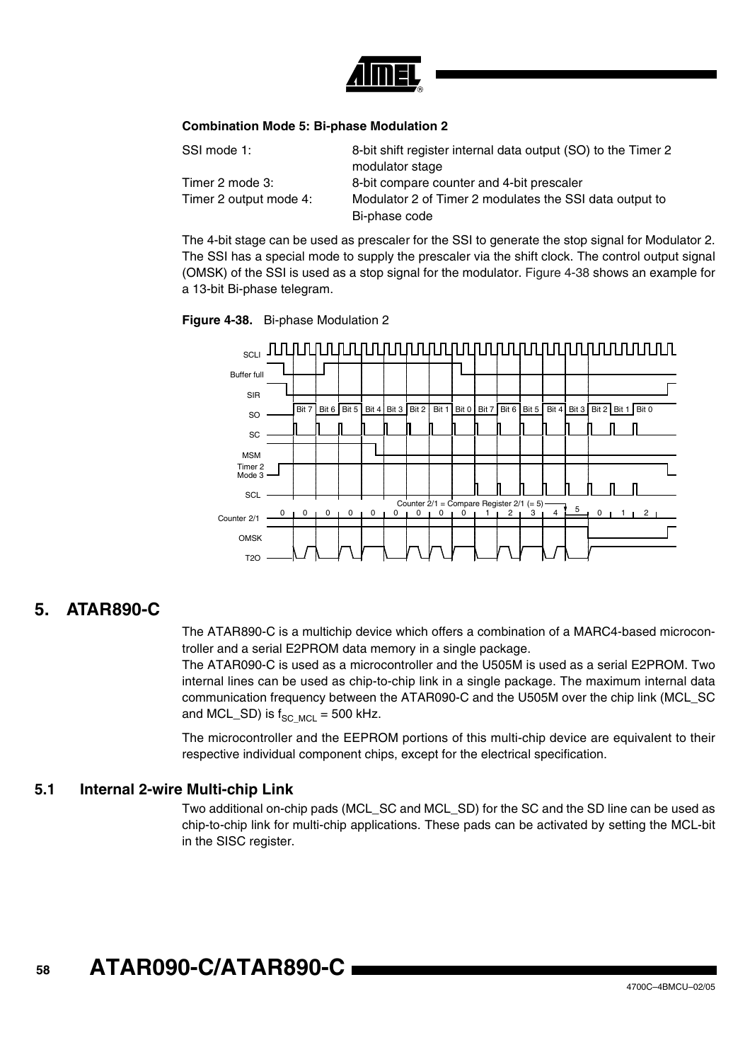**Combination Mode 5: Bi-phase Modulation 2**

| | |
|---|---|
| SSI mode 1: | 8-bit shift register internal data output (SO) to the Timer 2 modulator stage |
| Timer 2 mode 3: | 8-bit compare counter and 4-bit prescaler |
| Timer 2 output mode 4: | Modulator 2 of Timer 2 modulates the SSI data output to Bi-phase code |

The 4-bit stage can be used as prescaler for the SSI to generate the stop signal for Modulator 2. The SSI has a special mode to supply the prescaler via the shift clock. The control output signal (OMSK) of the SSI is used as a stop signal for the modulator. Figure 4-38 shows an example for a 13-bit Bi-phase telegram.

**Figure 4-38.** Bi-phase Modulation 2

# 5. ATAR890-C

The ATAR890-C is a multichip device which offers a combination of a MARC4-based microcontroller and a serial E2PROM data memory in a single package.
The ATAR090-C is used as a microcontroller and the U505M is used as a serial E2PROM. Two internal lines can be used as chip-to-chip link in a single package. The maximum internal data communication frequency between the ATAR090-C and the U505M over the chip link (MCL_SC and MCL_SD) is $f_{SC\_MCL}$ = 500 kHz.

The microcontroller and the EEPROM portions of this multi-chip device are equivalent to their respective individual component chips, except for the electrical specification.

## 5.1 Internal 2-wire Multi-chip Link

Two additional on-chip pads (MCL_SC and MCL_SD) for the SC and the SD line can be used as chip-to-chip link for multi-chip applications. These pads can be activated by setting the MCL-bit in the SISC register.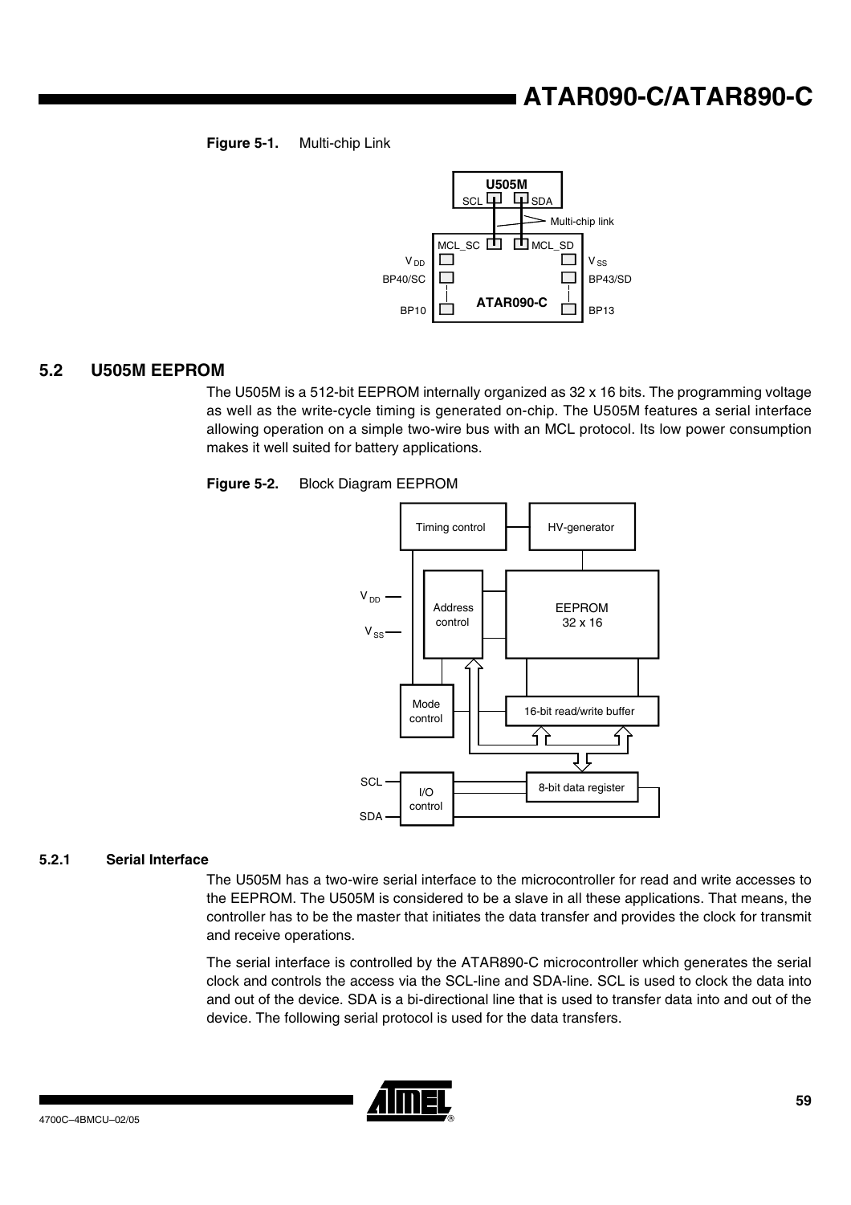**Figure 5-1.** Multi-chip Link

## 5.2 U505M EEPROM

The U505M is a 512-bit EEPROM internally organized as 32 x 16 bits. The programming voltage as well as the write-cycle timing is generated on-chip. The U505M features a serial interface allowing operation on a simple two-wire bus with an MCL protocol. Its low power consumption makes it well suited for battery applications.

**Figure 5-2.** Block Diagram EEPROM

### 5.2.1 Serial Interface

The U505M has a two-wire serial interface to the microcontroller for read and write accesses to the EEPROM. The U505M is considered to be a slave in all these applications. That means, the controller has to be the master that initiates the data transfer and provides the clock for transmit and receive operations.

The serial interface is controlled by the ATAR890-C microcontroller which generates the serial clock and controls the access via the SCL-line and SDA-line. SCL is used to clock the data into and out of the device. SDA is a bi-directional line that is used to transfer data into and out of the device. The following serial protocol is used for the data transfers.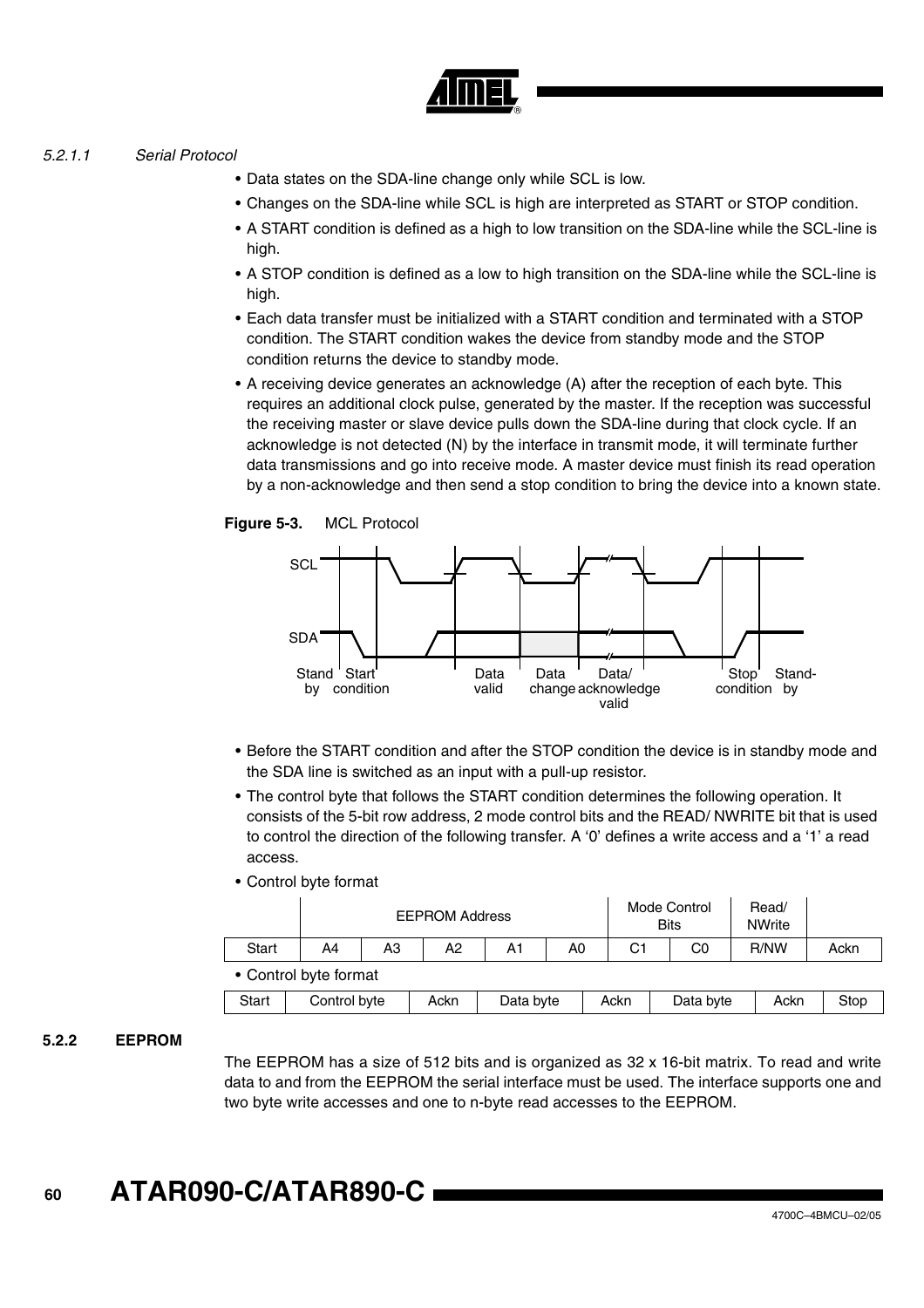#### 5.2.1.1 Serial Protocol

- Data states on the SDA-line change only while SCL is low.
- Changes on the SDA-line while SCL is high are interpreted as START or STOP condition.
- A START condition is defined as a high to low transition on the SDA-line while the SCL-line is high.
- A STOP condition is defined as a low to high transition on the SDA-line while the SCL-line is high.
- Each data transfer must be initialized with a START condition and terminated with a STOP condition. The START condition wakes the device from standby mode and the STOP condition returns the device to standby mode.
- A receiving device generates an acknowledge (A) after the reception of each byte. This requires an additional clock pulse, generated by the master. If the reception was successful the receiving master or slave device pulls down the SDA-line during that clock cycle. If an acknowledge is not detected (N) by the interface in transmit mode, it will terminate further data transmissions and go into receive mode. A master device must finish its read operation by a non-acknowledge and then send a stop condition to bring the device into a known state.

**Figure 5-3.** MCL Protocol

SCL

SDA

Stand by | Start condition | Data valid | Data change | Data/ acknowledge valid | Stop condition | Stand-by

- Before the START condition and after the STOP condition the device is in standby mode and the SDA line is switched as an input with a pull-up resistor.
- The control byte that follows the START condition determines the following operation. It consists of the 5-bit row address, 2 mode control bits and the READ/ NWRITE bit that is used to control the direction of the following transfer. A '0' defines a write access and a '1' a read access.
- Control byte format

| | EEPROM Address | | | | | Mode Control Bits | | Read/ NWrite | |
|---|---|---|---|---|---|---|---|---|---|
| Start | A4 | A3 | A2 | A1 | A0 | C1 | C0 | R/NW | Ackn |

- Control byte format

| Start | Control byte | Ackn | Data byte | Ackn | Data byte | Ackn | Stop |
|---|---|---|---|---|---|---|---|

### 5.2.2 EEPROM

The EEPROM has a size of 512 bits and is organized as 32 x 16-bit matrix. To read and write data to and from the EEPROM the serial interface must be used. The interface supports one and two byte write accesses and one to n-byte read accesses to the EEPROM.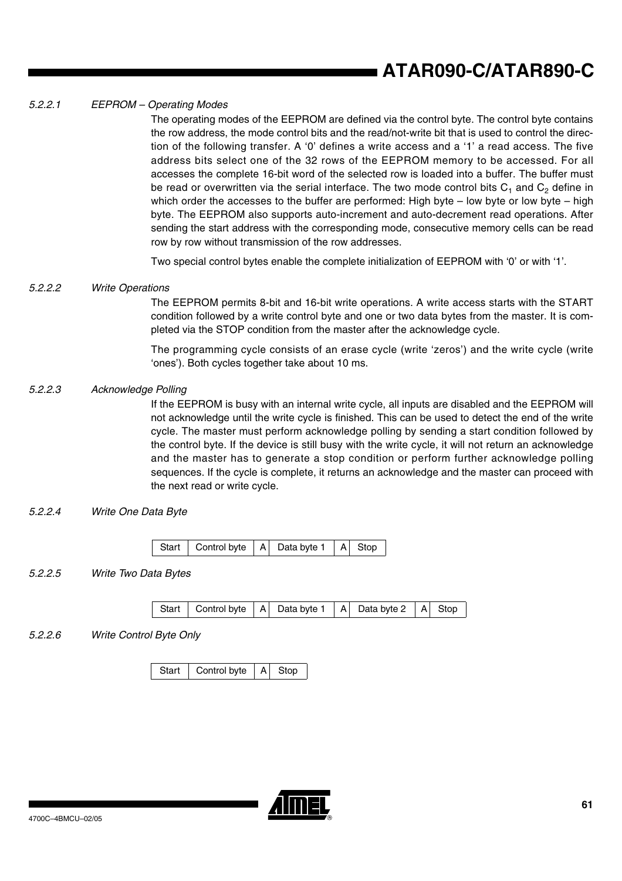#### 5.2.2.1 *EEPROM – Operating Modes*

The operating modes of the EEPROM are defined via the control byte. The control byte contains the row address, the mode control bits and the read/not-write bit that is used to control the direction of the following transfer. A '0' defines a write access and a '1' a read access. The five address bits select one of the 32 rows of the EEPROM memory to be accessed. For all accesses the complete 16-bit word of the selected row is loaded into a buffer. The buffer must be read or overwritten via the serial interface. The two mode control bits $C_1$ and $C_2$ define in which order the accesses to the buffer are performed: High byte – low byte or low byte – high byte. The EEPROM also supports auto-increment and auto-decrement read operations. After sending the start address with the corresponding mode, consecutive memory cells can be read row by row without transmission of the row addresses.

Two special control bytes enable the complete initialization of EEPROM with '0' or with '1'.

#### 5.2.2.2 *Write Operations*

The EEPROM permits 8-bit and 16-bit write operations. A write access starts with the START condition followed by a write control byte and one or two data bytes from the master. It is completed via the STOP condition from the master after the acknowledge cycle.

The programming cycle consists of an erase cycle (write 'zeros') and the write cycle (write 'ones'). Both cycles together take about 10 ms.

#### 5.2.2.3 *Acknowledge Polling*

If the EEPROM is busy with an internal write cycle, all inputs are disabled and the EEPROM will not acknowledge until the write cycle is finished. This can be used to detect the end of the write cycle. The master must perform acknowledge polling by sending a start condition followed by the control byte. If the device is still busy with the write cycle, it will not return an acknowledge and the master has to generate a stop condition or perform further acknowledge polling sequences. If the cycle is complete, it returns an acknowledge and the master can proceed with the next read or write cycle.

#### 5.2.2.4 *Write One Data Byte*

| Start | Control byte | A | Data byte 1 | A | Stop |
|---|---|---|---|---|---|

#### 5.2.2.5 *Write Two Data Bytes*

| Start | Control byte | A | Data byte 1 | A | Data byte 2 | A | Stop |
|---|---|---|---|---|---|---|---|

#### 5.2.2.6 *Write Control Byte Only*

| Start | Control byte | A | Stop |
|---|---|---|---|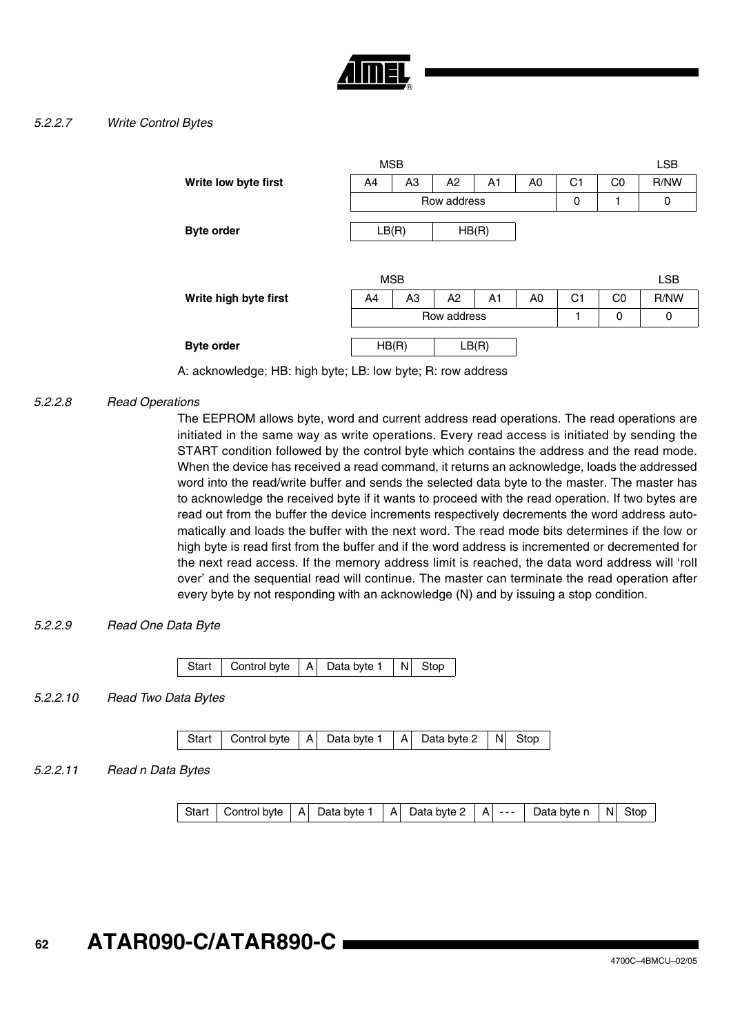#### 5.2.2.7 Write Control Bytes

**Write low byte first**

| MSB | | | | | | | LSB |
|---|---|---|---|---|---|---|---|
| A4 | A3 | A2 | A1 | A0 | C1 | C0 | R/NW |
| Row address | | | | | 0 | 1 | 0 |

**Byte order**

| LB(R) | HB(R) |
|---|---|

**Write high byte first**

| MSB | | | | | | | LSB |
|---|---|---|---|---|---|---|---|
| A4 | A3 | A2 | A1 | A0 | C1 | C0 | R/NW |
| Row address | | | | | 1 | 0 | 0 |

**Byte order**

| HB(R) | LB(R) |
|---|---|

A: acknowledge; HB: high byte; LB: low byte; R: row address

#### 5.2.2.8 Read Operations

The EEPROM allows byte, word and current address read operations. The read operations are initiated in the same way as write operations. Every read access is initiated by sending the START condition followed by the control byte which contains the address and the read mode. When the device has received a read command, it returns an acknowledge, loads the addressed word into the read/write buffer and sends the selected data byte to the master. The master has to acknowledge the received byte if it wants to proceed with the read operation. If two bytes are read out from the buffer the device increments respectively decrements the word address automatically and loads the buffer with the next word. The read mode bits determines if the low or high byte is read first from the buffer and if the word address is incremented or decremented for the next read access. If the memory address limit is reached, the data word address will 'roll over' and the sequential read will continue. The master can terminate the read operation after every byte by not responding with an acknowledge (N) and by issuing a stop condition.

#### 5.2.2.9 Read One Data Byte

| Start | Control byte | A | Data byte 1 | N | Stop |
|---|---|---|---|---|---|

#### 5.2.2.10 Read Two Data Bytes

| Start | Control byte | A | Data byte 1 | A | Data byte 2 | N | Stop |
|---|---|---|---|---|---|---|---|

#### 5.2.2.11 Read n Data Bytes

| Start | Control byte | A | Data byte 1 | A | Data byte 2 | A | - - - | Data byte n | N | Stop |
|---|---|---|---|---|---|---|---|---|---|---|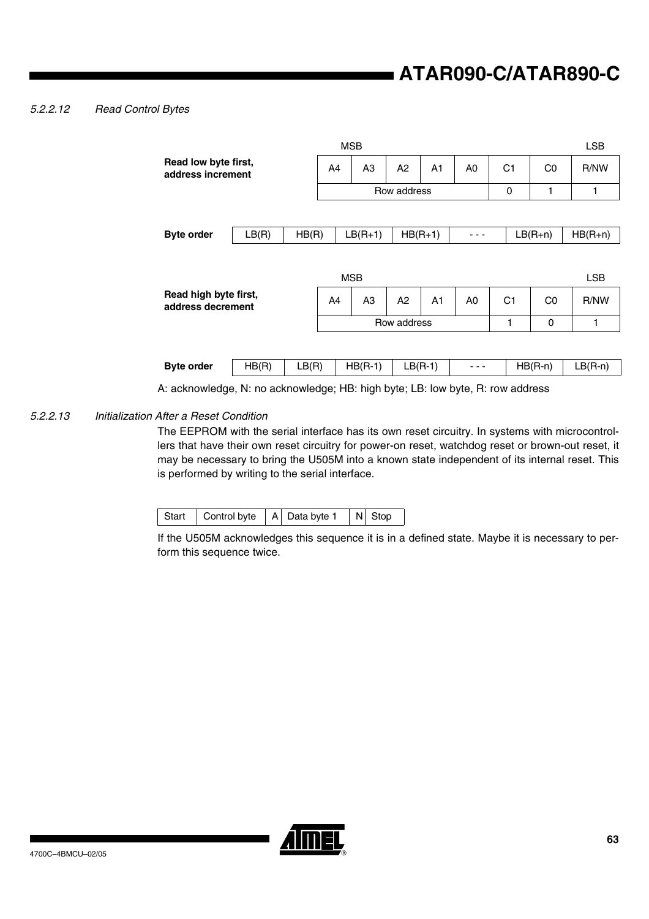*5.2.2.12 Read Control Bytes*

**Read low byte first, address increment**

| MSB | | | | | | | LSB |
|---|---|---|---|---|---|---|---|
| A4 | A3 | A2 | A1 | A0 | C1 | C0 | R/NW |
| Row address | | | | | 0 | 1 | 1 |

| **Byte order** | LB(R) | HB(R) | LB(R+1) | HB(R+1) | - - - | LB(R+n) | HB(R+n) |
|---|---|---|---|---|---|---|---|

**Read high byte first, address decrement**

| MSB | | | | | | | LSB |
|---|---|---|---|---|---|---|---|
| A4 | A3 | A2 | A1 | A0 | C1 | C0 | R/NW |
| Row address | | | | | 1 | 0 | 1 |

| **Byte order** | HB(R) | LB(R) | HB(R-1) | LB(R-1) | - - - | HB(R-n) | LB(R-n) |
|---|---|---|---|---|---|---|---|

A: acknowledge, N: no acknowledge; HB: high byte; LB: low byte, R: row address

*5.2.2.13 Initialization After a Reset Condition*

The EEPROM with the serial interface has its own reset circuitry. In systems with microcontrollers that have their own reset circuitry for power-on reset, watchdog reset or brown-out reset, it may be necessary to bring the U505M into a known state independent of its internal reset. This is performed by writing to the serial interface.

| Start | Control byte | A | Data byte 1 | N | Stop |
|---|---|---|---|---|---|

If the U505M acknowledges this sequence it is in a defined state. Maybe it is necessary to perform this sequence twice.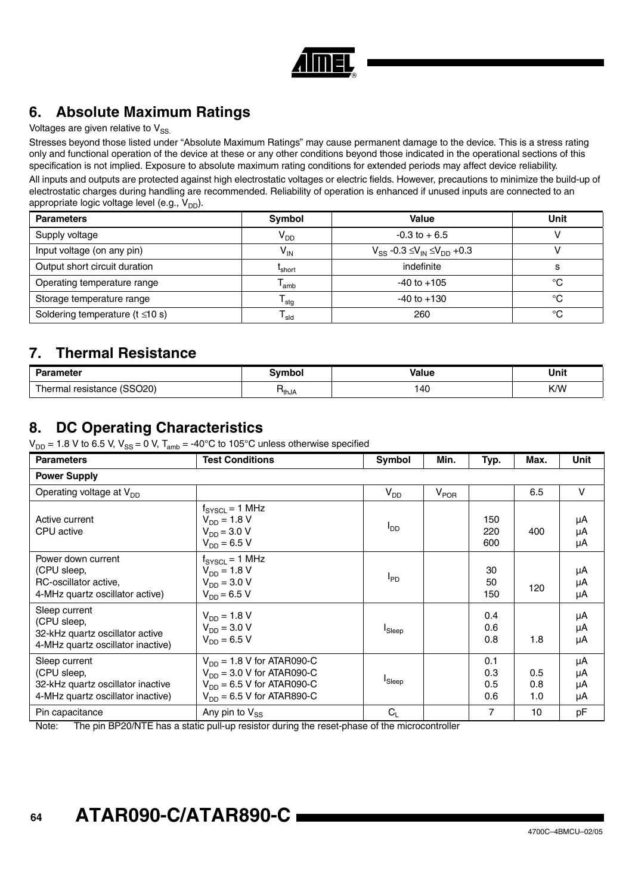## 6. Absolute Maximum Ratings

Voltages are given relative to $V_{SS}$.

Stresses beyond those listed under "Absolute Maximum Ratings" may cause permanent damage to the device. This is a stress rating only and functional operation of the device at these or any other conditions beyond those indicated in the operational sections of this specification is not implied. Exposure to absolute maximum rating conditions for extended periods may affect device reliability.

All inputs and outputs are protected against high electrostatic voltages or electric fields. However, precautions to minimize the build-up of electrostatic charges during handling are recommended. Reliability of operation is enhanced if unused inputs are connected to an appropriate logic voltage level (e.g., $V_{DD}$).

| Parameters | Symbol | Value | Unit |
|---|---|---|---|
| Supply voltage | $V_{DD}$ | -0.3 to + 6.5 | V |
| Input voltage (on any pin) | $V_{IN}$ | $V_{SS}$ -0.3 ≤$V_{IN}$ ≤$V_{DD}$ +0.3 | V |
| Output short circuit duration | $t_{short}$ | indefinite | s |
| Operating temperature range | $T_{amb}$ | -40 to +105 | °C |
| Storage temperature range | $T_{stg}$ | -40 to +130 | °C |
| Soldering temperature (t ≤10 s) | $T_{sld}$ | 260 | °C |

## 7. Thermal Resistance

| Parameter | Symbol | Value | Unit |
|---|---|---|---|
| Thermal resistance (SSO20) | $R_{thJA}$ | 140 | K/W |

## 8. DC Operating Characteristics

$V_{DD}$ = 1.8 V to 6.5 V, $V_{SS}$ = 0 V, $T_{amb}$ = -40°C to 105°C unless otherwise specified

| Parameters | Test Conditions | Symbol | Min. | Typ. | Max. | Unit |
|---|---|---|---|---|---|---|
| **Power Supply** | | | | | | |
| Operating voltage at $V_{DD}$ | | $V_{DD}$ | $V_{POR}$ | | 6.5 | V |
| Active current<br>CPU active | $f_{SYSCL}$ = 1 MHz<br>$V_{DD}$ = 1.8 V<br>$V_{DD}$ = 3.0 V<br>$V_{DD}$ = 6.5 V | $I_{DD}$ | | 150<br>220<br>600 | 400 | µA<br>µA<br>µA |
| Power down current<br>(CPU sleep,<br>RC-oscillator active,<br>4-MHz quartz oscillator active) | $f_{SYSCL}$ = 1 MHz<br>$V_{DD}$ = 1.8 V<br>$V_{DD}$ = 3.0 V<br>$V_{DD}$ = 6.5 V | $I_{PD}$ | | 30<br>50<br>150 | 120 | µA<br>µA<br>µA |
| Sleep current<br>(CPU sleep,<br>32-kHz quartz oscillator active<br>4-MHz quartz oscillator inactive) | $V_{DD}$ = 1.8 V<br>$V_{DD}$ = 3.0 V<br>$V_{DD}$ = 6.5 V | $I_{Sleep}$ | | 0.4<br>0.6<br>0.8 | 1.8 | µA<br>µA<br>µA |
| Sleep current<br>(CPU sleep,<br>32-kHz quartz oscillator inactive<br>4-MHz quartz oscillator inactive) | $V_{DD}$ = 1.8 V for ATAR090-C<br>$V_{DD}$ = 3.0 V for ATAR090-C<br>$V_{DD}$ = 6.5 V for ATAR090-C<br>$V_{DD}$ = 6.5 V for ATAR890-C | $I_{Sleep}$ | | 0.1<br>0.3<br>0.5<br>0.6 | 0.5<br>0.8<br>1.0 | µA<br>µA<br>µA<br>µA |
| Pin capacitance | Any pin to $V_{SS}$ | $C_L$ | | 7 | 10 | pF |

Note: The pin BP20/NTE has a static pull-up resistor during the reset-phase of the microcontroller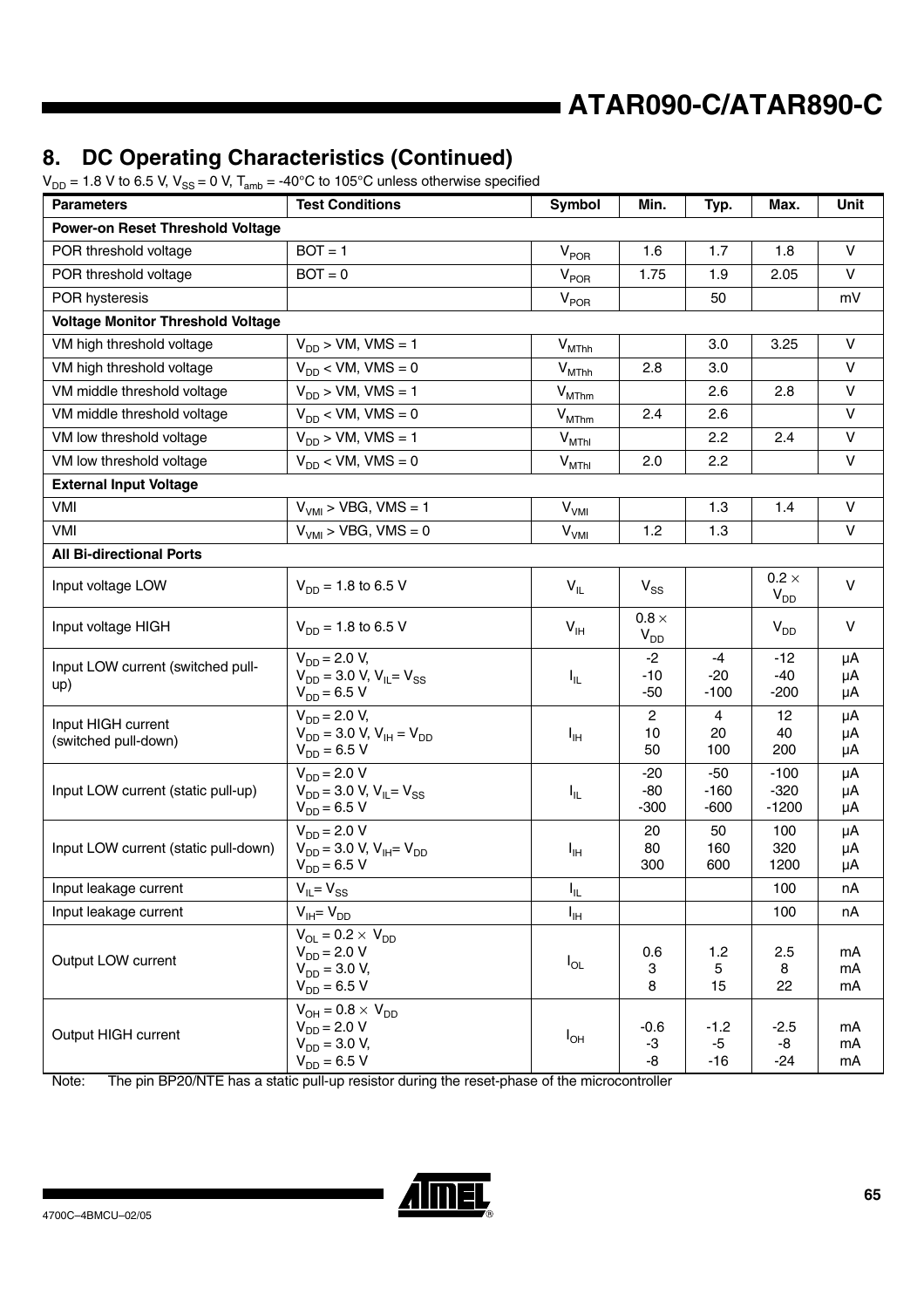## 8. DC Operating Characteristics (Continued)

$V_{DD}$ = 1.8 V to 6.5 V, $V_{SS}$ = 0 V, $T_{amb}$ = -40°C to 105°C unless otherwise specified

| Parameters | Test Conditions | Symbol | Min. | Typ. | Max. | Unit |
|---|---|---|---|---|---|---|
| **Power-on Reset Threshold Voltage** | | | | | | |
| POR threshold voltage | BOT = 1 | $V_{POR}$ | 1.6 | 1.7 | 1.8 | V |
| POR threshold voltage | BOT = 0 | $V_{POR}$ | 1.75 | 1.9 | 2.05 | V |
| POR hysteresis | | $V_{POR}$ | | 50 | | mV |
| **Voltage Monitor Threshold Voltage** | | | | | | |
| VM high threshold voltage | $V_{DD}$ > VM, VMS = 1 | $V_{MThh}$ | | 3.0 | 3.25 | V |
| VM high threshold voltage | $V_{DD}$ < VM, VMS = 0 | $V_{MThh}$ | 2.8 | 3.0 | | V |
| VM middle threshold voltage | $V_{DD}$ > VM, VMS = 1 | $V_{MThm}$ | | 2.6 | 2.8 | V |
| VM middle threshold voltage | $V_{DD}$ < VM, VMS = 0 | $V_{MThm}$ | 2.4 | 2.6 | | V |
| VM low threshold voltage | $V_{DD}$ > VM, VMS = 1 | $V_{MThl}$ | | 2.2 | 2.4 | V |
| VM low threshold voltage | $V_{DD}$ < VM, VMS = 0 | $V_{MThl}$ | 2.0 | 2.2 | | V |
| **External Input Voltage** | | | | | | |
| VMI | $V_{VMI}$ > VBG, VMS = 1 | $V_{VMI}$ | | 1.3 | 1.4 | V |
| VMI | $V_{VMI}$ > VBG, VMS = 0 | $V_{VMI}$ | 1.2 | 1.3 | | V |
| **All Bi-directional Ports** | | | | | | |
| Input voltage LOW | $V_{DD}$ = 1.8 to 6.5 V | $V_{IL}$ | $V_{SS}$ | | $0.2 \times V_{DD}$ | V |
| Input voltage HIGH | $V_{DD}$ = 1.8 to 6.5 V | $V_{IH}$ | $0.8 \times V_{DD}$ | | $V_{DD}$ | V |
| Input LOW current (switched pull-up) | $V_{DD}$ = 2.0 V,<br>$V_{DD}$ = 3.0 V, $V_{IL}$= $V_{SS}$<br>$V_{DD}$ = 6.5 V | $I_{IL}$ | -2<br>-10<br>-50 | -4<br>-20<br>-100 | -12<br>-40<br>-200 | µA<br>µA<br>µA |
| Input HIGH current (switched pull-down) | $V_{DD}$ = 2.0 V,<br>$V_{DD}$ = 3.0 V, $V_{IH}$ = $V_{DD}$<br>$V_{DD}$ = 6.5 V | $I_{IH}$ | 2<br>10<br>50 | 4<br>20<br>100 | 12<br>40<br>200 | µA<br>µA<br>µA |
| Input LOW current (static pull-up) | $V_{DD}$ = 2.0 V<br>$V_{DD}$ = 3.0 V, $V_{IL}$= $V_{SS}$<br>$V_{DD}$ = 6.5 V | $I_{IL}$ | -20<br>-80<br>-300 | -50<br>-160<br>-600 | -100<br>-320<br>-1200 | µA<br>µA<br>µA |
| Input LOW current (static pull-down) | $V_{DD}$ = 2.0 V<br>$V_{DD}$ = 3.0 V, $V_{IH}$= $V_{DD}$<br>$V_{DD}$ = 6.5 V | $I_{IH}$ | 20<br>80<br>300 | 50<br>160<br>600 | 100<br>320<br>1200 | µA<br>µA<br>µA |
| Input leakage current | $V_{IL}$= $V_{SS}$ | $I_{IL}$ | | | 100 | nA |
| Input leakage current | $V_{IH}$= $V_{DD}$ | $I_{IH}$ | | | 100 | nA |
| Output LOW current | $V_{OL} = 0.2 \times V_{DD}$<br>$V_{DD}$ = 2.0 V<br>$V_{DD}$ = 3.0 V,<br>$V_{DD}$ = 6.5 V | $I_{OL}$ | 0.6<br>3<br>8 | 1.2<br>5<br>15 | 2.5<br>8<br>22 | mA<br>mA<br>mA |
| Output HIGH current | $V_{OH} = 0.8 \times V_{DD}$<br>$V_{DD}$ = 2.0 V<br>$V_{DD}$ = 3.0 V,<br>$V_{DD}$ = 6.5 V | $I_{OH}$ | -0.6<br>-3<br>-8 | -1.2<br>-5<br>-16 | -2.5<br>-8<br>-24 | mA<br>mA<br>mA |

Note: The pin BP20/NTE has a static pull-up resistor during the reset-phase of the microcontroller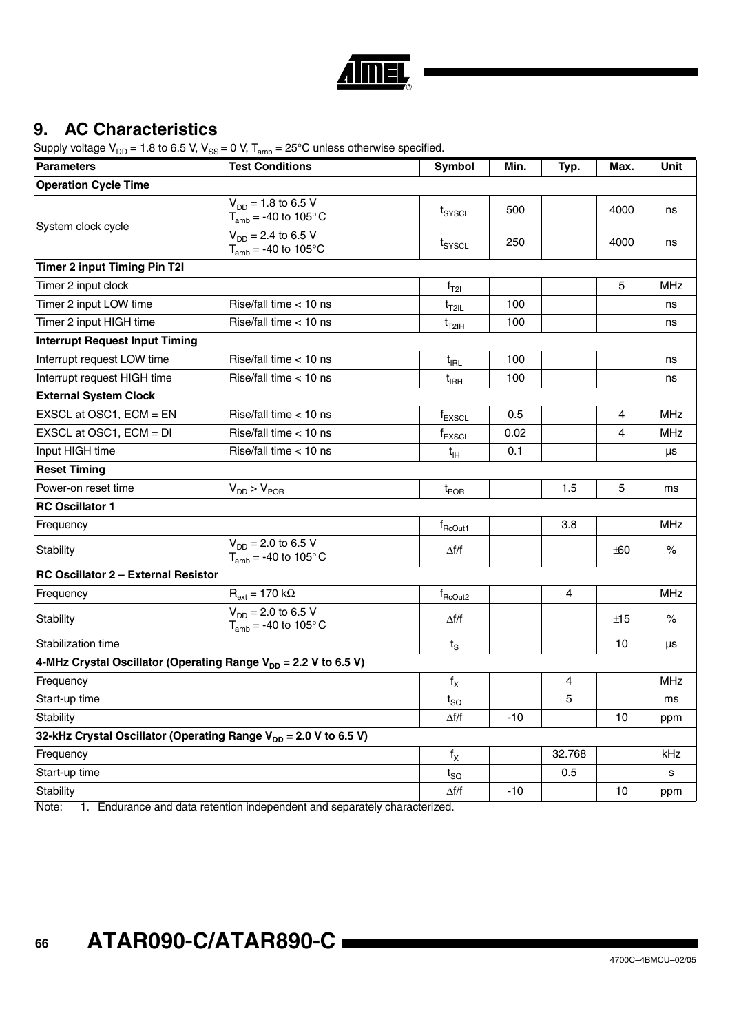## 9. AC Characteristics

Supply voltage $V_{DD}$ = 1.8 to 6.5 V, $V_{SS}$ = 0 V, $T_{amb}$ = 25°C unless otherwise specified.

| Parameters | Test Conditions | Symbol | Min. | Typ. | Max. | Unit |
|---|---|---|---|---|---|---|
| **Operation Cycle Time** | | | | | | |
| System clock cycle | $V_{DD}$ = 1.8 to 6.5 V<br>$T_{amb}$ = -40 to 105°C | $t_{SYSCL}$ | 500 | | 4000 | ns |
| | $V_{DD}$ = 2.4 to 6.5 V<br>$T_{amb}$ = -40 to 105°C | $t_{SYSCL}$ | 250 | | 4000 | ns |
| **Timer 2 input Timing Pin T2I** | | | | | | |
| Timer 2 input clock | | $f_{T2I}$ | | | 5 | MHz |
| Timer 2 input LOW time | Rise/fall time < 10 ns | $t_{T2IL}$ | 100 | | | ns |
| Timer 2 input HIGH time | Rise/fall time < 10 ns | $t_{T2IH}$ | 100 | | | ns |
| **Interrupt Request Input Timing** | | | | | | |
| Interrupt request LOW time | Rise/fall time < 10 ns | $t_{IRL}$ | 100 | | | ns |
| Interrupt request HIGH time | Rise/fall time < 10 ns | $t_{IRH}$ | 100 | | | ns |
| **External System Clock** | | | | | | |
| EXSCL at OSC1, ECM = EN | Rise/fall time < 10 ns | $f_{EXSCL}$ | 0.5 | | 4 | MHz |
| EXSCL at OSC1, ECM = DI | Rise/fall time < 10 ns | $f_{EXSCL}$ | 0.02 | | 4 | MHz |
| Input HIGH time | Rise/fall time < 10 ns | $t_{IH}$ | 0.1 | | | µs |
| **Reset Timing** | | | | | | |
| Power-on reset time | $V_{DD} > V_{POR}$ | $t_{POR}$ | | 1.5 | 5 | ms |
| **RC Oscillator 1** | | | | | | |
| Frequency | | $f_{RcOut1}$ | | 3.8 | | MHz |
| Stability | $V_{DD}$ = 2.0 to 6.5 V<br>$T_{amb}$ = -40 to 105°C | Δf/f | | | ±60 | % |
| **RC Oscillator 2 – External Resistor** | | | | | | |
| Frequency | $R_{ext}$ = 170 kΩ | $f_{RcOut2}$ | | 4 | | MHz |
| Stability | $V_{DD}$ = 2.0 to 6.5 V<br>$T_{amb}$ = -40 to 105°C | Δf/f | | | ±15 | % |
| Stabilization time | | $t_S$ | | | 10 | µs |
| **4-MHz Crystal Oscillator (Operating Range $V_{DD}$ = 2.2 V to 6.5 V)** | | | | | | |
| Frequency | | $f_X$ | | 4 | | MHz |
| Start-up time | | $t_{SQ}$ | | 5 | | ms |
| Stability | | Δf/f | -10 | | 10 | ppm |
| **32-kHz Crystal Oscillator (Operating Range $V_{DD}$ = 2.0 V to 6.5 V)** | | | | | | |
| Frequency | | $f_X$ | | 32.768 | | kHz |
| Start-up time | | $t_{SQ}$ | | 0.5 | | s |
| Stability | | Δf/f | -10 | | 10 | ppm |

Note: 1. Endurance and data retention independent and separately characterized.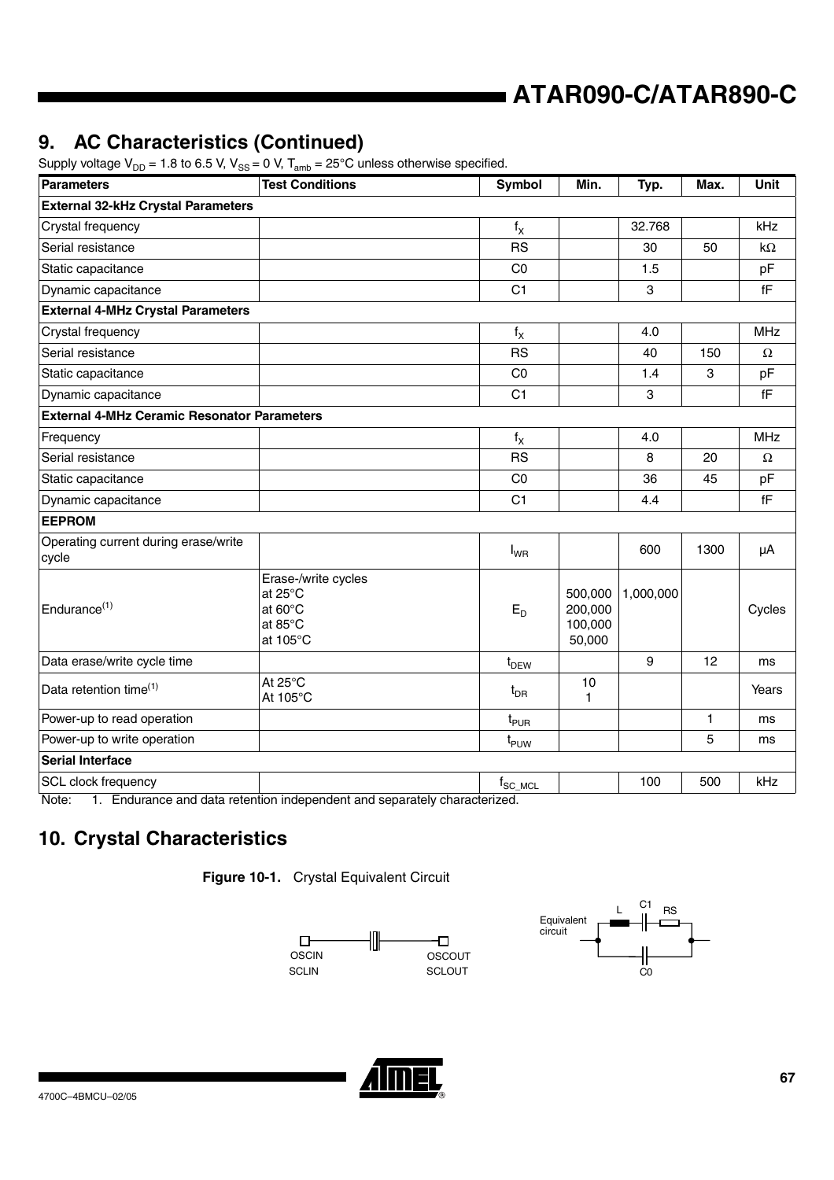## 9. AC Characteristics (Continued)

Supply voltage $V_{DD}$ = 1.8 to 6.5 V, $V_{SS}$ = 0 V, $T_{amb}$ = 25°C unless otherwise specified.

| Parameters | Test Conditions | Symbol | Min. | Typ. | Max. | Unit |
|---|---|---|---|---|---|---|
| **External 32-kHz Crystal Parameters** | | | | | | |
| Crystal frequency | | $f_X$ | | 32.768 | | kHz |
| Serial resistance | | RS | | 30 | 50 | kΩ |
| Static capacitance | | C0 | | 1.5 | | pF |
| Dynamic capacitance | | C1 | | 3 | | fF |
| **External 4-MHz Crystal Parameters** | | | | | | |
| Crystal frequency | | $f_X$ | | 4.0 | | MHz |
| Serial resistance | | RS | | 40 | 150 | Ω |
| Static capacitance | | C0 | | 1.4 | 3 | pF |
| Dynamic capacitance | | C1 | | 3 | | fF |
| **External 4-MHz Ceramic Resonator Parameters** | | | | | | |
| Frequency | | $f_X$ | | 4.0 | | MHz |
| Serial resistance | | RS | | 8 | 20 | Ω |
| Static capacitance | | C0 | | 36 | 45 | pF |
| Dynamic capacitance | | C1 | | 4.4 | | fF |
| **EEPROM** | | | | | | |
| Operating current during erase/write cycle | | $I_{WR}$ | | 600 | 1300 | µA |
| Endurance[(1)] | Erase-/write cycles<br>at 25°C<br>at 60°C<br>at 85°C<br>at 105°C | $E_D$ | <br>500,000<br>200,000<br>100,000<br>50,000 | <br>1,000,000 | | Cycles |
| Data erase/write cycle time | | $t_{DEW}$ | | 9 | 12 | ms |
| Data retention time[(1)] | At 25°C<br>At 105°C | $t_{DR}$ | 10<br>1 | | | Years |
| Power-up to read operation | | $t_{PUR}$ | | | 1 | ms |
| Power-up to write operation | | $t_{PUW}$ | | | 5 | ms |
| **Serial Interface** | | | | | | |
| SCL clock frequency | | $f_{SC\_MCL}$ | | 100 | 500 | kHz |

Note: 1. Endurance and data retention independent and separately characterized.

## 10. Crystal Characteristics

**Figure 10-1.** Crystal Equivalent Circuit

OSCIN SCLIN — OSCOUT SCLOUT

Equivalent circuit: L, C1, RS, C0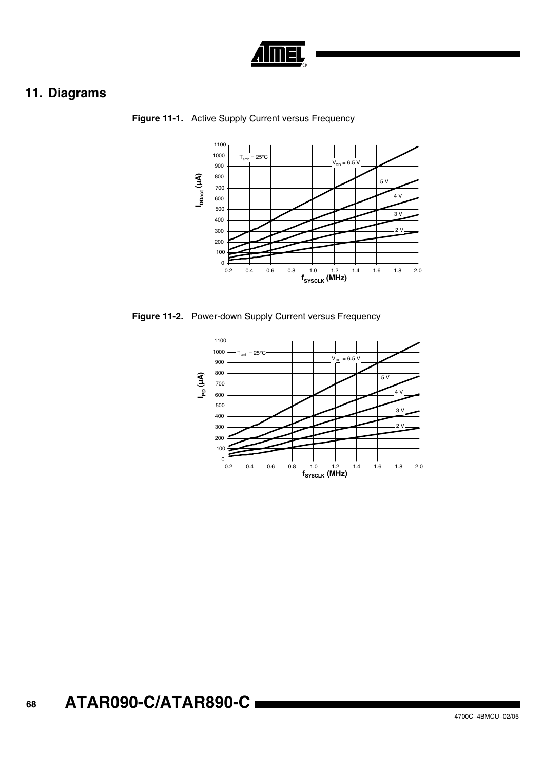## 11. Diagrams

**Figure 11-1.** Active Supply Current versus Frequency

**Figure 11-2.** Power-down Supply Current versus Frequency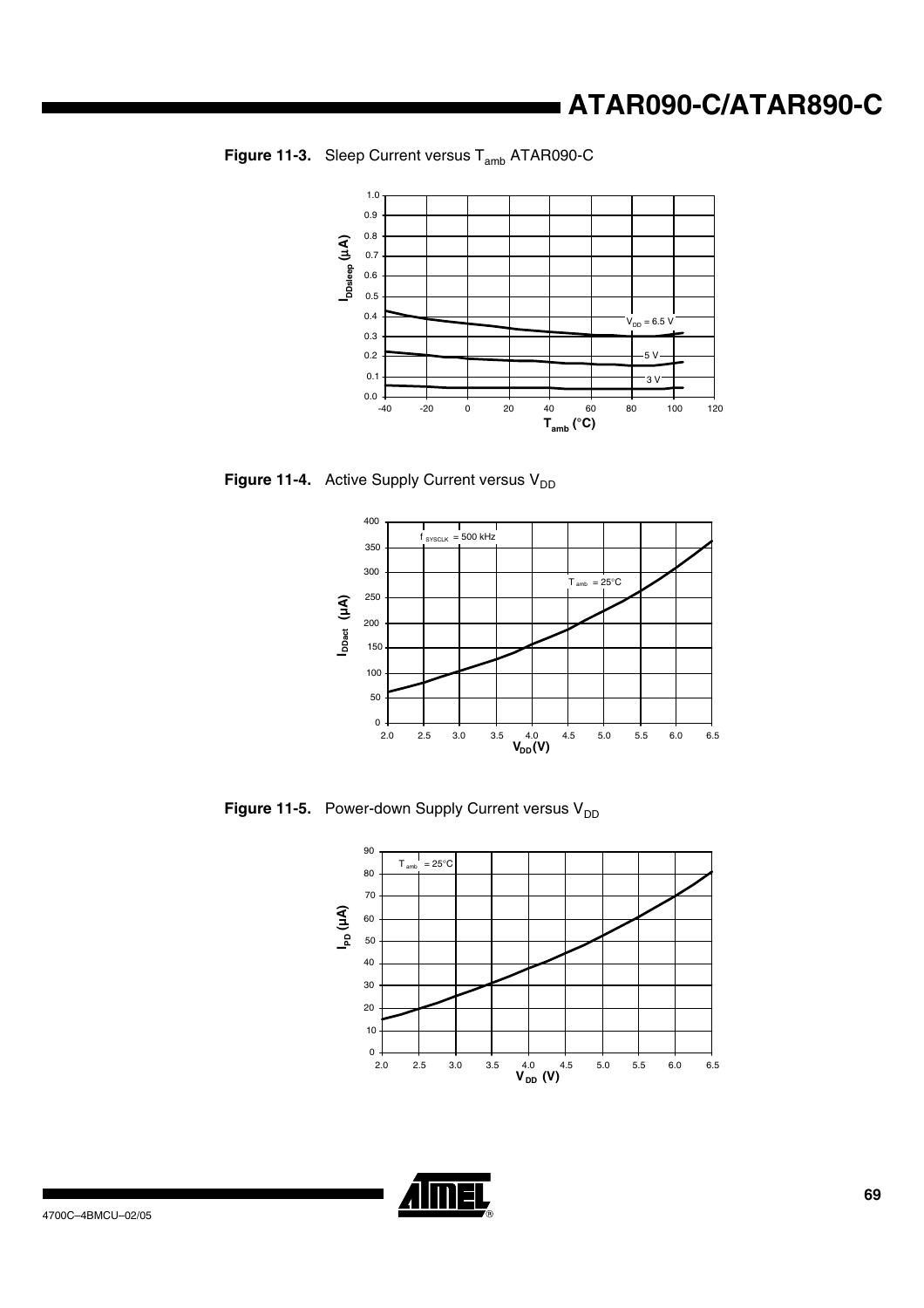**Figure 11-3.** Sleep Current versus $T_{amb}$ ATAR090-C

**Figure 11-4.** Active Supply Current versus $V_{DD}$

**Figure 11-5.** Power-down Supply Current versus $V_{DD}$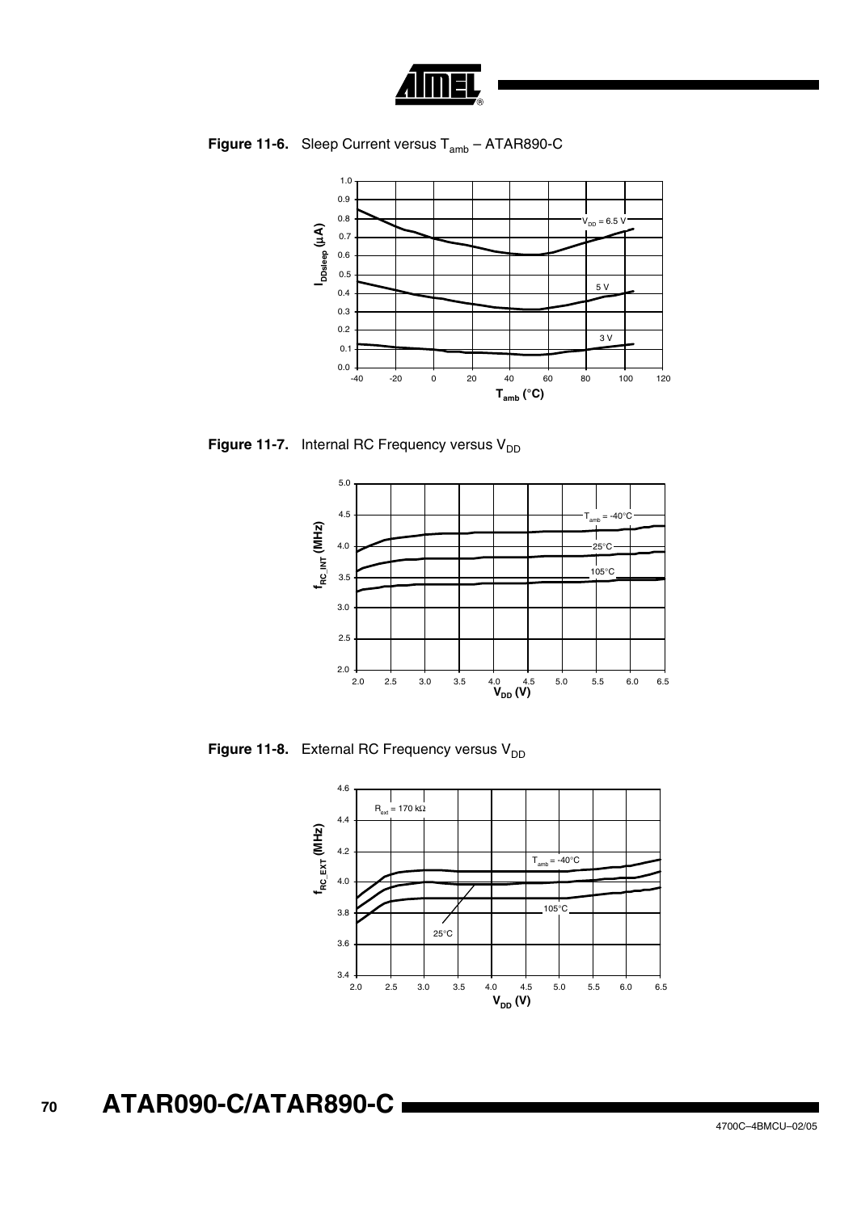**Figure 11-6.** Sleep Current versus $T_{amb}$ – ATAR890-C

**Figure 11-7.** Internal RC Frequency versus $V_{DD}$

**Figure 11-8.** External RC Frequency versus $V_{DD}$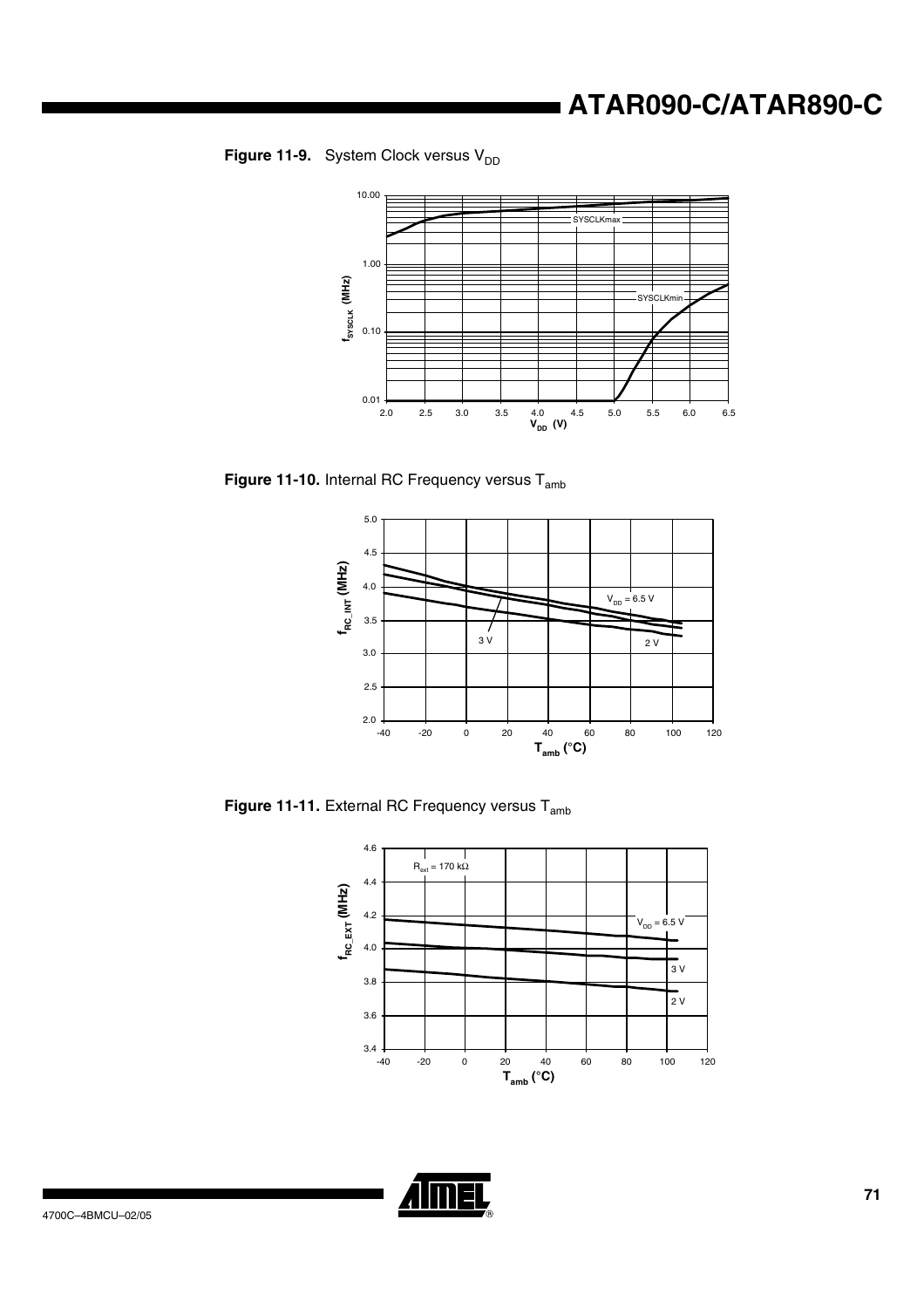**Figure 11-9.** System Clock versus $V_{DD}$

**Figure 11-10.** Internal RC Frequency versus $T_{amb}$

**Figure 11-11.** External RC Frequency versus $T_{amb}$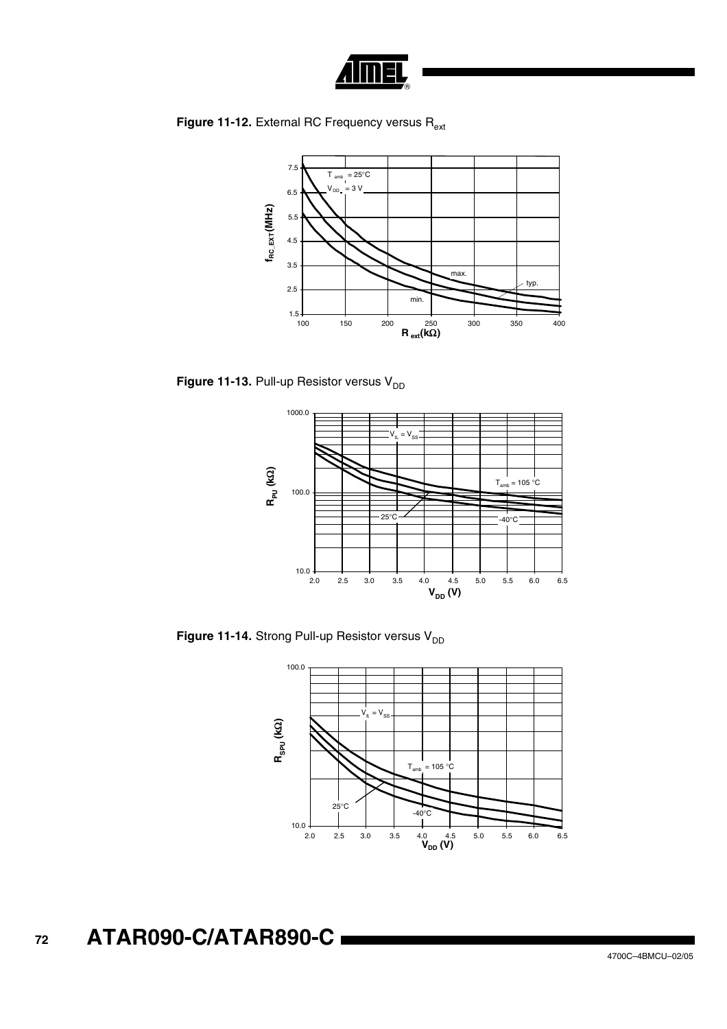**Figure 11-12.** External RC Frequency versus $R_{ext}$

**Figure 11-13.** Pull-up Resistor versus $V_{DD}$

**Figure 11-14.** Strong Pull-up Resistor versus $V_{DD}$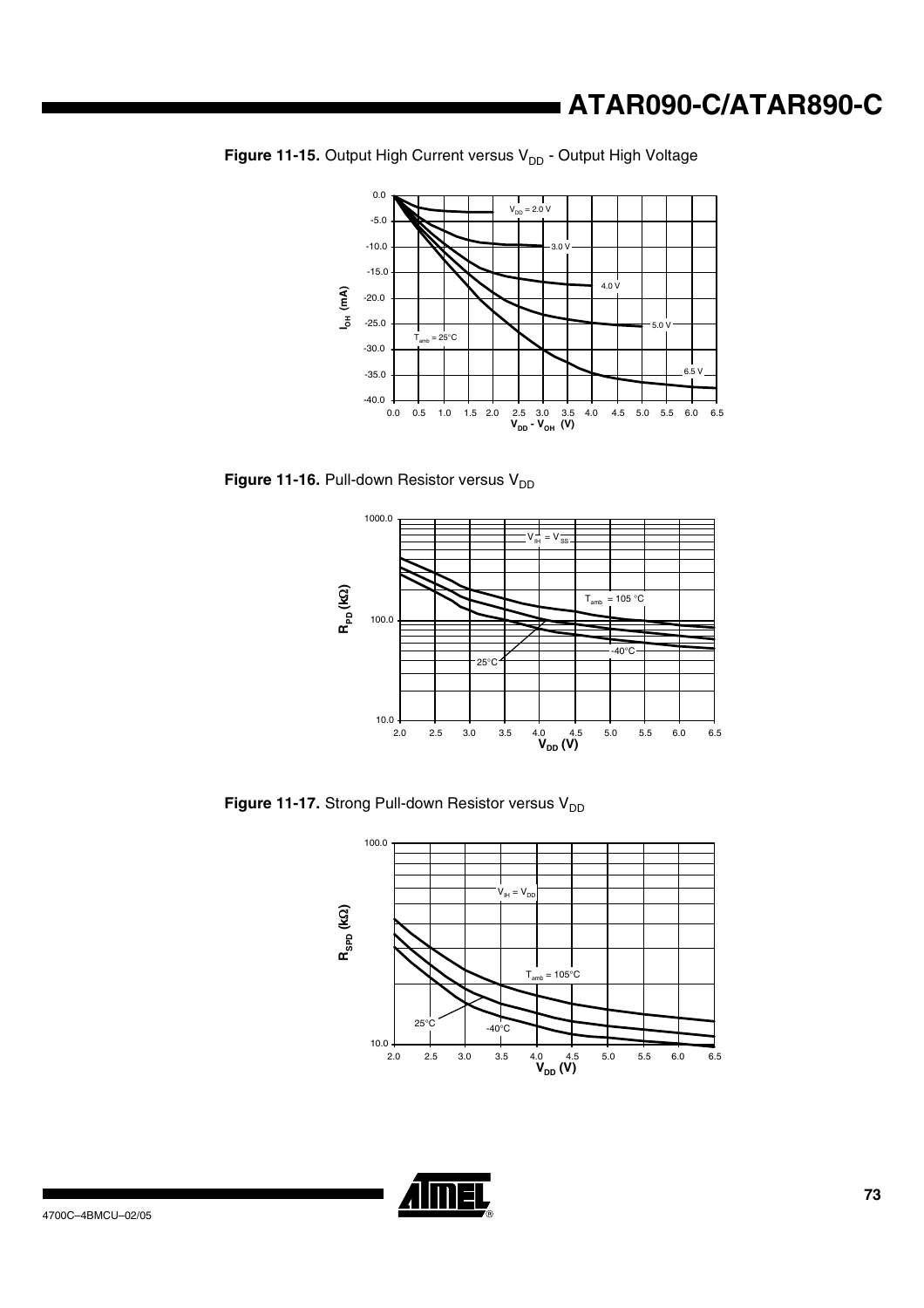**Figure 11-15.** Output High Current versus $V_{DD}$ - Output High Voltage

**Figure 11-16.** Pull-down Resistor versus $V_{DD}$

**Figure 11-17.** Strong Pull-down Resistor versus $V_{DD}$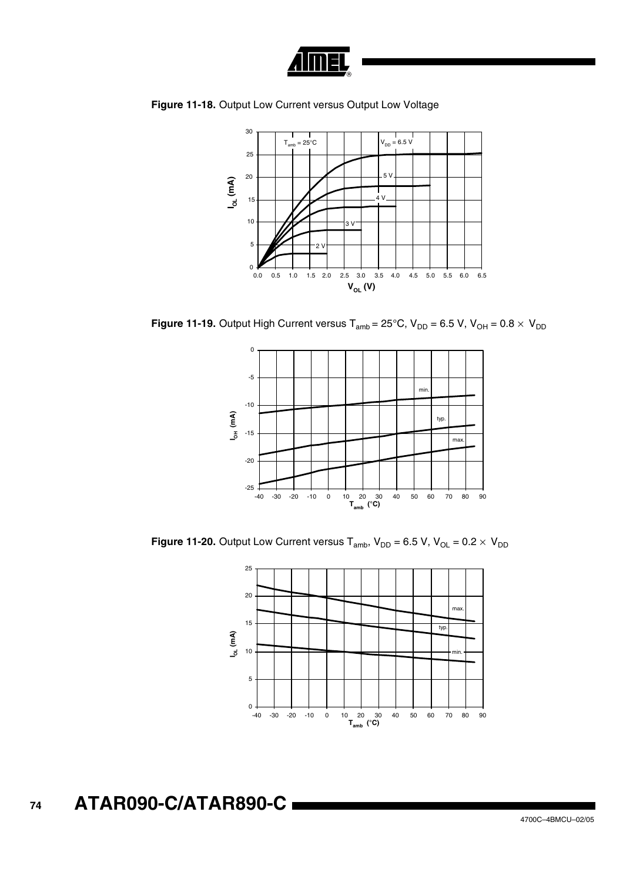**Figure 11-18.** Output Low Current versus Output Low Voltage

**Figure 11-19.** Output High Current versus $T_{amb}$ = 25°C, $V_{DD}$ = 6.5 V, $V_{OH} = 0.8 \times V_{DD}$

**Figure 11-20.** Output Low Current versus $T_{amb}$, $V_{DD}$ = 6.5 V, $V_{OL} = 0.2 \times V_{DD}$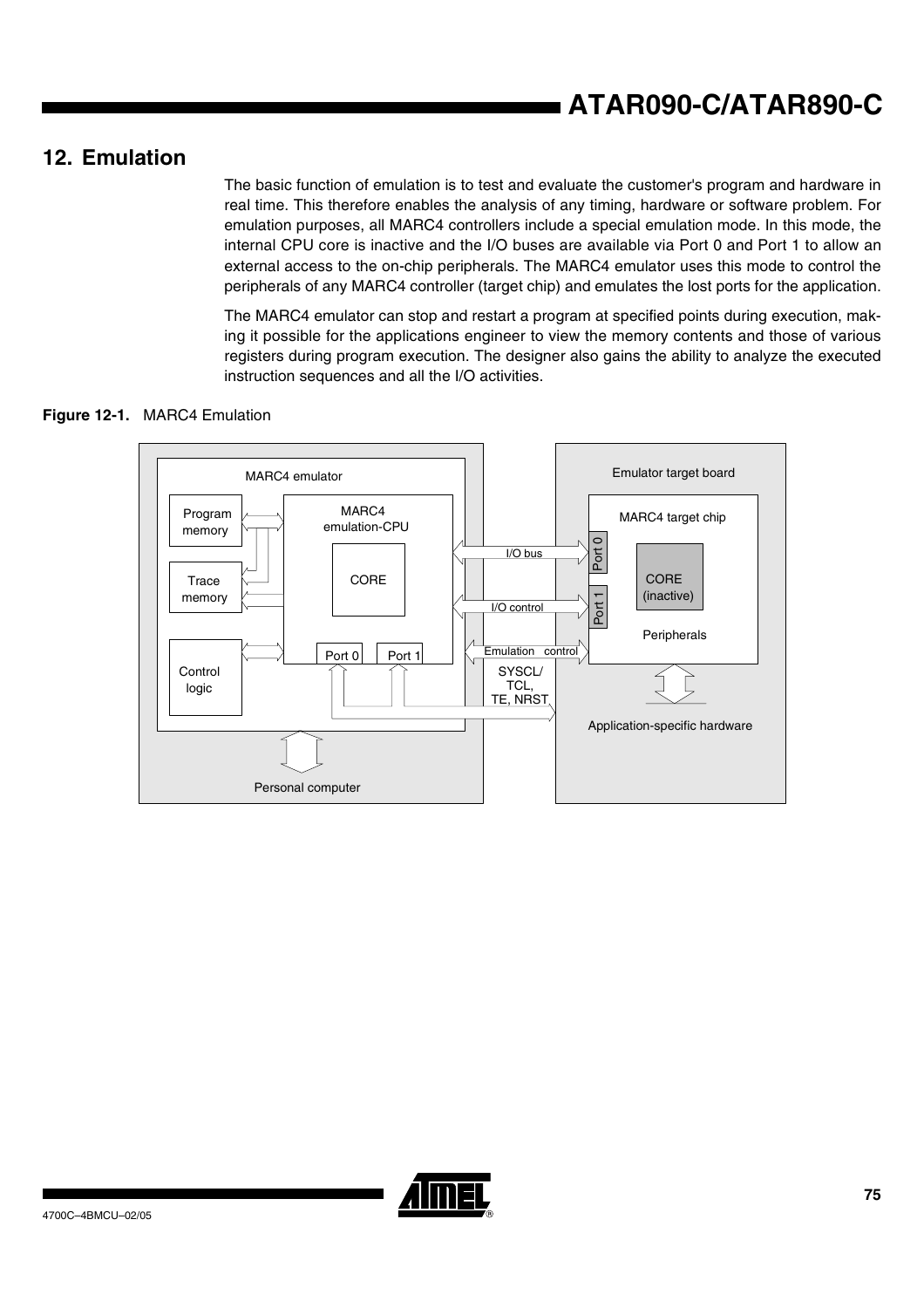## 12. Emulation

The basic function of emulation is to test and evaluate the customer's program and hardware in real time. This therefore enables the analysis of any timing, hardware or software problem. For emulation purposes, all MARC4 controllers include a special emulation mode. In this mode, the internal CPU core is inactive and the I/O buses are available via Port 0 and Port 1 to allow an external access to the on-chip peripherals. The MARC4 emulator uses this mode to control the peripherals of any MARC4 controller (target chip) and emulates the lost ports for the application.

The MARC4 emulator can stop and restart a program at specified points during execution, making it possible for the applications engineer to view the memory contents and those of various registers during program execution. The designer also gains the ability to analyze the executed instruction sequences and all the I/O activities.

**Figure 12-1.** MARC4 Emulation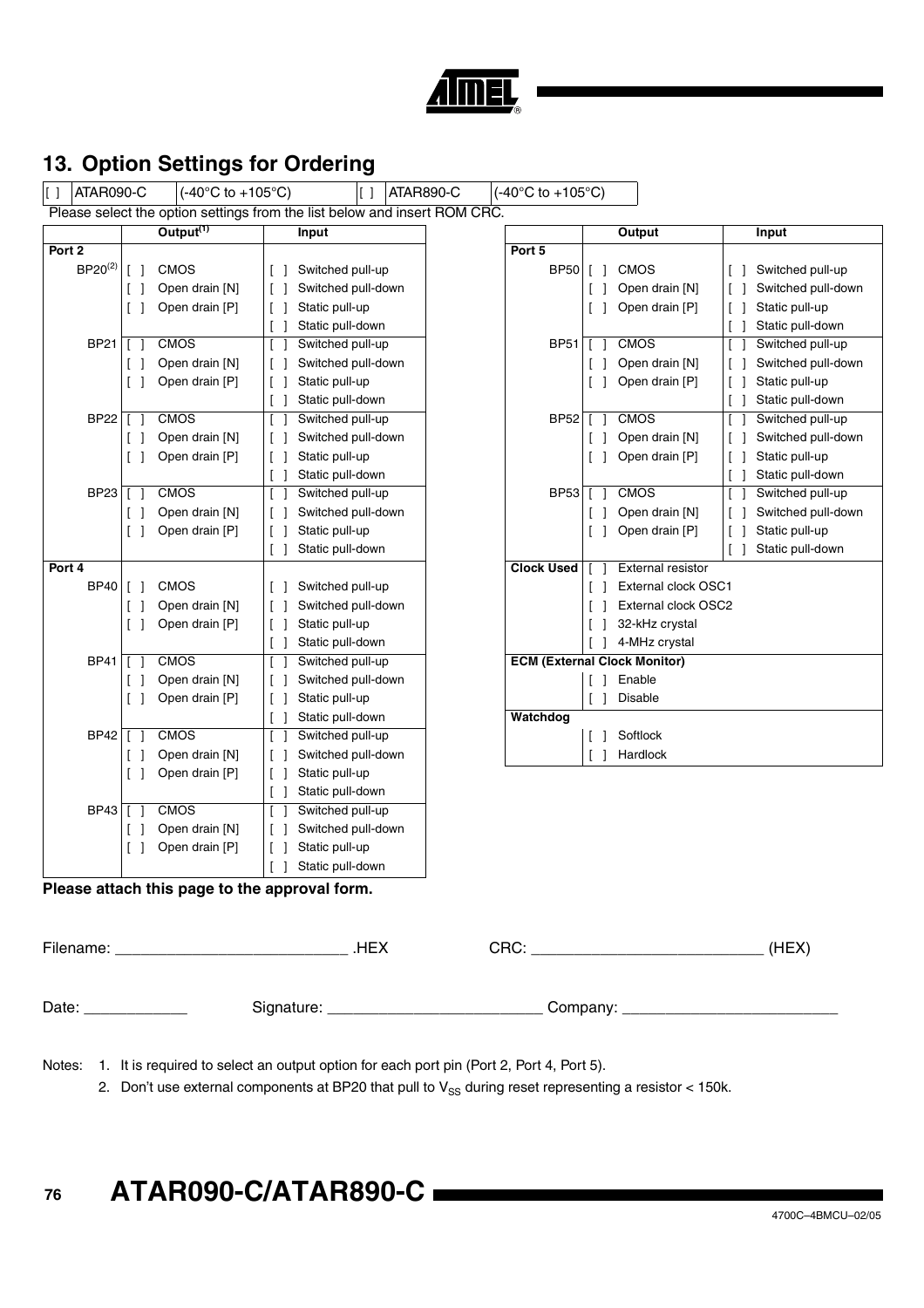## 13. Option Settings for Ordering

| [ ] | ATAR090-C | (-40°C to +105°C) | [ ] | ATAR890-C | (-40°C to +105°C) |
|---|---|---|---|---|---|

Please select the option settings from the list below and insert ROM CRC.

| | Output[1] | Input |
|---|---|---|
| **Port 2** | | |
| BP20[2] | [ ] CMOS | [ ] Switched pull-up |
| | [ ] Open drain [N] | [ ] Switched pull-down |
| | [ ] Open drain [P] | [ ] Static pull-up |
| | | [ ] Static pull-down |
| BP21 | [ ] CMOS | [ ] Switched pull-up |
| | [ ] Open drain [N] | [ ] Switched pull-down |
| | [ ] Open drain [P] | [ ] Static pull-up |
| | | [ ] Static pull-down |
| BP22 | [ ] CMOS | [ ] Switched pull-up |
| | [ ] Open drain [N] | [ ] Switched pull-down |
| | [ ] Open drain [P] | [ ] Static pull-up |
| | | [ ] Static pull-down |
| BP23 | [ ] CMOS | [ ] Switched pull-up |
| | [ ] Open drain [N] | [ ] Switched pull-down |
| | [ ] Open drain [P] | [ ] Static pull-up |
| | | [ ] Static pull-down |
| **Port 4** | | |
| BP40 | [ ] CMOS | [ ] Switched pull-up |
| | [ ] Open drain [N] | [ ] Switched pull-down |
| | [ ] Open drain [P] | [ ] Static pull-up |
| | | [ ] Static pull-down |
| BP41 | [ ] CMOS | [ ] Switched pull-up |
| | [ ] Open drain [N] | [ ] Switched pull-down |
| | [ ] Open drain [P] | [ ] Static pull-up |
| | | [ ] Static pull-down |
| BP42 | [ ] CMOS | [ ] Switched pull-up |
| | [ ] Open drain [N] | [ ] Switched pull-down |
| | [ ] Open drain [P] | [ ] Static pull-up |
| | | [ ] Static pull-down |
| BP43 | [ ] CMOS | [ ] Switched pull-up |
| | [ ] Open drain [N] | [ ] Switched pull-down |
| | [ ] Open drain [P] | [ ] Static pull-up |
| | | [ ] Static pull-down |

| | Output | Input |
|---|---|---|
| **Port 5** | | |
| BP50 | [ ] CMOS | [ ] Switched pull-up |
| | [ ] Open drain [N] | [ ] Switched pull-down |
| | [ ] Open drain [P] | [ ] Static pull-up |
| | | [ ] Static pull-down |
| BP51 | [ ] CMOS | [ ] Switched pull-up |
| | [ ] Open drain [N] | [ ] Switched pull-down |
| | [ ] Open drain [P] | [ ] Static pull-up |
| | | [ ] Static pull-down |
| BP52 | [ ] CMOS | [ ] Switched pull-up |
| | [ ] Open drain [N] | [ ] Switched pull-down |
| | [ ] Open drain [P] | [ ] Static pull-up |
| | | [ ] Static pull-down |
| BP53 | [ ] CMOS | [ ] Switched pull-up |
| | [ ] Open drain [N] | [ ] Switched pull-down |
| | [ ] Open drain [P] | [ ] Static pull-up |
| | | [ ] Static pull-down |
| **Clock Used** | [ ] External resistor | |
| | [ ] External clock OSC1 | |
| | [ ] External clock OSC2 | |
| | [ ] 32-kHz crystal | |
| | [ ] 4-MHz crystal | |
| **ECM (External Clock Monitor)** | | |
| | [ ] Enable | |
| | [ ] Disable | |
| **Watchdog** | | |
| | [ ] Softlock | |
| | [ ] Hardlock | |

**Please attach this page to the approval form.**

Filename: ___________________________ .HEX      CRC: ___________________________ (HEX)

Date: ____________      Signature: _________________________ Company: _________________________

Notes:
1. It is required to select an output option for each port pin (Port 2, Port 4, Port 5).
2. Don't use external components at BP20 that pull to $V_{SS}$ during reset representing a resistor < 150k.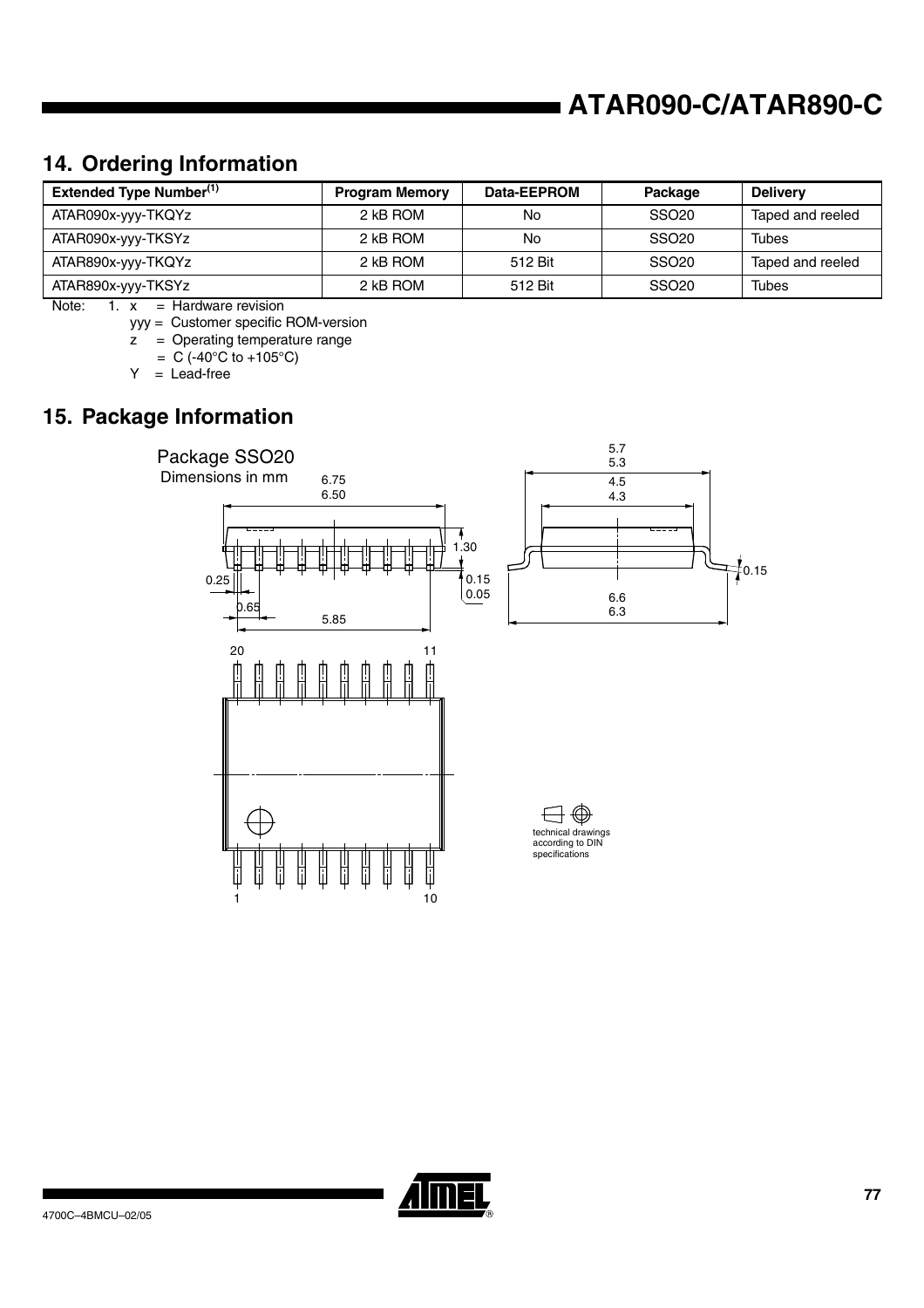## 14. Ordering Information

| Extended Type Number[(1)] | Program Memory | Data-EEPROM | Package | Delivery |
|---|---|---|---|---|
| ATAR090x-yyy-TKQYz | 2 kB ROM | No | SSO20 | Taped and reeled |
| ATAR090x-yyy-TKSYz | 2 kB ROM | No | SSO20 | Tubes |
| ATAR890x-yyy-TKQYz | 2 kB ROM | 512 Bit | SSO20 | Taped and reeled |
| ATAR890x-yyy-TKSYz | 2 kB ROM | 512 Bit | SSO20 | Tubes |

Note: 1. x = Hardware revision
yyy = Customer specific ROM-version
z = Operating temperature range
= C (-40°C to +105°C)
Y = Lead-free

## 15. Package Information

Package SSO20
Dimensions in mm

6.75
6.50
1.30
0.25
0.15
0.05
0.65
5.85
5.7
5.3
4.5
4.3
0.15
6.6
6.3
20 11
1 10

technical drawings according to DIN specifications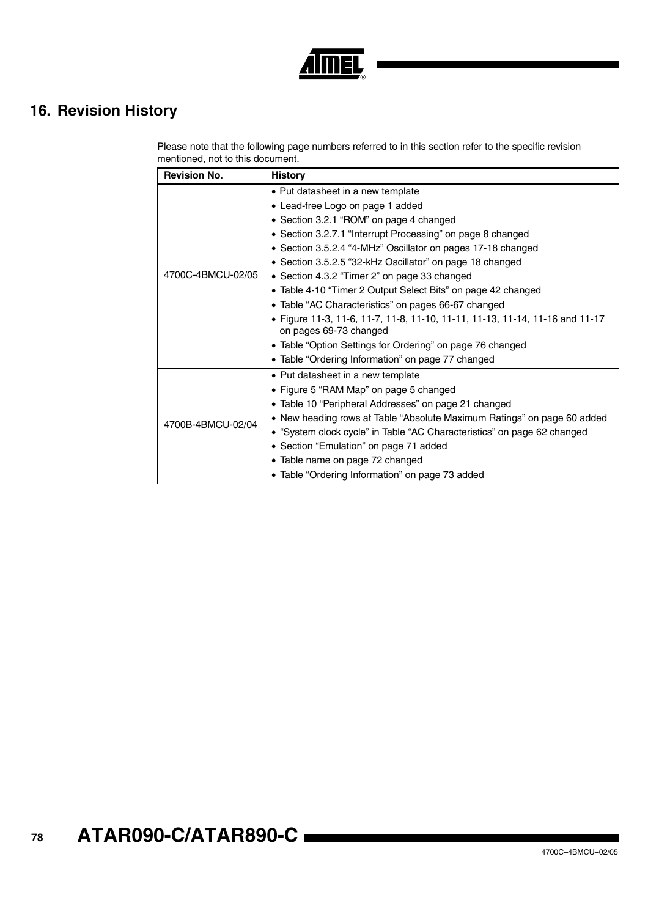# 16. Revision History

Please note that the following page numbers referred to in this section refer to the specific revision mentioned, not to this document.

| Revision No. | History |
|---|---|
| 4700C-4BMCU-02/05 | • Put datasheet in a new template<br>• Lead-free Logo on page 1 added<br>• Section 3.2.1 “ROM” on page 4 changed<br>• Section 3.2.7.1 “Interrupt Processing” on page 8 changed<br>• Section 3.5.2.4 “4-MHz” Oscillator on pages 17-18 changed<br>• Section 3.5.2.5 “32-kHz Oscillator” on page 18 changed<br>• Section 4.3.2 “Timer 2” on page 33 changed<br>• Table 4-10 “Timer 2 Output Select Bits” on page 42 changed<br>• Table “AC Characteristics” on pages 66-67 changed<br>• Figure 11-3, 11-6, 11-7, 11-8, 11-10, 11-11, 11-13, 11-14, 11-16 and 11-17 on pages 69-73 changed<br>• Table “Option Settings for Ordering” on page 76 changed<br>• Table “Ordering Information” on page 77 changed |
| 4700B-4BMCU-02/04 | • Put datasheet in a new template<br>• Figure 5 “RAM Map” on page 5 changed<br>• Table 10 “Peripheral Addresses” on page 21 changed<br>• New heading rows at Table “Absolute Maximum Ratings” on page 60 added<br>• “System clock cycle” in Table “AC Characteristics” on page 62 changed<br>• Section “Emulation” on page 71 added<br>• Table name on page 72 changed<br>• Table “Ordering Information” on page 73 added |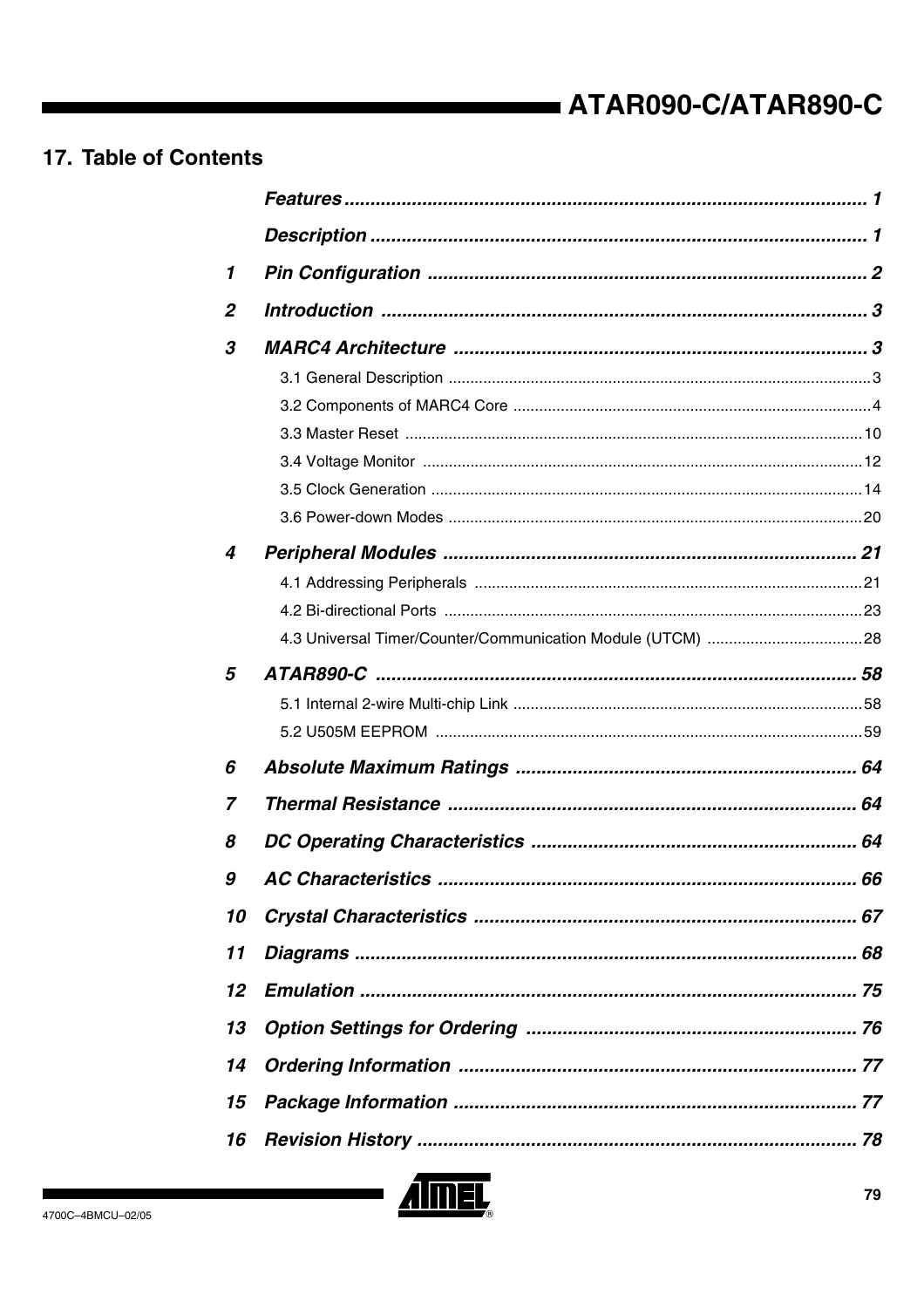## 17. Table of Contents

*Features* ........................................................................................ *1*

*Description* ..................................................................................... *1*

*1* *Pin Configuration* .......................................................................... *2*

*2* *Introduction* .................................................................................. *3*

*3* *MARC4 Architecture* ..................................................................... *3*

- 3.1 General Description ........................................................................ 3
- 3.2 Components of MARC4 Core ........................................................... 4
- 3.3 Master Reset .................................................................................. 10
- 3.4 Voltage Monitor .............................................................................. 12
- 3.5 Clock Generation ............................................................................ 14
- 3.6 Power-down Modes ........................................................................ 20

*4* *Peripheral Modules* ....................................................................... *21*

- 4.1 Addressing Peripherals .................................................................. 21
- 4.2 Bi-directional Ports ......................................................................... 23
- 4.3 Universal Timer/Counter/Communication Module (UTCM) ................... 28

*5* *ATAR890-C* ................................................................................... *58*

- 5.1 Internal 2-wire Multi-chip Link ......................................................... 58
- 5.2 U505M EEPROM ............................................................................ 59

*6* *Absolute Maximum Ratings* ......................................................... *64*

*7* *Thermal Resistance* ...................................................................... *64*

*8* *DC Operating Characteristics* ...................................................... *64*

*9* *AC Characteristics* ....................................................................... *66*

*10* *Crystal Characteristics* ............................................................... *67*

*11* *Diagrams* ..................................................................................... *68*

*12* *Emulation* ..................................................................................... *75*

*13* *Option Settings for Ordering* ....................................................... *76*

*14* *Ordering Information* ................................................................... *77*

*15* *Package Information* .................................................................... *77*

*16* *Revision History* .......................................................................... *78*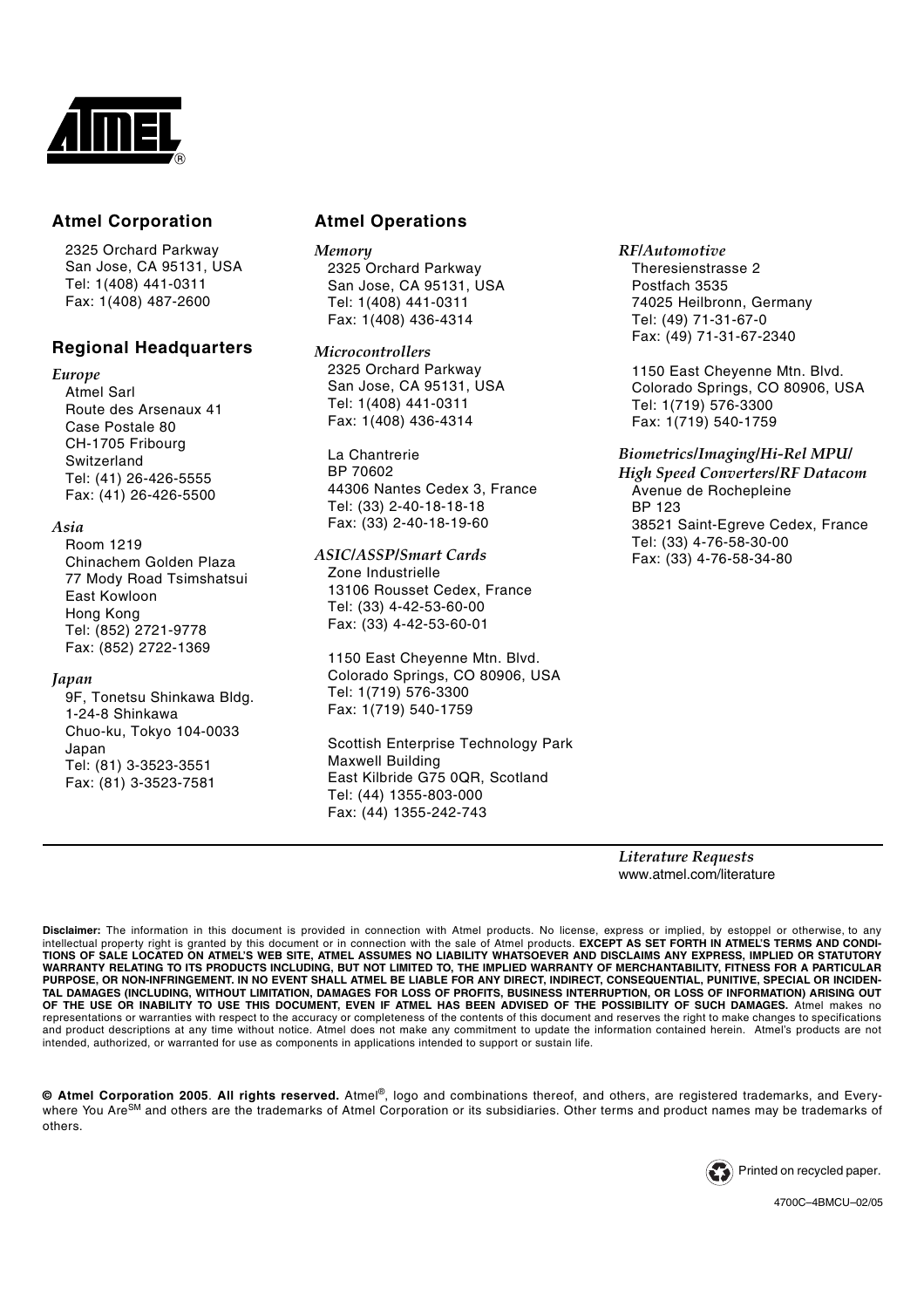## Atmel Corporation

2325 Orchard Parkway
San Jose, CA 95131, USA
Tel: 1(408) 441-0311
Fax: 1(408) 487-2600

## Regional Headquarters

*Europe*
Atmel Sarl
Route des Arsenaux 41
Case Postale 80
CH-1705 Fribourg
Switzerland
Tel: (41) 26-426-5555
Fax: (41) 26-426-5500

*Asia*
Room 1219
Chinachem Golden Plaza
77 Mody Road Tsimshatsui
East Kowloon
Hong Kong
Tel: (852) 2721-9778
Fax: (852) 2722-1369

*Japan*
9F, Tonetsu Shinkawa Bldg.
1-24-8 Shinkawa
Chuo-ku, Tokyo 104-0033
Japan
Tel: (81) 3-3523-3551
Fax: (81) 3-3523-7581

## Atmel Operations

*Memory*
2325 Orchard Parkway
San Jose, CA 95131, USA
Tel: 1(408) 441-0311
Fax: 1(408) 436-4314

*Microcontrollers*
2325 Orchard Parkway
San Jose, CA 95131, USA
Tel: 1(408) 441-0311
Fax: 1(408) 436-4314

La Chantrerie
BP 70602
44306 Nantes Cedex 3, France
Tel: (33) 2-40-18-18-18
Fax: (33) 2-40-18-19-60

*ASIC/ASSP/Smart Cards*
Zone Industrielle
13106 Rousset Cedex, France
Tel: (33) 4-42-53-60-00
Fax: (33) 4-42-53-60-01

1150 East Cheyenne Mtn. Blvd.
Colorado Springs, CO 80906, USA
Tel: 1(719) 576-3300
Fax: 1(719) 540-1759

Scottish Enterprise Technology Park
Maxwell Building
East Kilbride G75 0QR, Scotland
Tel: (44) 1355-803-000
Fax: (44) 1355-242-743

*RF/Automotive*
Theresienstrasse 2
Postfach 3535
74025 Heilbronn, Germany
Tel: (49) 71-31-67-0
Fax: (49) 71-31-67-2340

1150 East Cheyenne Mtn. Blvd.
Colorado Springs, CO 80906, USA
Tel: 1(719) 576-3300
Fax: 1(719) 540-1759

*Biometrics/Imaging/Hi-Rel MPU/*
*High Speed Converters/RF Datacom*
Avenue de Rochepleine
BP 123
38521 Saint-Egreve Cedex, France
Tel: (33) 4-76-58-30-00
Fax: (33) 4-76-58-34-80

*Literature Requests*
www.atmel.com/literature

**Disclaimer:** The information in this document is provided in connection with Atmel products. No license, express or implied, by estoppel or otherwise, to any intellectual property right is granted by this document or in connection with the sale of Atmel products. **EXCEPT AS SET FORTH IN ATMEL'S TERMS AND CONDITIONS OF SALE LOCATED ON ATMEL'S WEB SITE, ATMEL ASSUMES NO LIABILITY WHATSOEVER AND DISCLAIMS ANY EXPRESS, IMPLIED OR STATUTORY WARRANTY RELATING TO ITS PRODUCTS INCLUDING, BUT NOT LIMITED TO, THE IMPLIED WARRANTY OF MERCHANTABILITY, FITNESS FOR A PARTICULAR PURPOSE, OR NON-INFRINGEMENT. IN NO EVENT SHALL ATMEL BE LIABLE FOR ANY DIRECT, INDIRECT, CONSEQUENTIAL, PUNITIVE, SPECIAL OR INCIDENTAL DAMAGES (INCLUDING, WITHOUT LIMITATION, DAMAGES FOR LOSS OF PROFITS, BUSINESS INTERRUPTION, OR LOSS OF INFORMATION) ARISING OUT OF THE USE OR INABILITY TO USE THIS DOCUMENT, EVEN IF ATMEL HAS BEEN ADVISED OF THE POSSIBILITY OF SUCH DAMAGES.** Atmel makes no representations or warranties with respect to the accuracy or completeness of the contents of this document and reserves the right to make changes to specifications and product descriptions at any time without notice. Atmel does not make any commitment to update the information contained herein. Atmel's products are not intended, authorized, or warranted for use as components in applications intended to support or sustain life.

**© Atmel Corporation 2005**. **All rights reserved.** Atmel®, logo and combinations thereof, and others, are registered trademarks, and Everywhere You Are℠ and others are the trademarks of Atmel Corporation or its subsidiaries. Other terms and product names may be trademarks of others.

Printed on recycled paper.

4700C–4BMCU–02/05